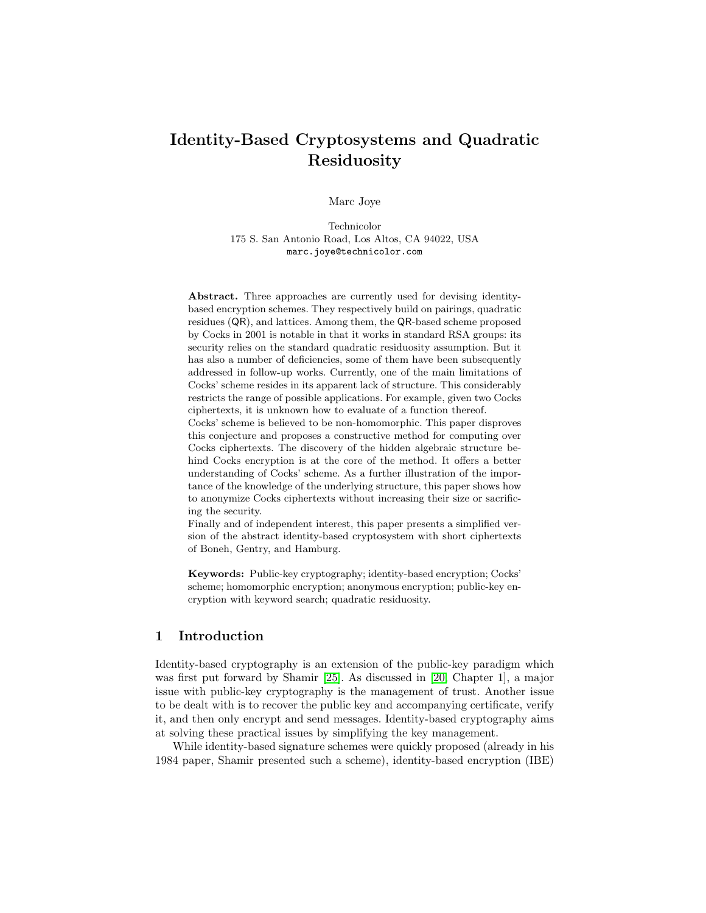# Identity-Based Cryptosystems and Quadratic Residuosity

Marc Joye

Technicolor  
175 S. San Antonio Road, Los Altos, CA 94022, USA  
marc.joye@technicolor.com

**Abstract.** Three approaches are currently used for devising identity-based encryption schemes. They respectively build on pairings, quadratic residues (QR), and lattices. Among them, the QR-based scheme proposed by Cocks in 2001 is notable in that it works in standard RSA groups: its security relies on the standard quadratic residuosity assumption. But it has also a number of deficiencies, some of them have been subsequently addressed in follow-up works. Currently, one of the main limitations of Cocks' scheme resides in its apparent lack of structure. This considerably restricts the range of possible applications. For example, given two Cocks ciphertexts, it is unknown how to evaluate of a function thereof.

Cocks' scheme is believed to be non-homomorphic. This paper disproves this conjecture and proposes a constructive method for computing over Cocks ciphertexts. The discovery of the hidden algebraic structure behind Cocks encryption is at the core of the method. It offers a better understanding of Cocks' scheme. As a further illustration of the importance of the knowledge of the underlying structure, this paper shows how to anonymize Cocks ciphertexts without increasing their size or sacrificing the security.

Finally and of independent interest, this paper presents a simplified version of the abstract identity-based cryptosystem with short ciphertexts of Boneh, Gentry, and Hamburg.

**Keywords:** Public-key cryptography; identity-based encryption; Cocks' scheme; homomorphic encryption; anonymous encryption; public-key encryption with keyword search; quadratic residuosity.

## 1 Introduction

Identity-based cryptography is an extension of the public-key paradigm which was first put forward by Shamir [25]. As discussed in [20, Chapter 1], a major issue with public-key cryptography is the management of trust. Another issue to be dealt with is to recover the public key and accompanying certificate, verify it, and then only encrypt and send messages. Identity-based cryptography aims at solving these practical issues by simplifying the key management.

While identity-based signature schemes were quickly proposed (already in his 1984 paper, Shamir presented such a scheme), identity-based encryption (IBE)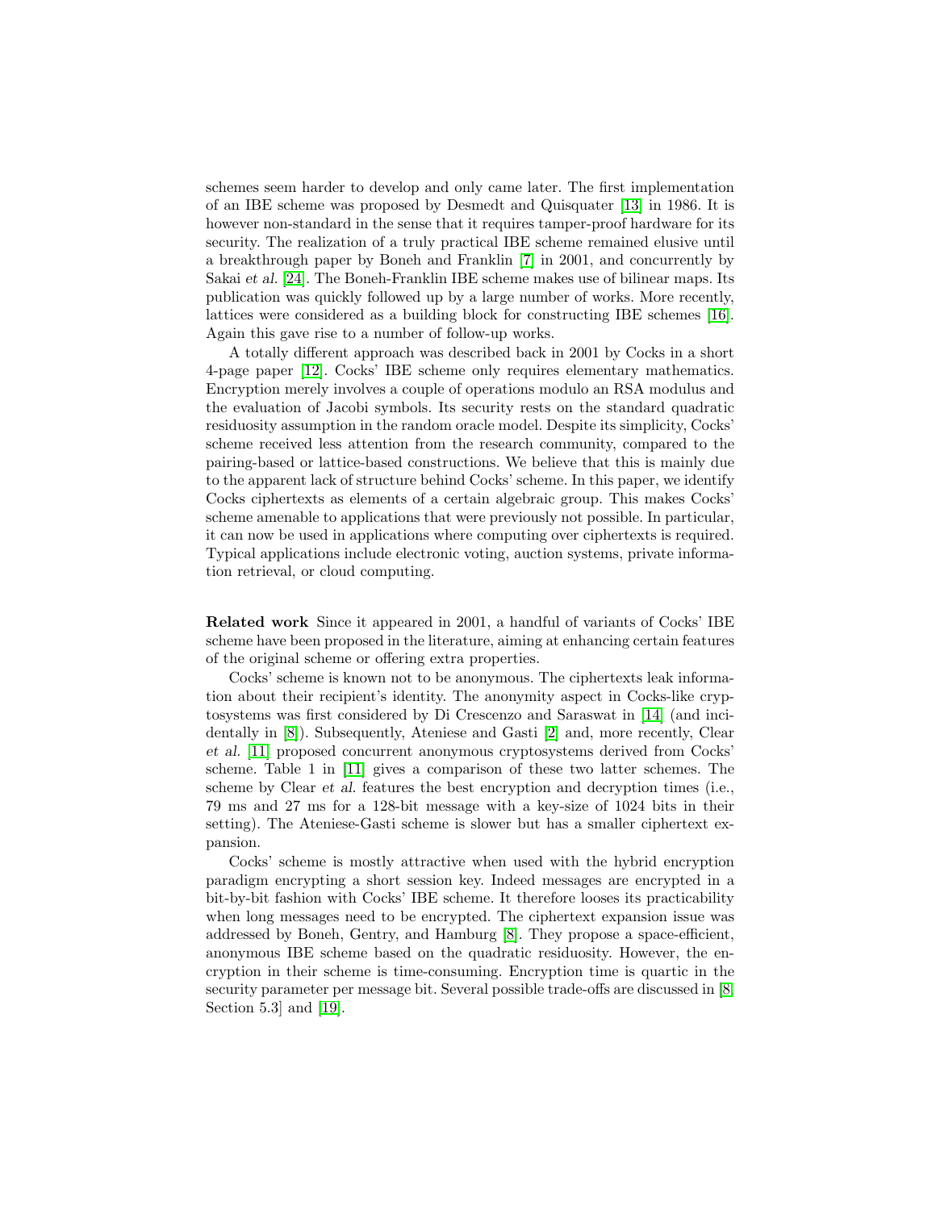schemes seem harder to develop and only came later. The first implementation of an IBE scheme was proposed by Desmedt and Quisquater [13] in 1986. It is however non-standard in the sense that it requires tamper-proof hardware for its security. The realization of a truly practical IBE scheme remained elusive until a breakthrough paper by Boneh and Franklin [7] in 2001, and concurrently by Sakai *et al.* [24]. The Boneh-Franklin IBE scheme makes use of bilinear maps. Its publication was quickly followed up by a large number of works. More recently, lattices were considered as a building block for constructing IBE schemes [16]. Again this gave rise to a number of follow-up works.

A totally different approach was described back in 2001 by Cocks in a short 4-page paper [12]. Cocks' IBE scheme only requires elementary mathematics. Encryption merely involves a couple of operations modulo an RSA modulus and the evaluation of Jacobi symbols. Its security rests on the standard quadratic residuosity assumption in the random oracle model. Despite its simplicity, Cocks' scheme received less attention from the research community, compared to the pairing-based or lattice-based constructions. We believe that this is mainly due to the apparent lack of structure behind Cocks' scheme. In this paper, we identify Cocks ciphertexts as elements of a certain algebraic group. This makes Cocks' scheme amenable to applications that were previously not possible. In particular, it can now be used in applications where computing over ciphertexts is required. Typical applications include electronic voting, auction systems, private information retrieval, or cloud computing.

**Related work** Since it appeared in 2001, a handful of variants of Cocks' IBE scheme have been proposed in the literature, aiming at enhancing certain features of the original scheme or offering extra properties.

Cocks' scheme is known not to be anonymous. The ciphertexts leak information about their recipient's identity. The anonymity aspect in Cocks-like cryptosystems was first considered by Di Crescenzo and Saraswat in [14] (and incidentally in [8]). Subsequently, Ateniese and Gasti [2] and, more recently, Clear *et al.* [11] proposed concurrent anonymous cryptosystems derived from Cocks' scheme. Table 1 in [11] gives a comparison of these two latter schemes. The scheme by Clear *et al.* features the best encryption and decryption times (i.e., 79 ms and 27 ms for a 128-bit message with a key-size of 1024 bits in their setting). The Ateniese-Gasti scheme is slower but has a smaller ciphertext expansion.

Cocks' scheme is mostly attractive when used with the hybrid encryption paradigm encrypting a short session key. Indeed messages are encrypted in a bit-by-bit fashion with Cocks' IBE scheme. It therefore looses its practicability when long messages need to be encrypted. The ciphertext expansion issue was addressed by Boneh, Gentry, and Hamburg [8]. They propose a space-efficient, anonymous IBE scheme based on the quadratic residuosity. However, the encryption in their scheme is time-consuming. Encryption time is quartic in the security parameter per message bit. Several possible trade-offs are discussed in [8, Section 5.3] and [19].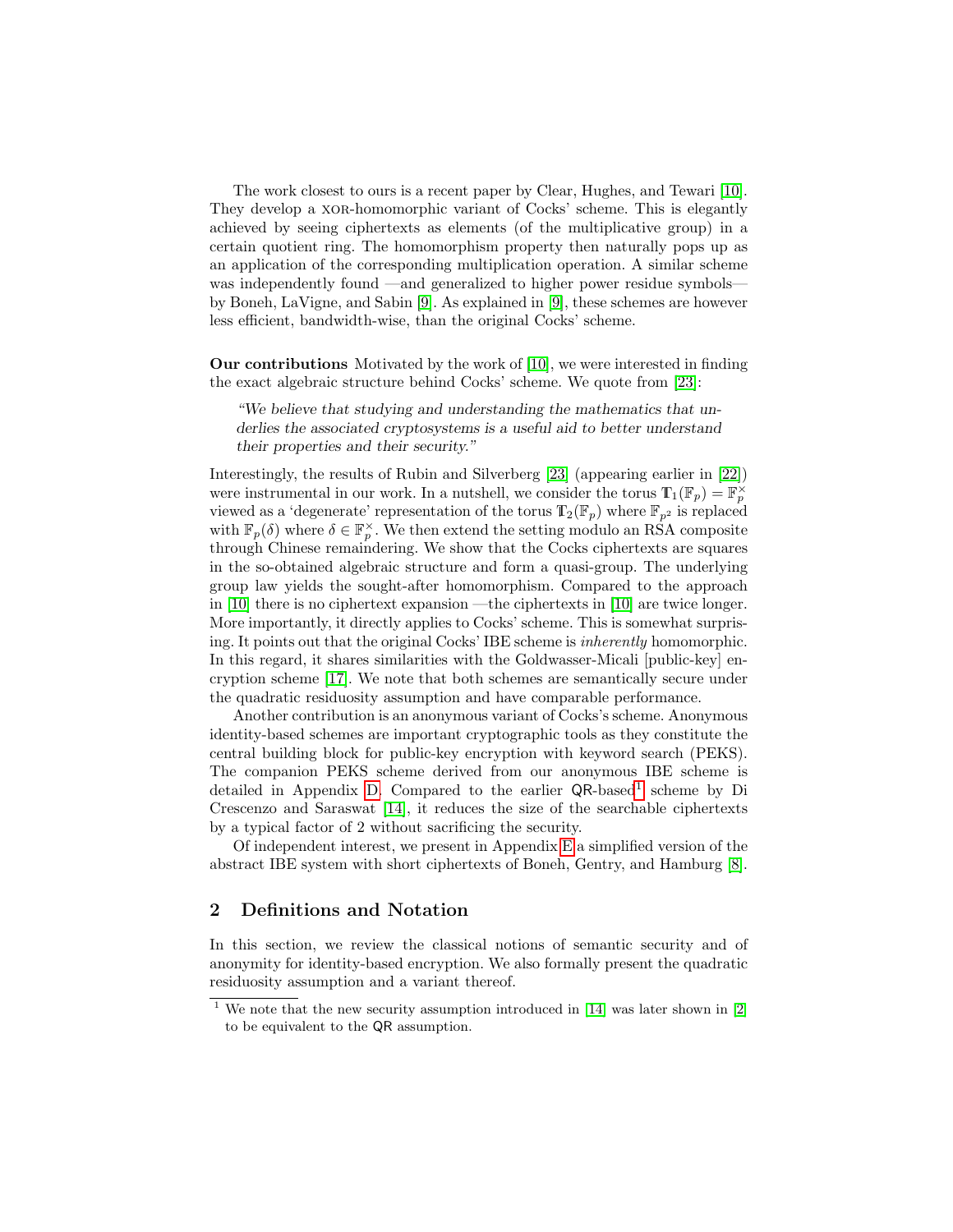The work closest to ours is a recent paper by Clear, Hughes, and Tewari [10]. They develop a XOR-homomorphic variant of Cocks' scheme. This is elegantly achieved by seeing ciphertexts as elements (of the multiplicative group) in a certain quotient ring. The homomorphism property then naturally pops up as an application of the corresponding multiplication operation. A similar scheme was independently found —and generalized to higher power residue symbols— by Boneh, LaVigne, and Sabin [9]. As explained in [9], these schemes are however less efficient, bandwidth-wise, than the original Cocks' scheme.

**Our contributions** Motivated by the work of [10], we were interested in finding the exact algebraic structure behind Cocks' scheme. We quote from [23]:

> *"We believe that studying and understanding the mathematics that underlies the associated cryptosystems is a useful aid to better understand their properties and their security."*

Interestingly, the results of Rubin and Silverberg [23] (appearing earlier in [22]) were instrumental in our work. In a nutshell, we consider the torus $\mathbb{T}_1(\mathbb{F}_p) = \mathbb{F}_p^\times$ viewed as a 'degenerate' representation of the torus $\mathbb{T}_2(\mathbb{F}_p)$ where $\mathbb{F}_{p^2}$ is replaced with $\mathbb{F}_p(\delta)$ where $\delta \in \mathbb{F}_p^\times$. We then extend the setting modulo an RSA composite through Chinese remaindering. We show that the Cocks ciphertexts are squares in the so-obtained algebraic structure and form a quasi-group. The underlying group law yields the sought-after homomorphism. Compared to the approach in [10] there is no ciphertext expansion —the ciphertexts in [10] are twice longer. More importantly, it directly applies to Cocks' scheme. This is somewhat surprising. It points out that the original Cocks' IBE scheme is *inherently* homomorphic. In this regard, it shares similarities with the Goldwasser-Micali [public-key] encryption scheme [17]. We note that both schemes are semantically secure under the quadratic residuosity assumption and have comparable performance.

Another contribution is an anonymous variant of Cocks's scheme. Anonymous identity-based schemes are important cryptographic tools as they constitute the central building block for public-key encryption with keyword search (PEKS). The companion PEKS scheme derived from our anonymous IBE scheme is detailed in Appendix D. Compared to the earlier QR-based[1] scheme by Di Crescenzo and Saraswat [14], it reduces the size of the searchable ciphertexts by a typical factor of 2 without sacrificing the security.

Of independent interest, we present in Appendix E a simplified version of the abstract IBE system with short ciphertexts of Boneh, Gentry, and Hamburg [8].

## 2 Definitions and Notation

In this section, we review the classical notions of semantic security and of anonymity for identity-based encryption. We also formally present the quadratic residuosity assumption and a variant thereof.

[1] We note that the new security assumption introduced in [14] was later shown in [2] to be equivalent to the QR assumption.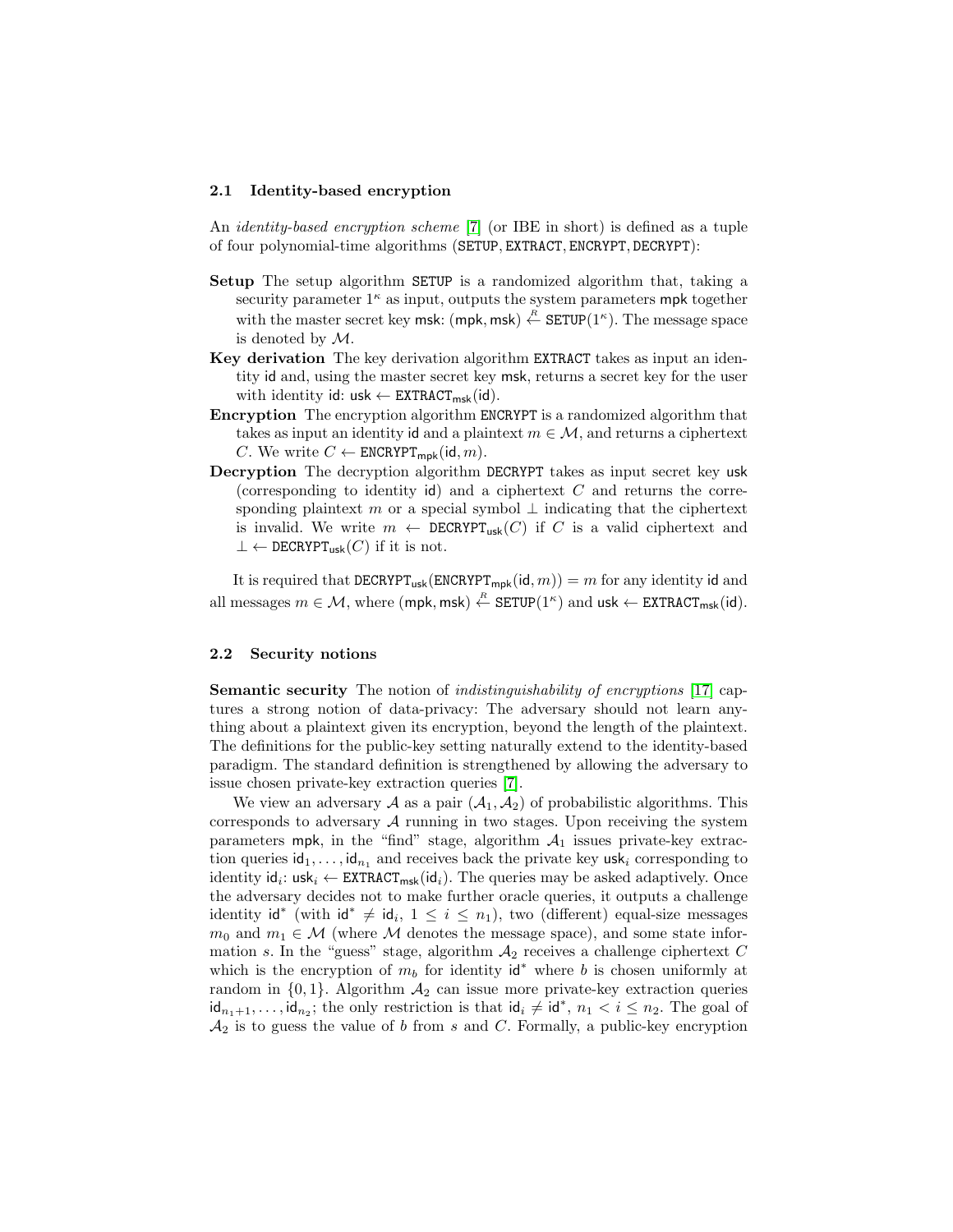### 2.1 Identity-based encryption

An *identity-based encryption scheme* [7] (or IBE in short) is defined as a tuple of four polynomial-time algorithms ($\mathtt{SETUP}, \mathtt{EXTRACT}, \mathtt{ENCRYPT}, \mathtt{DECRYPT}$):

**Setup** The setup algorithm $\mathtt{SETUP}$ is a randomized algorithm that, taking a security parameter $1^\kappa$ as input, outputs the system parameters $\mathsf{mpk}$ together with the master secret key $\mathsf{msk}$: $(\mathsf{mpk}, \mathsf{msk}) \overset{R}{\leftarrow} \mathtt{SETUP}(1^\kappa)$. The message space is denoted by $\mathcal{M}$.

**Key derivation** The key derivation algorithm $\mathtt{EXTRACT}$ takes as input an identity $\mathsf{id}$ and, using the master secret key $\mathsf{msk}$, returns a secret key for the user with identity $\mathsf{id}$: $\mathsf{usk} \leftarrow \mathtt{EXTRACT}_{\mathsf{msk}}(\mathsf{id})$.

**Encryption** The encryption algorithm $\mathtt{ENCRYPT}$ is a randomized algorithm that takes as input an identity $\mathsf{id}$ and a plaintext $m \in \mathcal{M}$, and returns a ciphertext $C$. We write $C \leftarrow \mathtt{ENCRYPT}_{\mathsf{mpk}}(\mathsf{id}, m)$.

**Decryption** The decryption algorithm $\mathtt{DECRYPT}$ takes as input secret key $\mathsf{usk}$ (corresponding to identity $\mathsf{id}$) and a ciphertext $C$ and returns the corresponding plaintext $m$ or a special symbol $\perp$ indicating that the ciphertext is invalid. We write $m \leftarrow \mathtt{DECRYPT}_{\mathsf{usk}}(C)$ if $C$ is a valid ciphertext and $\perp \leftarrow \mathtt{DECRYPT}_{\mathsf{usk}}(C)$ if it is not.

It is required that $\mathtt{DECRYPT}_{\mathsf{usk}}(\mathtt{ENCRYPT}_{\mathsf{mpk}}(\mathsf{id}, m)) = m$ for any identity $\mathsf{id}$ and all messages $m \in \mathcal{M}$, where $(\mathsf{mpk}, \mathsf{msk}) \overset{R}{\leftarrow} \mathtt{SETUP}(1^\kappa)$ and $\mathsf{usk} \leftarrow \mathtt{EXTRACT}_{\mathsf{msk}}(\mathsf{id})$.

### 2.2 Security notions

**Semantic security** The notion of *indistinguishability of encryptions* [17] captures a strong notion of data-privacy: The adversary should not learn anything about a plaintext given its encryption, beyond the length of the plaintext. The definitions for the public-key setting naturally extend to the identity-based paradigm. The standard definition is strengthened by allowing the adversary to issue chosen private-key extraction queries [7].

We view an adversary $\mathcal{A}$ as a pair $(\mathcal{A}_1, \mathcal{A}_2)$ of probabilistic algorithms. This corresponds to adversary $\mathcal{A}$ running in two stages. Upon receiving the system parameters $\mathsf{mpk}$, in the "find" stage, algorithm $\mathcal{A}_1$ issues private-key extraction queries $\mathsf{id}_1, \ldots, \mathsf{id}_{n_1}$ and receives back the private key $\mathsf{usk}_i$ corresponding to identity $\mathsf{id}_i$: $\mathsf{usk}_i \leftarrow \mathtt{EXTRACT}_{\mathsf{msk}}(\mathsf{id}_i)$. The queries may be asked adaptively. Once the adversary decides not to make further oracle queries, it outputs a challenge identity $\mathsf{id}^*$ (with $\mathsf{id}^* \neq \mathsf{id}_i$, $1 \leq i \leq n_1$), two (different) equal-size messages $m_0$ and $m_1 \in \mathcal{M}$ (where $\mathcal{M}$ denotes the message space), and some state information $s$. In the "guess" stage, algorithm $\mathcal{A}_2$ receives a challenge ciphertext $C$ which is the encryption of $m_b$ for identity $\mathsf{id}^*$ where $b$ is chosen uniformly at random in $\{0, 1\}$. Algorithm $\mathcal{A}_2$ can issue more private-key extraction queries $\mathsf{id}_{n_1+1}, \ldots, \mathsf{id}_{n_2}$; the only restriction is that $\mathsf{id}_i \neq \mathsf{id}^*$, $n_1 < i \leq n_2$. The goal of $\mathcal{A}_2$ is to guess the value of $b$ from $s$ and $C$. Formally, a public-key encryption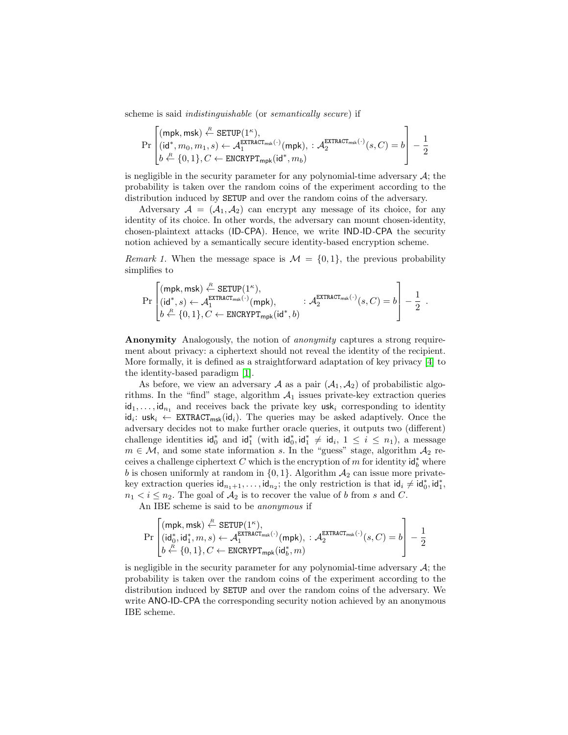scheme is said *indistinguishable* (or *semantically secure*) if

$$\Pr\left[\begin{matrix}(\mathsf{mpk},\mathsf{msk}) \xleftarrow{R} \mathtt{SETUP}(1^\kappa), \\ (\mathsf{id}^*, m_0, m_1, s) \leftarrow \mathcal{A}_1^{\mathtt{EXTRACT}_{\mathsf{msk}}(\cdot)}(\mathsf{mpk}), \\ b \xleftarrow{R} \{0,1\}, C \leftarrow \mathtt{ENCRYPT}_{\mathsf{mpk}}(\mathsf{id}^*, m_b)\end{matrix} : \mathcal{A}_2^{\mathtt{EXTRACT}_{\mathsf{msk}}(\cdot)}(s, C) = b\right] - \frac{1}{2}$$

is negligible in the security parameter for any polynomial-time adversary $\mathcal{A}$; the probability is taken over the random coins of the experiment according to the distribution induced by SETUP and over the random coins of the adversary.

Adversary $\mathcal{A} = (\mathcal{A}_1, \mathcal{A}_2)$ can encrypt any message of its choice, for any identity of its choice. In other words, the adversary can mount chosen-identity, chosen-plaintext attacks (ID-CPA). Hence, we write IND-ID-CPA the security notion achieved by a semantically secure identity-based encryption scheme.

*Remark 1.* When the message space is $\mathcal{M} = \{0,1\}$, the previous probability simplifies to

$$\Pr\left[\begin{matrix}(\mathsf{mpk},\mathsf{msk}) \xleftarrow{R} \mathtt{SETUP}(1^\kappa), \\ (\mathsf{id}^*, s) \leftarrow \mathcal{A}_1^{\mathtt{EXTRACT}_{\mathsf{msk}}(\cdot)}(\mathsf{mpk}), \\ b \xleftarrow{R} \{0,1\}, C \leftarrow \mathtt{ENCRYPT}_{\mathsf{mpk}}(\mathsf{id}^*, b)\end{matrix} : \mathcal{A}_2^{\mathtt{EXTRACT}_{\mathsf{msk}}(\cdot)}(s, C) = b\right] - \frac{1}{2} \ .$$

**Anonymity** Analogously, the notion of *anonymity* captures a strong requirement about privacy: a ciphertext should not reveal the identity of the recipient. More formally, it is defined as a straightforward adaptation of key privacy [4] to the identity-based paradigm [1].

As before, we view an adversary $\mathcal{A}$ as a pair $(\mathcal{A}_1, \mathcal{A}_2)$ of probabilistic algorithms. In the "find" stage, algorithm $\mathcal{A}_1$ issues private-key extraction queries $\mathsf{id}_1, \ldots, \mathsf{id}_{n_1}$ and receives back the private key $\mathsf{usk}_i$ corresponding to identity $\mathsf{id}_i$: $\mathsf{usk}_i \leftarrow \mathtt{EXTRACT}_{\mathsf{msk}}(\mathsf{id}_i)$. The queries may be asked adaptively. Once the adversary decides not to make further oracle queries, it outputs two (different) challenge identities $\mathsf{id}_0^*$ and $\mathsf{id}_1^*$ (with $\mathsf{id}_0^*, \mathsf{id}_1^* \neq \mathsf{id}_i$, $1 \leq i \leq n_1$), a message $m \in \mathcal{M}$, and some state information $s$. In the "guess" stage, algorithm $\mathcal{A}_2$ receives a challenge ciphertext $C$ which is the encryption of $m$ for identity $\mathsf{id}_b^*$ where $b$ is chosen uniformly at random in $\{0,1\}$. Algorithm $\mathcal{A}_2$ can issue more private-key extraction queries $\mathsf{id}_{n_1+1}, \ldots, \mathsf{id}_{n_2}$; the only restriction is that $\mathsf{id}_i \neq \mathsf{id}_0^*, \mathsf{id}_1^*$, $n_1 < i \leq n_2$. The goal of $\mathcal{A}_2$ is to recover the value of $b$ from $s$ and $C$.

An IBE scheme is said to be *anonymous* if

$$\Pr\left[\begin{matrix}(\mathsf{mpk},\mathsf{msk}) \xleftarrow{R} \mathtt{SETUP}(1^\kappa), \\ (\mathsf{id}_0^*, \mathsf{id}_1^*, m, s) \leftarrow \mathcal{A}_1^{\mathtt{EXTRACT}_{\mathsf{msk}}(\cdot)}(\mathsf{mpk}), \\ b \xleftarrow{R} \{0,1\}, C \leftarrow \mathtt{ENCRYPT}_{\mathsf{mpk}}(\mathsf{id}_b^*, m)\end{matrix} : \mathcal{A}_2^{\mathtt{EXTRACT}_{\mathsf{msk}}(\cdot)}(s, C) = b\right] - \frac{1}{2}$$

is negligible in the security parameter for any polynomial-time adversary $\mathcal{A}$; the probability is taken over the random coins of the experiment according to the distribution induced by SETUP and over the random coins of the adversary. We write ANO-ID-CPA the corresponding security notion achieved by an anonymous IBE scheme.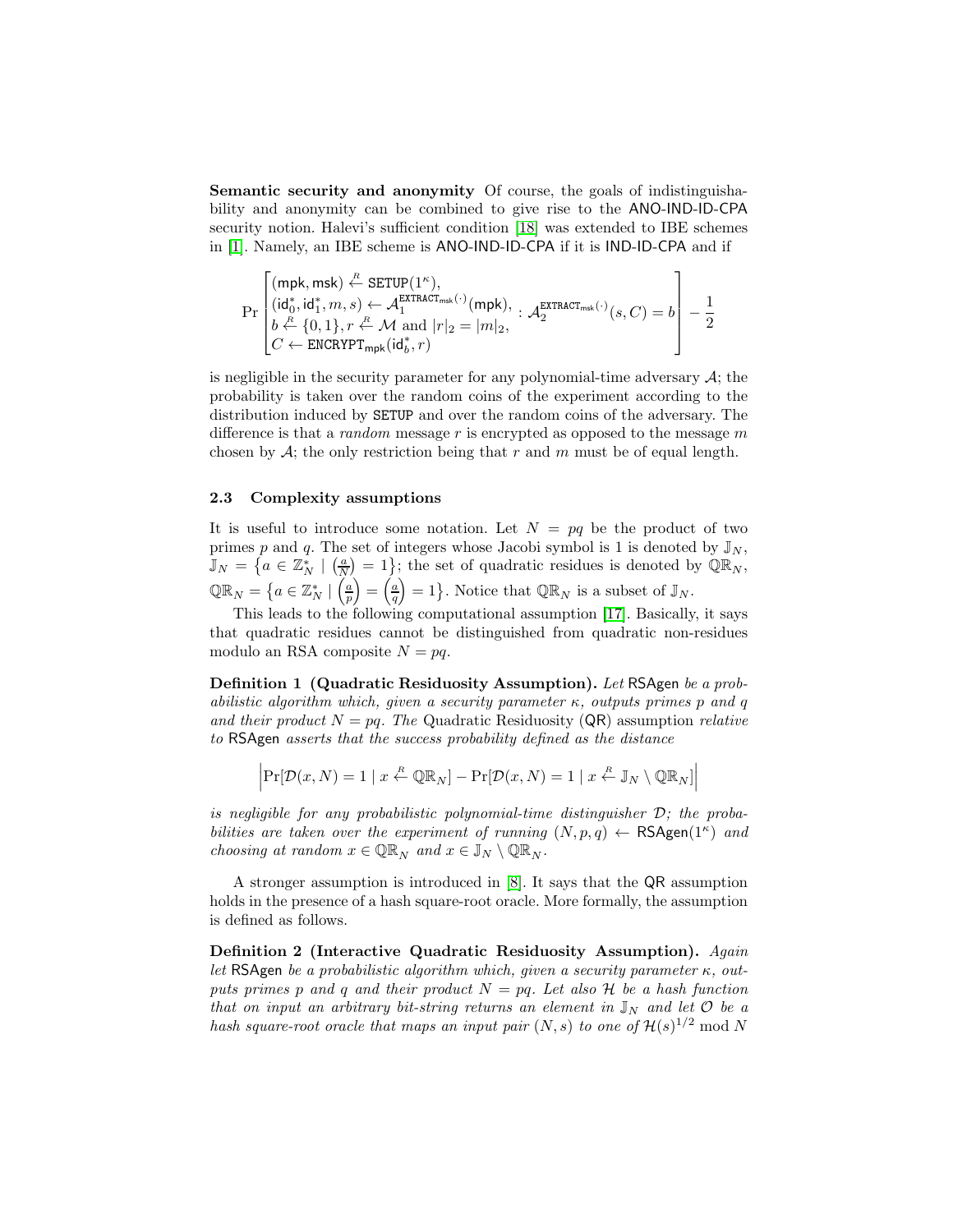**Semantic security and anonymity** Of course, the goals of indistinguishability and anonymity can be combined to give rise to the ANO-IND-ID-CPA security notion. Halevi's sufficient condition [18] was extended to IBE schemes in [1]. Namely, an IBE scheme is ANO-IND-ID-CPA if it is IND-ID-CPA and if

$$\Pr\left[\begin{array}{l}(\mathsf{mpk},\mathsf{msk}) \xleftarrow{R} \mathtt{SETUP}(1^\kappa),\\ (\mathsf{id}_0^*,\mathsf{id}_1^*,m,s) \leftarrow \mathcal{A}_1^{\mathtt{EXTRACT}_{\mathsf{msk}}(\cdot)}(\mathsf{mpk}),\\ b \xleftarrow{R} \{0,1\}, r \xleftarrow{R} \mathcal{M} \text{ and } |r|_2 = |m|_2,\\ C \leftarrow \mathtt{ENCRYPT}_{\mathsf{mpk}}(\mathsf{id}_b^*, r)\end{array} : \mathcal{A}_2^{\mathtt{EXTRACT}_{\mathsf{msk}}(\cdot)}(s,C) = b\right] - \frac{1}{2}$$

is negligible in the security parameter for any polynomial-time adversary $\mathcal{A}$; the probability is taken over the random coins of the experiment according to the distribution induced by SETUP and over the random coins of the adversary. The difference is that a *random* message $r$ is encrypted as opposed to the message $m$ chosen by $\mathcal{A}$; the only restriction being that $r$ and $m$ must be of equal length.

### 2.3 Complexity assumptions

It is useful to introduce some notation. Let $N = pq$ be the product of two primes $p$ and $q$. The set of integers whose Jacobi symbol is 1 is denoted by $\mathbb{J}_N$, $\mathbb{J}_N = \left\{a \in \mathbb{Z}_N^* \mid \left(\frac{a}{N}\right) = 1\right\}$; the set of quadratic residues is denoted by $\mathbb{QR}_N$, $\mathbb{QR}_N = \left\{a \in \mathbb{Z}_N^* \mid \left(\frac{a}{p}\right) = \left(\frac{a}{q}\right) = 1\right\}$. Notice that $\mathbb{QR}_N$ is a subset of $\mathbb{J}_N$.

This leads to the following computational assumption [17]. Basically, it says that quadratic residues cannot be distinguished from quadratic non-residues modulo an RSA composite $N = pq$.

**Definition 1 (Quadratic Residuosity Assumption).** *Let* RSAgen *be a probabilistic algorithm which, given a security parameter $\kappa$, outputs primes $p$ and $q$ and their product $N = pq$. The* Quadratic Residuosity (QR) assumption *relative to* RSAgen *asserts that the success probability defined as the distance*

$$\left|\Pr[\mathcal{D}(x,N) = 1 \mid x \xleftarrow{R} \mathbb{QR}_N] - \Pr[\mathcal{D}(x,N) = 1 \mid x \xleftarrow{R} \mathbb{J}_N \setminus \mathbb{QR}_N]\right|$$

*is negligible for any probabilistic polynomial-time distinguisher $\mathcal{D}$; the probabilities are taken over the experiment of running $(N,p,q) \leftarrow \mathsf{RSAgen}(1^\kappa)$ and choosing at random $x \in \mathbb{QR}_N$ and $x \in \mathbb{J}_N \setminus \mathbb{QR}_N$.*

A stronger assumption is introduced in [8]. It says that the QR assumption holds in the presence of a hash square-root oracle. More formally, the assumption is defined as follows.

**Definition 2 (Interactive Quadratic Residuosity Assumption).** *Again let* RSAgen *be a probabilistic algorithm which, given a security parameter $\kappa$, outputs primes $p$ and $q$ and their product $N = pq$. Let also $\mathcal{H}$ be a hash function that on input an arbitrary bit-string returns an element in $\mathbb{J}_N$ and let $\mathcal{O}$ be a hash square-root oracle that maps an input pair $(N, s)$ to one of $\mathcal{H}(s)^{1/2} \bmod N$*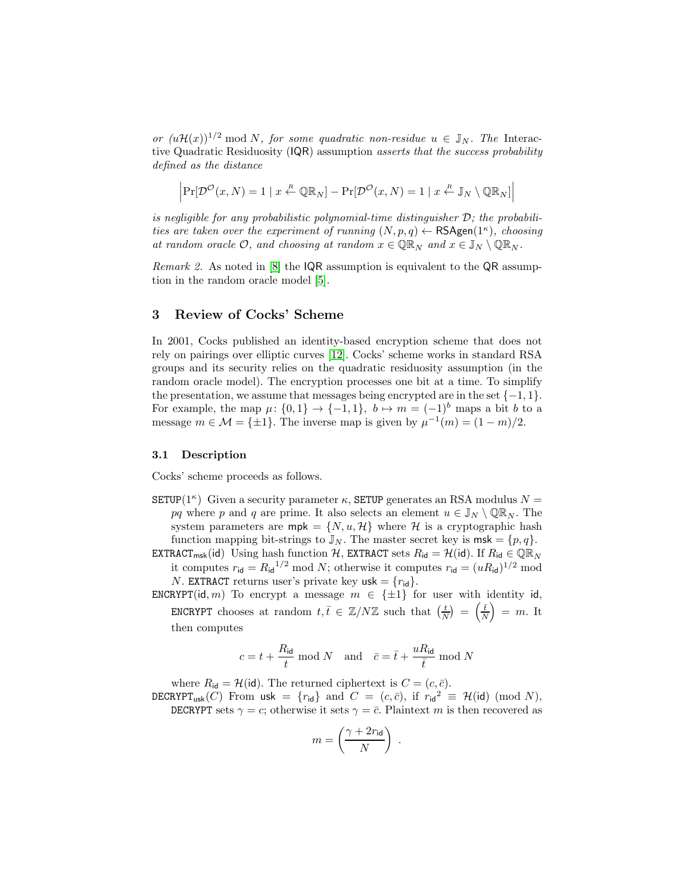*or* $(u\mathcal{H}(x))^{1/2} \bmod N$*, for some quadratic non-residue* $u \in \mathbb{J}_N$*. The* Interactive Quadratic Residuosity (IQR) assumption *asserts that the success probability defined as the distance*

$$\left|\Pr[\mathcal{D}^{\mathcal{O}}(x,N)=1 \mid x \xleftarrow{R} \mathbb{QR}_N] - \Pr[\mathcal{D}^{\mathcal{O}}(x,N)=1 \mid x \xleftarrow{R} \mathbb{J}_N \setminus \mathbb{QR}_N]\right|$$

*is negligible for any probabilistic polynomial-time distinguisher* $\mathcal{D}$*; the probabilities are taken over the experiment of running* $(N,p,q) \leftarrow \mathsf{RSAgen}(1^\kappa)$*, choosing at random oracle* $\mathcal{O}$*, and choosing at random* $x \in \mathbb{QR}_N$ *and* $x \in \mathbb{J}_N \setminus \mathbb{QR}_N$*.*

*Remark 2.* As noted in [8] the IQR assumption is equivalent to the QR assumption in the random oracle model [5].

## 3 Review of Cocks' Scheme

In 2001, Cocks published an identity-based encryption scheme that does not rely on pairings over elliptic curves [12]. Cocks' scheme works in standard RSA groups and its security relies on the quadratic residuosity assumption (in the random oracle model). The encryption processes one bit at a time. To simplify the presentation, we assume that messages being encrypted are in the set $\{-1,1\}$. For example, the map $\mu\colon \{0,1\} \to \{-1,1\}$, $b \mapsto m = (-1)^b$ maps a bit $b$ to a message $m \in \mathcal{M} = \{\pm 1\}$. The inverse map is given by $\mu^{-1}(m) = (1-m)/2$.

### 3.1 Description

Cocks' scheme proceeds as follows.

$\mathtt{SETUP}(1^\kappa)$ Given a security parameter $\kappa$, SETUP generates an RSA modulus $N = pq$ where $p$ and $q$ are prime. It also selects an element $u \in \mathbb{J}_N \setminus \mathbb{QR}_N$. The system parameters are $\mathsf{mpk} = \{N, u, \mathcal{H}\}$ where $\mathcal{H}$ is a cryptographic hash function mapping bit-strings to $\mathbb{J}_N$. The master secret key is $\mathsf{msk} = \{p, q\}$.

$\mathtt{EXTRACT}_{\mathsf{msk}}(\mathsf{id})$ Using hash function $\mathcal{H}$, EXTRACT sets $R_{\mathsf{id}} = \mathcal{H}(\mathsf{id})$. If $R_{\mathsf{id}} \in \mathbb{QR}_N$ it computes $r_{\mathsf{id}} = {R_{\mathsf{id}}}^{1/2} \bmod N$; otherwise it computes $r_{\mathsf{id}} = (uR_{\mathsf{id}})^{1/2} \bmod N$. EXTRACT returns user's private key $\mathsf{usk} = \{r_{\mathsf{id}}\}$.

$\mathtt{ENCRYPT}(\mathsf{id}, m)$ To encrypt a message $m \in \{\pm 1\}$ for user with identity id, ENCRYPT chooses at random $t, \bar{t} \in \mathbb{Z}/N\mathbb{Z}$ such that $\left(\frac{t}{N}\right) = \left(\frac{\bar{t}}{N}\right) = m$. It then computes

$$c = t + \frac{R_{\mathsf{id}}}{t} \bmod N \quad \text{and} \quad \bar{c} = \bar{t} + \frac{uR_{\mathsf{id}}}{\bar{t}} \bmod N$$

where $R_{\mathsf{id}} = \mathcal{H}(\mathsf{id})$. The returned ciphertext is $C = (c, \bar{c})$.

$\mathtt{DECRYPT}_{\mathsf{usk}}(C)$ From $\mathsf{usk} = \{r_{\mathsf{id}}\}$ and $C = (c, \bar{c})$, if ${r_{\mathsf{id}}}^2 \equiv \mathcal{H}(\mathsf{id}) \pmod N$, DECRYPT sets $\gamma = c$; otherwise it sets $\gamma = \bar{c}$. Plaintext $m$ is then recovered as

$$m = \left(\frac{\gamma + 2r_{\mathsf{id}}}{N}\right) .$$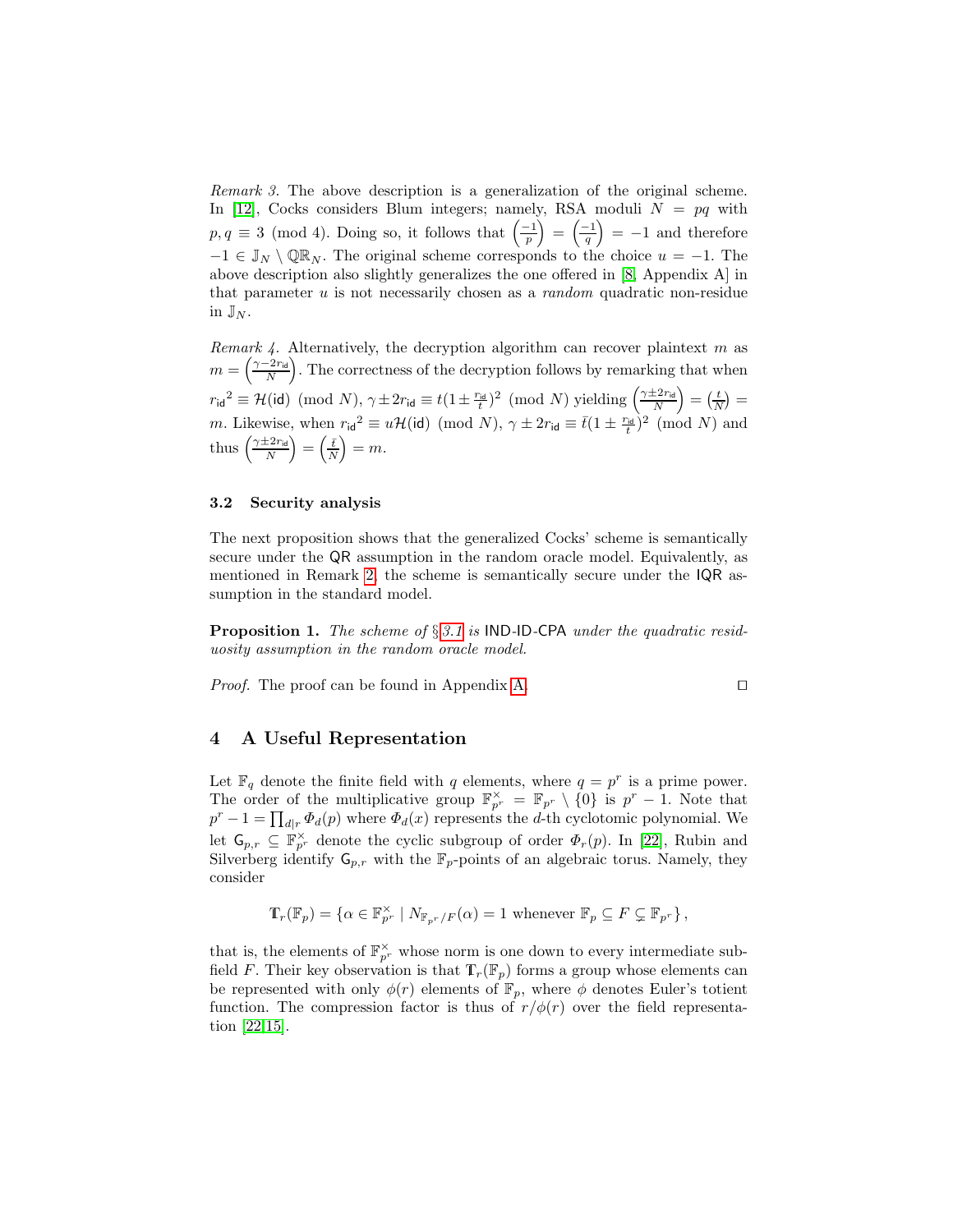*Remark 3.* The above description is a generalization of the original scheme. In [12], Cocks considers Blum integers; namely, RSA moduli $N = pq$ with $p, q \equiv 3 \pmod 4$. Doing so, it follows that $\left(\frac{-1}{p}\right) = \left(\frac{-1}{q}\right) = -1$ and therefore $-1 \in \mathbb{J}_N \setminus \mathbb{QR}_N$. The original scheme corresponds to the choice $u = -1$. The above description also slightly generalizes the one offered in [8, Appendix A] in that parameter $u$ is not necessarily chosen as a *random* quadratic non-residue in $\mathbb{J}_N$.

*Remark 4.* Alternatively, the decryption algorithm can recover plaintext $m$ as $m = \left(\frac{\gamma - 2r_{\mathsf{id}}}{N}\right)$. The correctness of the decryption follows by remarking that when ${r_{\mathsf{id}}}^2 \equiv \mathcal{H}(\mathsf{id}) \pmod N$, $\gamma \pm 2r_{\mathsf{id}} \equiv t(1 \pm \frac{r_{\mathsf{id}}}{t})^2 \pmod N$ yielding $\left(\frac{\gamma \pm 2r_{\mathsf{id}}}{N}\right) = \left(\frac{t}{N}\right) = m$. Likewise, when ${r_{\mathsf{id}}}^2 \equiv u\mathcal{H}(\mathsf{id}) \pmod N$, $\gamma \pm 2r_{\mathsf{id}} \equiv \bar{t}(1 \pm \frac{r_{\mathsf{id}}}{t})^2 \pmod N$ and thus $\left(\frac{\gamma \pm 2r_{\mathsf{id}}}{N}\right) = \left(\frac{\bar{t}}{N}\right) = m$.

### 3.2 Security analysis

The next proposition shows that the generalized Cocks' scheme is semantically secure under the QR assumption in the random oracle model. Equivalently, as mentioned in Remark 2, the scheme is semantically secure under the IQR assumption in the standard model.

**Proposition 1.** *The scheme of §3.1 is* IND-ID-CPA *under the quadratic residuosity assumption in the random oracle model.*

*Proof.* The proof can be found in Appendix A. □

## 4 A Useful Representation

Let $\mathbb{F}_q$ denote the finite field with $q$ elements, where $q = p^r$ is a prime power. The order of the multiplicative group $\mathbb{F}_{p^r}^{\times} = \mathbb{F}_{p^r} \setminus \{0\}$ is $p^r - 1$. Note that $p^r - 1 = \prod_{d|r} \Phi_d(p)$ where $\Phi_d(x)$ represents the $d$-th cyclotomic polynomial. We let $\mathsf{G}_{p,r} \subseteq \mathbb{F}_{p^r}^{\times}$ denote the cyclic subgroup of order $\Phi_r(p)$. In [22], Rubin and Silverberg identify $\mathsf{G}_{p,r}$ with the $\mathbb{F}_p$-points of an algebraic torus. Namely, they consider

$$\mathbb{T}_r(\mathbb{F}_p) = \{\alpha \in \mathbb{F}_{p^r}^{\times} \mid N_{\mathbb{F}_{p^r}/F}(\alpha) = 1 \text{ whenever } \mathbb{F}_p \subseteq F \subsetneq \mathbb{F}_{p^r}\},$$

that is, the elements of $\mathbb{F}_{p^r}^{\times}$ whose norm is one down to every intermediate subfield $F$. Their key observation is that $\mathbb{T}_r(\mathbb{F}_p)$ forms a group whose elements can be represented with only $\phi(r)$ elements of $\mathbb{F}_p$, where $\phi$ denotes Euler's totient function. The compression factor is thus of $r/\phi(r)$ over the field representation [22,15].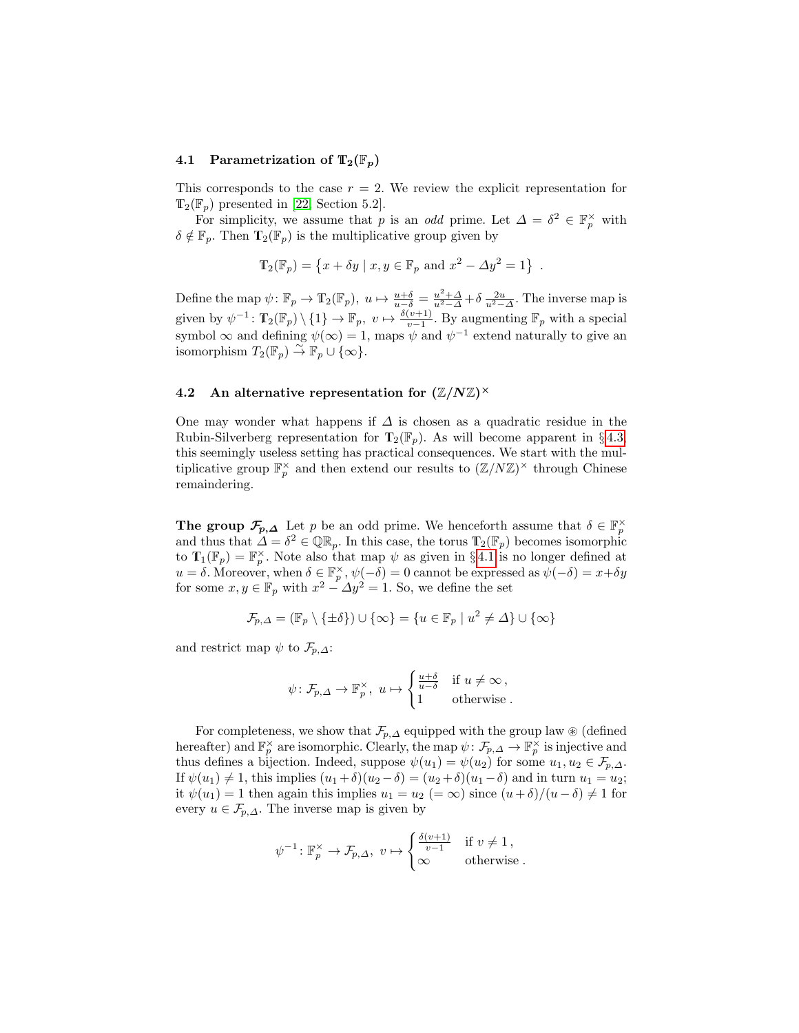### 4.1 Parametrization of $\mathbb{T}_2(\mathbb{F}_p)$

This corresponds to the case $r = 2$. We review the explicit representation for $\mathbb{T}_2(\mathbb{F}_p)$ presented in [22, Section 5.2].

For simplicity, we assume that $p$ is an *odd* prime. Let $\Delta = \delta^2 \in \mathbb{F}_p^\times$ with $\delta \notin \mathbb{F}_p$. Then $\mathbb{T}_2(\mathbb{F}_p)$ is the multiplicative group given by

$$\mathbb{T}_2(\mathbb{F}_p) = \left\{ x + \delta y \mid x, y \in \mathbb{F}_p \text{ and } x^2 - \Delta y^2 = 1 \right\} \ .$$

Define the map $\psi \colon \mathbb{F}_p \to \mathbb{T}_2(\mathbb{F}_p),\ u \mapsto \frac{u+\delta}{u-\delta} = \frac{u^2+\Delta}{u^2-\Delta} + \delta\, \frac{2u}{u^2-\Delta}$. The inverse map is given by $\psi^{-1} \colon \mathbb{T}_2(\mathbb{F}_p) \setminus \{1\} \to \mathbb{F}_p,\ v \mapsto \frac{\delta(v+1)}{v-1}$. By augmenting $\mathbb{F}_p$ with a special symbol $\infty$ and defining $\psi(\infty) = 1$, maps $\psi$ and $\psi^{-1}$ extend naturally to give an isomorphism $T_2(\mathbb{F}_p) \xrightarrow{\sim} \mathbb{F}_p \cup \{\infty\}$.

### 4.2 An alternative representation for $(\mathbb{Z}/N\mathbb{Z})^\times$

One may wonder what happens if $\Delta$ is chosen as a quadratic residue in the Rubin-Silverberg representation for $\mathbb{T}_2(\mathbb{F}_p)$. As will become apparent in §4.3, this seemingly useless setting has practical consequences. We start with the multiplicative group $\mathbb{F}_p^\times$ and then extend our results to $(\mathbb{Z}/N\mathbb{Z})^\times$ through Chinese remaindering.

**The group $\mathcal{F}_{p,\Delta}$** Let $p$ be an odd prime. We henceforth assume that $\delta \in \mathbb{F}_p^\times$ and thus that $\Delta = \delta^2 \in \mathbb{QR}_p$. In this case, the torus $\mathbb{T}_2(\mathbb{F}_p)$ becomes isomorphic to $\mathbb{T}_1(\mathbb{F}_p) = \mathbb{F}_p^\times$. Note also that map $\psi$ as given in §4.1 is no longer defined at $u = \delta$. Moreover, when $\delta \in \mathbb{F}_p^\times$, $\psi(-\delta) = 0$ cannot be expressed as $\psi(-\delta) = x + \delta y$ for some $x, y \in \mathbb{F}_p$ with $x^2 - \Delta y^2 = 1$. So, we define the set

$$\mathcal{F}_{p,\Delta} = (\mathbb{F}_p \setminus \{\pm\delta\}) \cup \{\infty\} = \{u \in \mathbb{F}_p \mid u^2 \neq \Delta\} \cup \{\infty\}$$

and restrict map $\psi$ to $\mathcal{F}_{p,\Delta}$:

$$\psi \colon \mathcal{F}_{p,\Delta} \to \mathbb{F}_p^\times,\ u \mapsto \begin{cases} \frac{u+\delta}{u-\delta} & \text{if } u \neq \infty\,, \\ 1 & \text{otherwise}\,. \end{cases}$$

For completeness, we show that $\mathcal{F}_{p,\Delta}$ equipped with the group law $\circledast$ (defined hereafter) and $\mathbb{F}_p^\times$ are isomorphic. Clearly, the map $\psi \colon \mathcal{F}_{p,\Delta} \to \mathbb{F}_p^\times$ is injective and thus defines a bijection. Indeed, suppose $\psi(u_1) = \psi(u_2)$ for some $u_1, u_2 \in \mathcal{F}_{p,\Delta}$. If $\psi(u_1) \neq 1$, this implies $(u_1 + \delta)(u_2 - \delta) = (u_2 + \delta)(u_1 - \delta)$ and in turn $u_1 = u_2$; it $\psi(u_1) = 1$ then again this implies $u_1 = u_2\ (= \infty)$ since $(u + \delta)/(u - \delta) \neq 1$ for every $u \in \mathcal{F}_{p,\Delta}$. The inverse map is given by

$$\psi^{-1} \colon \mathbb{F}_p^\times \to \mathcal{F}_{p,\Delta},\ v \mapsto \begin{cases} \frac{\delta(v+1)}{v-1} & \text{if } v \neq 1\,, \\ \infty & \text{otherwise}\,. \end{cases}$$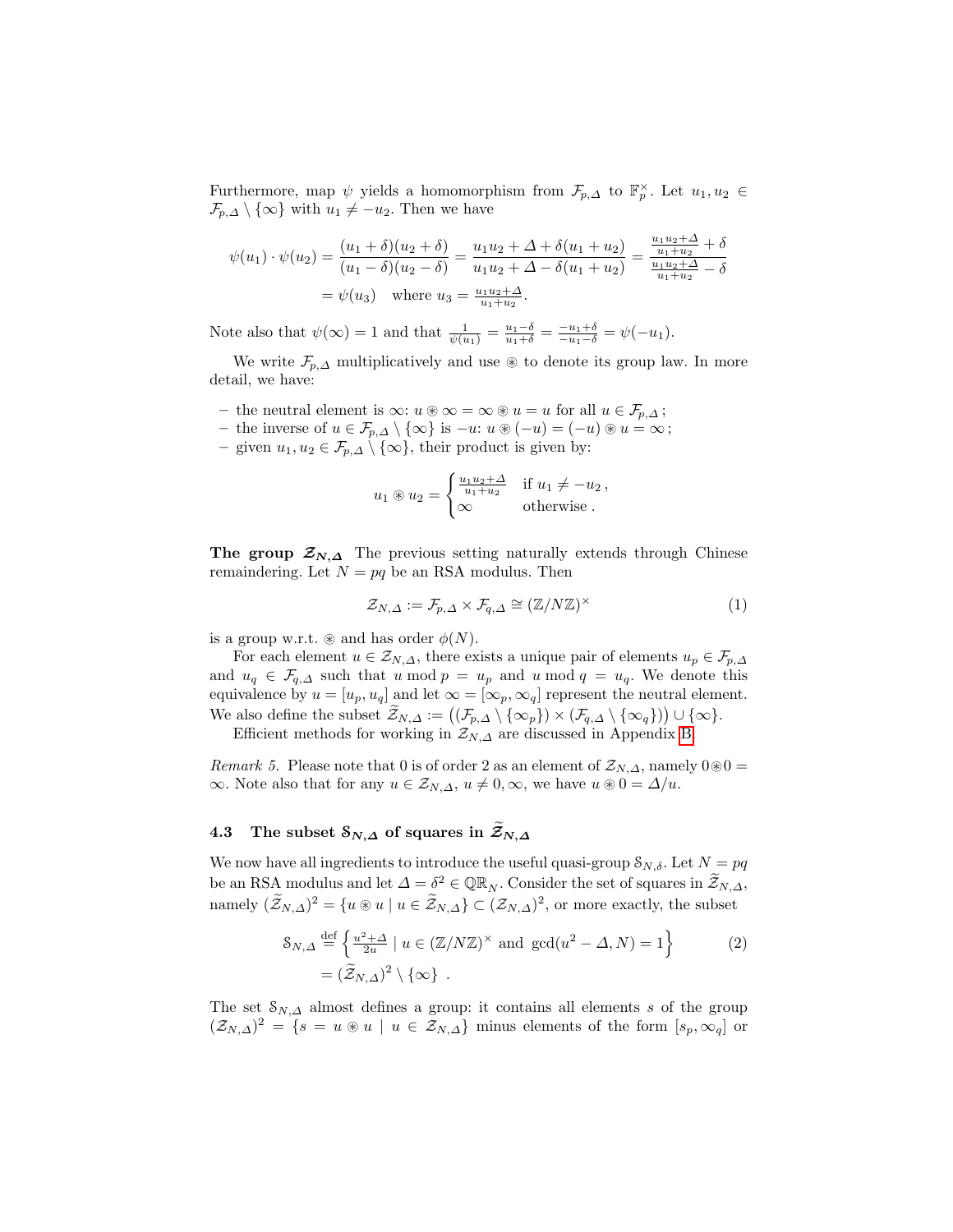Furthermore, map $\psi$ yields a homomorphism from $\mathcal{F}_{p,\Delta}$ to $\mathbb{F}_p^\times$. Let $u_1, u_2 \in \mathcal{F}_{p,\Delta} \setminus \{\infty\}$ with $u_1 \neq -u_2$. Then we have

$$\psi(u_1) \cdot \psi(u_2) = \frac{(u_1+\delta)(u_2+\delta)}{(u_1-\delta)(u_2-\delta)} = \frac{u_1u_2 + \Delta + \delta(u_1+u_2)}{u_1u_2 + \Delta - \delta(u_1+u_2)} = \frac{\frac{u_1u_2+\Delta}{u_1+u_2} + \delta}{\frac{u_1u_2+\Delta}{u_1+u_2} - \delta}$$
$$= \psi(u_3) \quad \text{where } u_3 = \tfrac{u_1u_2+\Delta}{u_1+u_2}.$$

Note also that $\psi(\infty) = 1$ and that $\frac{1}{\psi(u_1)} = \frac{u_1-\delta}{u_1+\delta} = \frac{-u_1+\delta}{-u_1-\delta} = \psi(-u_1)$.

We write $\mathcal{F}_{p,\Delta}$ multiplicatively and use $\circledast$ to denote its group law. In more detail, we have:

- the neutral element is $\infty$: $u \circledast \infty = \infty \circledast u = u$ for all $u \in \mathcal{F}_{p,\Delta}$;
- the inverse of $u \in \mathcal{F}_{p,\Delta} \setminus \{\infty\}$ is $-u$: $u \circledast (-u) = (-u) \circledast u = \infty$;
- given $u_1, u_2 \in \mathcal{F}_{p,\Delta} \setminus \{\infty\}$, their product is given by:

$$u_1 \circledast u_2 = \begin{cases} \frac{u_1u_2+\Delta}{u_1+u_2} & \text{if } u_1 \neq -u_2\,, \\ \infty & \text{otherwise}\,. \end{cases}$$

**The group $\mathcal{Z}_{N,\Delta}$** The previous setting naturally extends through Chinese remaindering. Let $N = pq$ be an RSA modulus. Then

$$\mathcal{Z}_{N,\Delta} := \mathcal{F}_{p,\Delta} \times \mathcal{F}_{q,\Delta} \cong (\mathbb{Z}/N\mathbb{Z})^\times \tag{1}$$

is a group w.r.t. $\circledast$ and has order $\phi(N)$.

For each element $u \in \mathcal{Z}_{N,\Delta}$, there exists a unique pair of elements $u_p \in \mathcal{F}_{p,\Delta}$ and $u_q \in \mathcal{F}_{q,\Delta}$ such that $u \bmod p = u_p$ and $u \bmod q = u_q$. We denote this equivalence by $u = [u_p, u_q]$ and let $\infty = [\infty_p, \infty_q]$ represent the neutral element. We also define the subset $\widetilde{\mathcal{Z}}_{N,\Delta} := \big((\mathcal{F}_{p,\Delta} \setminus \{\infty_p\}) \times (\mathcal{F}_{q,\Delta} \setminus \{\infty_q\})\big) \cup \{\infty\}$.

Efficient methods for working in $\mathcal{Z}_{N,\Delta}$ are discussed in Appendix B.

*Remark 5.* Please note that 0 is of order 2 as an element of $\mathcal{Z}_{N,\Delta}$, namely $0 \circledast 0 = \infty$. Note also that for any $u \in \mathcal{Z}_{N,\Delta}$, $u \neq 0, \infty$, we have $u \circledast 0 = \Delta/u$.

### 4.3 The subset $\mathcal{S}_{N,\Delta}$ of squares in $\widetilde{\mathcal{Z}}_{N,\Delta}$

We now have all ingredients to introduce the useful quasi-group $\mathcal{S}_{N,\delta}$. Let $N = pq$ be an RSA modulus and let $\Delta = \delta^2 \in \mathbb{QR}_N$. Consider the set of squares in $\widetilde{\mathcal{Z}}_{N,\Delta}$, namely $(\widetilde{\mathcal{Z}}_{N,\Delta})^2 = \{u \circledast u \mid u \in \widetilde{\mathcal{Z}}_{N,\Delta}\} \subset (\mathcal{Z}_{N,\Delta})^2$, or more exactly, the subset

$$\mathcal{S}_{N,\Delta} \stackrel{\text{def}}{=} \left\{ \tfrac{u^2+\Delta}{2u} \mid u \in (\mathbb{Z}/N\mathbb{Z})^\times \text{ and } \gcd(u^2 - \Delta, N) = 1 \right\} \tag{2}$$
$$= (\widetilde{\mathcal{Z}}_{N,\Delta})^2 \setminus \{\infty\}\ .$$

The set $\mathcal{S}_{N,\Delta}$ almost defines a group: it contains all elements $s$ of the group $(\mathcal{Z}_{N,\Delta})^2 = \{s = u \circledast u \mid u \in \mathcal{Z}_{N,\Delta}\}$ minus elements of the form $[s_p, \infty_q]$ or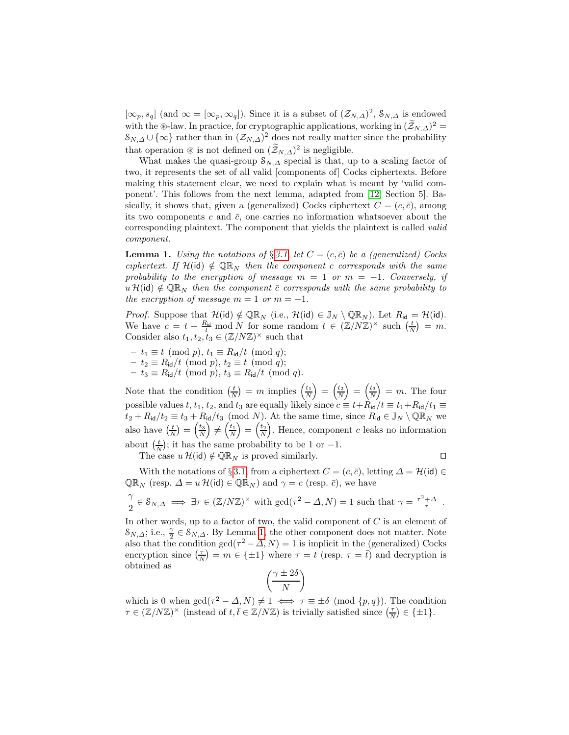$[\infty_p, s_q]$ (and $\infty = [\infty_p, \infty_q]$). Since it is a subset of $(\mathcal{Z}_{N,\Delta})^2$, $\mathbb{S}_{N,\Delta}$ is endowed with the $\circledast$-law. In practice, for cryptographic applications, working in $(\widetilde{\mathcal{Z}}_{N,\Delta})^2 = \mathbb{S}_{N,\Delta} \cup \{\infty\}$ rather than in $(\mathcal{Z}_{N,\Delta})^2$ does not really matter since the probability that operation $\circledast$ is not defined on $(\widetilde{\mathcal{Z}}_{N,\Delta})^2$ is negligible.

What makes the quasi-group $\mathbb{S}_{N,\Delta}$ special is that, up to a scaling factor of two, it represents the set of all valid [components of] Cocks ciphertexts. Before making this statement clear, we need to explain what is meant by 'valid component'. This follows from the next lemma, adapted from [12, Section 5]. Basically, it shows that, given a (generalized) Cocks ciphertext $C = (c, \bar{c})$, among its two components $c$ and $\bar{c}$, one carries no information whatsoever about the corresponding plaintext. The component that yields the plaintext is called *valid component*.

**Lemma 1.** *Using the notations of §3.1, let $C = (c, \bar{c})$ be a (generalized) Cocks ciphertext. If $\mathcal{H}(\mathsf{id}) \notin \mathbb{QR}_N$ then the component $c$ corresponds with the same probability to the encryption of message $m = 1$ or $m = -1$. Conversely, if $u\,\mathcal{H}(\mathsf{id}) \notin \mathbb{QR}_N$ then the component $\bar{c}$ corresponds with the same probability to the encryption of message $m = 1$ or $m = -1$.*

*Proof.* Suppose that $\mathcal{H}(\mathsf{id}) \notin \mathbb{QR}_N$ (i.e., $\mathcal{H}(\mathsf{id}) \in \mathbb{J}_N \setminus \mathbb{QR}_N$). Let $R_{\mathsf{id}} = \mathcal{H}(\mathsf{id})$. We have $c = t + \frac{R_{\mathsf{id}}}{t} \bmod N$ for some random $t \in (\mathbb{Z}/N\mathbb{Z})^\times$ such $\left(\frac{t}{N}\right) = m$. Consider also $t_1, t_2, t_3 \in (\mathbb{Z}/N\mathbb{Z})^\times$ such that

- $t_1 \equiv t \pmod p$, $t_1 \equiv R_{\mathsf{id}}/t \pmod q$;
- $t_2 \equiv R_{\mathsf{id}}/t \pmod p$, $t_2 \equiv t \pmod q$;
- $t_3 \equiv R_{\mathsf{id}}/t \pmod p$, $t_3 \equiv R_{\mathsf{id}}/t \pmod q$.

Note that the condition $\left(\frac{t}{N}\right) = m$ implies $\left(\frac{t_1}{N}\right) = \left(\frac{t_2}{N}\right) = \left(\frac{t_3}{N}\right) = m$. The four possible values $t$, $t_1$, $t_2$, and $t_3$ are equally likely since $c \equiv t + R_{\mathsf{id}}/t \equiv t_1 + R_{\mathsf{id}}/t_1 \equiv t_2 + R_{\mathsf{id}}/t_2 \equiv t_3 + R_{\mathsf{id}}/t_3 \pmod N$. At the same time, since $R_{\mathsf{id}} \in \mathbb{J}_N \setminus \mathbb{QR}_N$ we also have $\left(\frac{t}{N}\right) = \left(\frac{t_3}{N}\right) \neq \left(\frac{t_1}{N}\right) = \left(\frac{t_2}{N}\right)$. Hence, component $c$ leaks no information about $\left(\frac{t}{N}\right)$; it has the same probability to be 1 or $-1$.

The case $u\,\mathcal{H}(\mathsf{id}) \notin \mathbb{QR}_N$ is proved similarly. $\square$

With the notations of §3.1, from a ciphertext $C = (c, \bar{c})$, letting $\Delta = \mathcal{H}(\mathsf{id}) \in \mathbb{QR}_N$ (resp. $\Delta = u\,\mathcal{H}(\mathsf{id}) \in \mathbb{QR}_N$) and $\gamma = c$ (resp. $\bar{c}$), we have

$$\frac{\gamma}{2} \in \mathbb{S}_{N,\Delta} \implies \exists \tau \in (\mathbb{Z}/N\mathbb{Z})^\times \text{ with } \gcd(\tau^2 - \Delta, N) = 1 \text{ such that } \gamma = \tfrac{\tau^2 + \Delta}{\tau}\ .$$

In other words, up to a factor of two, the valid component of $C$ is an element of $\mathbb{S}_{N,\Delta}$; i.e., $\frac{\gamma}{2} \in \mathbb{S}_{N,\Delta}$. By Lemma 1, the other component does not matter. Note also that the condition $\gcd(\tau^2 - \Delta, N) = 1$ is implicit in the (generalized) Cocks encryption since $\left(\frac{\tau}{N}\right) = m \in \{\pm 1\}$ where $\tau = t$ (resp. $\tau = \bar{t}$) and decryption is obtained as

$$\left(\frac{\gamma \pm 2\delta}{N}\right)$$

which is 0 when $\gcd(\tau^2 - \Delta, N) \neq 1 \iff \tau \equiv \pm\delta \pmod{\{p, q\}}$. The condition $\tau \in (\mathbb{Z}/N\mathbb{Z})^\times$ (instead of $t, \bar{t} \in \mathbb{Z}/N\mathbb{Z}$) is trivially satisfied since $\left(\frac{\tau}{N}\right) \in \{\pm 1\}$.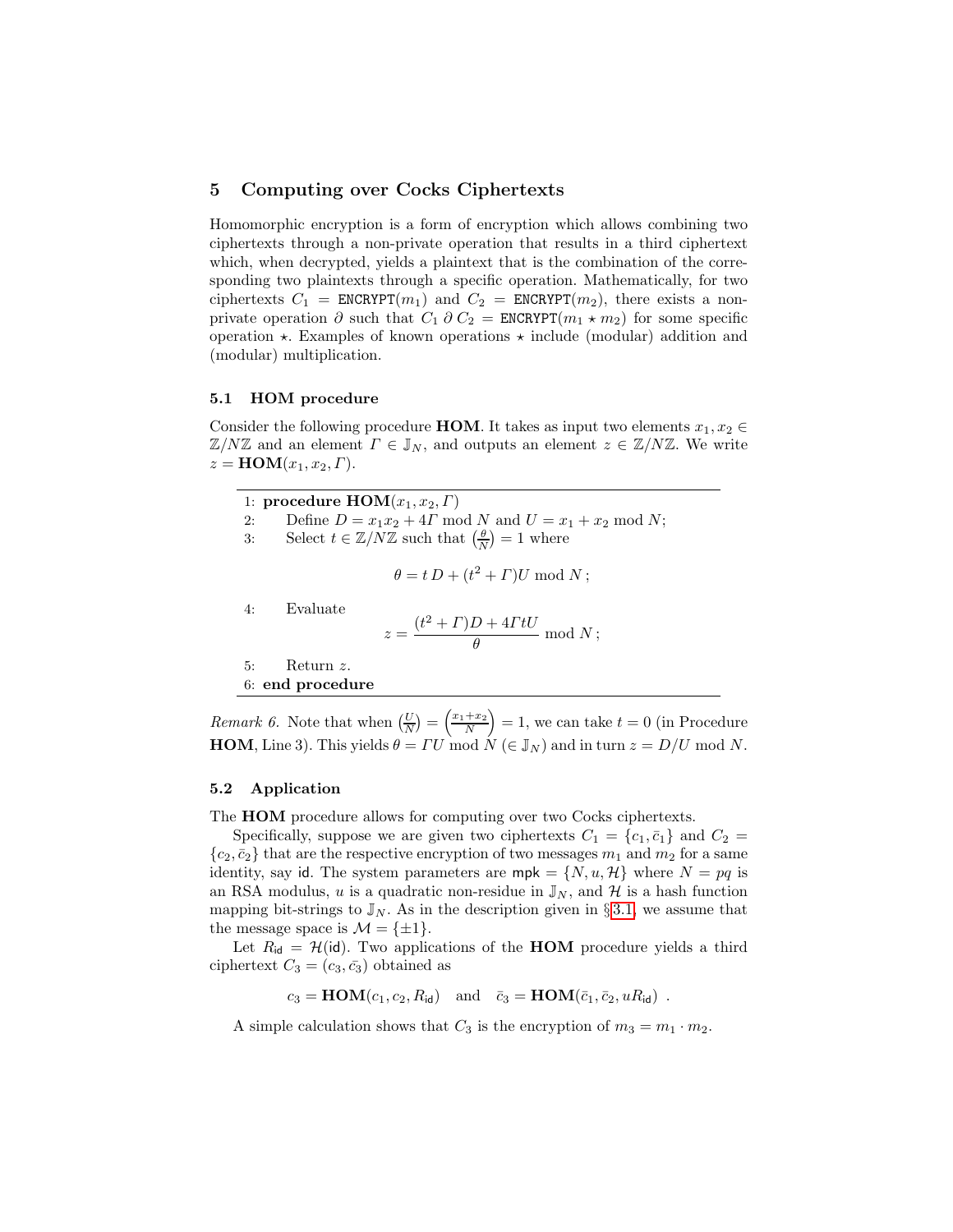## 5 Computing over Cocks Ciphertexts

Homomorphic encryption is a form of encryption which allows combining two ciphertexts through a non-private operation that results in a third ciphertext which, when decrypted, yields a plaintext that is the combination of the corresponding two plaintexts through a specific operation. Mathematically, for two ciphertexts $C_1 = \texttt{ENCRYPT}(m_1)$ and $C_2 = \texttt{ENCRYPT}(m_2)$, there exists a non-private operation $\partial$ such that $C_1 \,\partial\, C_2 = \texttt{ENCRYPT}(m_1 \star m_2)$ for some specific operation $\star$. Examples of known operations $\star$ include (modular) addition and (modular) multiplication.

### 5.1 HOM procedure

Consider the following procedure **HOM**. It takes as input two elements $x_1, x_2 \in \mathbb{Z}/N\mathbb{Z}$ and an element $\Gamma \in \mathbb{J}_N$, and outputs an element $z \in \mathbb{Z}/N\mathbb{Z}$. We write $z = \mathbf{HOM}(x_1, x_2, \Gamma)$.

1: **procedure HOM**$(x_1, x_2, \Gamma)$
2: Define $D = x_1 x_2 + 4\Gamma \bmod N$ and $U = x_1 + x_2 \bmod N$;
3: Select $t \in \mathbb{Z}/N\mathbb{Z}$ such that $\left(\frac{\theta}{N}\right) = 1$ where

$$\theta = t\, D + (t^2 + \Gamma)U \bmod N\,;$$

4: Evaluate

$$z = \frac{(t^2 + \Gamma)D + 4\Gamma t U}{\theta} \bmod N\,;$$

5: Return $z$.
6: **end procedure**

*Remark 6.* Note that when $\left(\frac{U}{N}\right) = \left(\frac{x_1 + x_2}{N}\right) = 1$, we can take $t = 0$ (in Procedure **HOM**, Line 3). This yields $\theta = \Gamma U \bmod N$ ($\in \mathbb{J}_N$) and in turn $z = D/U \bmod N$.

### 5.2 Application

The **HOM** procedure allows for computing over two Cocks ciphertexts.

Specifically, suppose we are given two ciphertexts $C_1 = \{c_1, \bar{c}_1\}$ and $C_2 = \{c_2, \bar{c}_2\}$ that are the respective encryption of two messages $m_1$ and $m_2$ for a same identity, say $\mathsf{id}$. The system parameters are $\mathsf{mpk} = \{N, u, \mathcal{H}\}$ where $N = pq$ is an RSA modulus, $u$ is a quadratic non-residue in $\mathbb{J}_N$, and $\mathcal{H}$ is a hash function mapping bit-strings to $\mathbb{J}_N$. As in the description given in §3.1, we assume that the message space is $\mathcal{M} = \{\pm 1\}$.

Let $R_{\mathsf{id}} = \mathcal{H}(\mathsf{id})$. Two applications of the **HOM** procedure yields a third ciphertext $C_3 = (c_3, \bar{c_3})$ obtained as

$$c_3 = \mathbf{HOM}(c_1, c_2, R_{\mathsf{id}}) \quad \text{and} \quad \bar{c}_3 = \mathbf{HOM}(\bar{c}_1, \bar{c}_2, uR_{\mathsf{id}})\ .$$

A simple calculation shows that $C_3$ is the encryption of $m_3 = m_1 \cdot m_2$.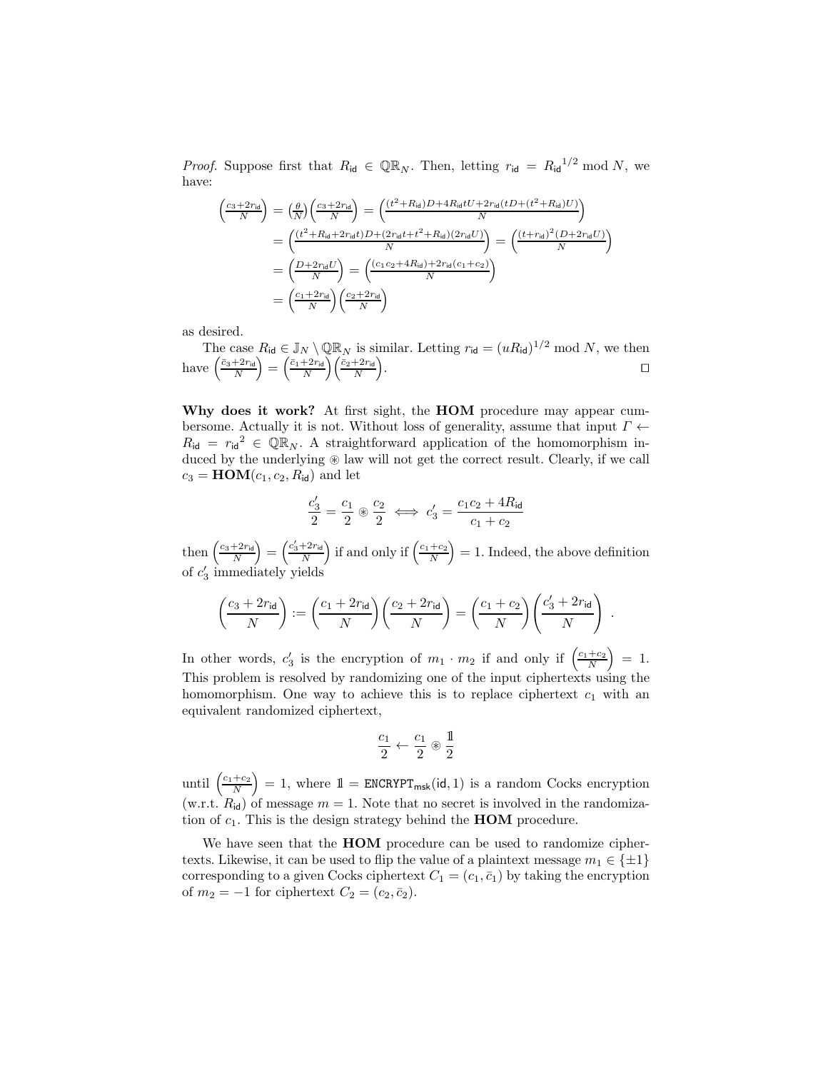*Proof.* Suppose first that $R_{\mathsf{id}} \in \mathbb{QR}_N$. Then, letting $r_{\mathsf{id}} = {R_{\mathsf{id}}}^{1/2} \bmod N$, we have:

$$
\begin{aligned}
\left(\tfrac{c_3+2r_{\mathsf{id}}}{N}\right) &= \left(\tfrac{\theta}{N}\right)\left(\tfrac{c_3+2r_{\mathsf{id}}}{N}\right) = \left(\tfrac{(t^2+R_{\mathsf{id}})D+4R_{\mathsf{id}}tU+2r_{\mathsf{id}}(tD+(t^2+R_{\mathsf{id}})U)}{N}\right) \\
&= \left(\tfrac{(t^2+R_{\mathsf{id}}+2r_{\mathsf{id}}t)D+(2r_{\mathsf{id}}t+t^2+R_{\mathsf{id}})(2r_{\mathsf{id}}U)}{N}\right) = \left(\tfrac{(t+r_{\mathsf{id}})^2(D+2r_{\mathsf{id}}U)}{N}\right) \\
&= \left(\tfrac{D+2r_{\mathsf{id}}U}{N}\right) = \left(\tfrac{(c_1c_2+4R_{\mathsf{id}})+2r_{\mathsf{id}}(c_1+c_2)}{N}\right) \\
&= \left(\tfrac{c_1+2r_{\mathsf{id}}}{N}\right)\left(\tfrac{c_2+2r_{\mathsf{id}}}{N}\right)
\end{aligned}
$$

as desired.

The case $R_{\mathsf{id}} \in \mathbb{J}_N \setminus \mathbb{QR}_N$ is similar. Letting $r_{\mathsf{id}} = (uR_{\mathsf{id}})^{1/2} \bmod N$, we then have $\left(\frac{\bar{c}_3+2r_{\mathsf{id}}}{N}\right) = \left(\frac{\bar{c}_1+2r_{\mathsf{id}}}{N}\right)\left(\frac{\bar{c}_2+2r_{\mathsf{id}}}{N}\right)$. ◻

**Why does it work?** At first sight, the **HOM** procedure may appear cumbersome. Actually it is not. Without loss of generality, assume that input $\Gamma \leftarrow R_{\mathsf{id}} = {r_{\mathsf{id}}}^2 \in \mathbb{QR}_N$. A straightforward application of the homomorphism induced by the underlying $\circledast$ law will not get the correct result. Clearly, if we call $c_3 = \mathbf{HOM}(c_1, c_2, R_{\mathsf{id}})$ and let

$$
\frac{c_3'}{2} = \frac{c_1}{2} \circledast \frac{c_2}{2} \iff c_3' = \frac{c_1c_2 + 4R_{\mathsf{id}}}{c_1 + c_2}
$$

then $\left(\frac{c_3+2r_{\mathsf{id}}}{N}\right) = \left(\frac{c_3'+2r_{\mathsf{id}}}{N}\right)$ if and only if $\left(\frac{c_1+c_2}{N}\right) = 1$. Indeed, the above definition of $c_3'$ immediately yields

$$
\left(\frac{c_3 + 2r_{\mathsf{id}}}{N}\right) := \left(\frac{c_1 + 2r_{\mathsf{id}}}{N}\right)\left(\frac{c_2 + 2r_{\mathsf{id}}}{N}\right) = \left(\frac{c_1 + c_2}{N}\right)\left(\frac{c_3' + 2r_{\mathsf{id}}}{N}\right) \; .
$$

In other words, $c_3'$ is the encryption of $m_1 \cdot m_2$ if and only if $\left(\frac{c_1+c_2}{N}\right) = 1$. This problem is resolved by randomizing one of the input ciphertexts using the homomorphism. One way to achieve this is to replace ciphertext $c_1$ with an equivalent randomized ciphertext,

$$
\frac{c_1}{2} \leftarrow \frac{c_1}{2} \circledast \frac{\mathbb{1}}{2}
$$

until $\left(\frac{c_1+c_2}{N}\right) = 1$, where $\mathbb{1} = \texttt{ENCRYPT}_{\mathsf{msk}}(\mathsf{id}, 1)$ is a random Cocks encryption (w.r.t. $R_{\mathsf{id}}$) of message $m = 1$. Note that no secret is involved in the randomization of $c_1$. This is the design strategy behind the **HOM** procedure.

We have seen that the **HOM** procedure can be used to randomize ciphertexts. Likewise, it can be used to flip the value of a plaintext message $m_1 \in \{\pm 1\}$ corresponding to a given Cocks ciphertext $C_1 = (c_1, \bar{c}_1)$ by taking the encryption of $m_2 = -1$ for ciphertext $C_2 = (c_2, \bar{c}_2)$.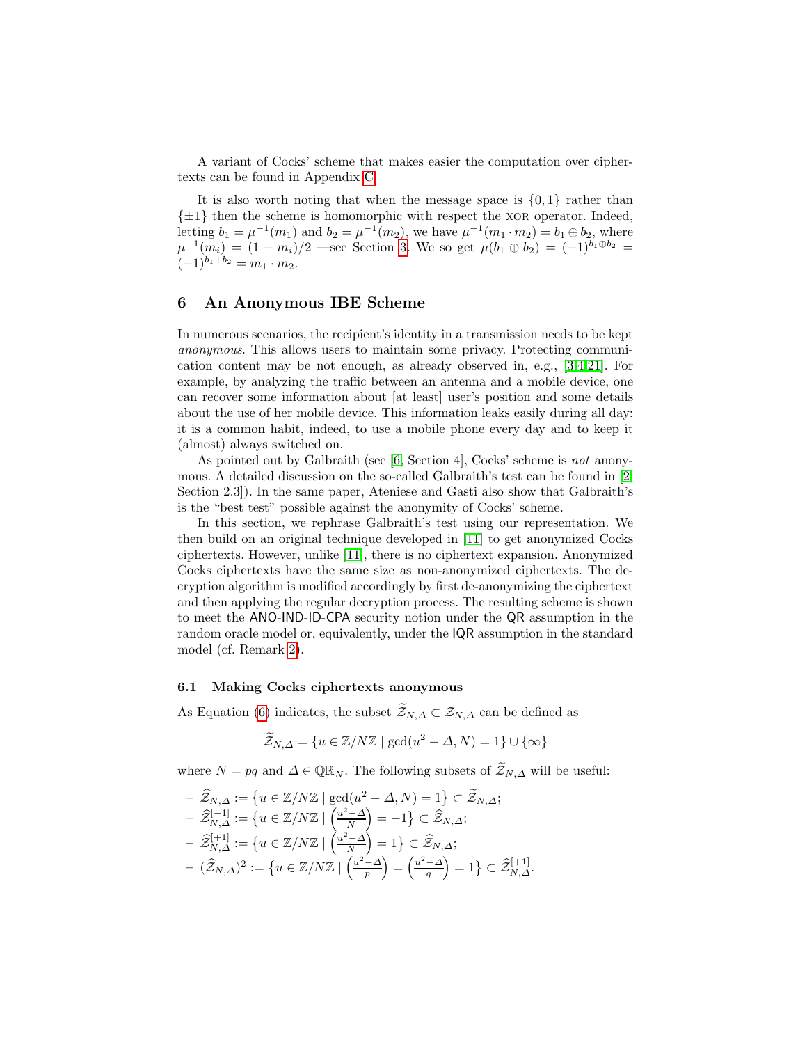A variant of Cocks' scheme that makes easier the computation over ciphertexts can be found in Appendix C.

It is also worth noting that when the message space is $\{0, 1\}$ rather than $\{\pm 1\}$ then the scheme is homomorphic with respect the XOR operator. Indeed, letting $b_1 = \mu^{-1}(m_1)$ and $b_2 = \mu^{-1}(m_2)$, we have $\mu^{-1}(m_1 \cdot m_2) = b_1 \oplus b_2$, where $\mu^{-1}(m_i) = (1 - m_i)/2$ —see Section 3. We so get $\mu(b_1 \oplus b_2) = (-1)^{b_1 \oplus b_2} = (-1)^{b_1 + b_2} = m_1 \cdot m_2$.

## 6 An Anonymous IBE Scheme

In numerous scenarios, the recipient's identity in a transmission needs to be kept *anonymous*. This allows users to maintain some privacy. Protecting communication content may be not enough, as already observed in, e.g., [3,4,21]. For example, by analyzing the traffic between an antenna and a mobile device, one can recover some information about [at least] user's position and some details about the use of her mobile device. This information leaks easily during all day: it is a common habit, indeed, to use a mobile phone every day and to keep it (almost) always switched on.

As pointed out by Galbraith (see [6, Section 4], Cocks' scheme is *not* anonymous. A detailed discussion on the so-called Galbraith's test can be found in [2, Section 2.3]). In the same paper, Ateniese and Gasti also show that Galbraith's is the "best test" possible against the anonymity of Cocks' scheme.

In this section, we rephrase Galbraith's test using our representation. We then build on an original technique developed in [11] to get anonymized Cocks ciphertexts. However, unlike [11], there is no ciphertext expansion. Anonymized Cocks ciphertexts have the same size as non-anonymized ciphertexts. The decryption algorithm is modified accordingly by first de-anonymizing the ciphertext and then applying the regular decryption process. The resulting scheme is shown to meet the ANO-IND-ID-CPA security notion under the QR assumption in the random oracle model or, equivalently, under the IQR assumption in the standard model (cf. Remark 2).

### 6.1 Making Cocks ciphertexts anonymous

As Equation (6) indicates, the subset $\widetilde{\mathcal{Z}}_{N,\Delta} \subset \mathcal{Z}_{N,\Delta}$ can be defined as

$$\widetilde{\mathcal{Z}}_{N,\Delta} = \{u \in \mathbb{Z}/N\mathbb{Z} \mid \gcd(u^2 - \Delta, N) = 1\} \cup \{\infty\}$$

where $N = pq$ and $\Delta \in \mathbb{QR}_N$. The following subsets of $\widetilde{\mathcal{Z}}_{N,\Delta}$ will be useful:

- $\widehat{\mathcal{Z}}_{N,\Delta} := \{u \in \mathbb{Z}/N\mathbb{Z} \mid \gcd(u^2 - \Delta, N) = 1\} \subset \widetilde{\mathcal{Z}}_{N,\Delta}$;
- $\widehat{\mathcal{Z}}_{N,\Delta}^{[-1]} := \{u \in \mathbb{Z}/N\mathbb{Z} \mid \left(\frac{u^2-\Delta}{N}\right) = -1\} \subset \widehat{\mathcal{Z}}_{N,\Delta}$;
- $\widehat{\mathcal{Z}}_{N,\Delta}^{[+1]} := \{u \in \mathbb{Z}/N\mathbb{Z} \mid \left(\frac{u^2-\Delta}{N}\right) = 1\} \subset \widehat{\mathcal{Z}}_{N,\Delta}$;
- $(\widehat{\mathcal{Z}}_{N,\Delta})^2 := \{u \in \mathbb{Z}/N\mathbb{Z} \mid \left(\frac{u^2-\Delta}{p}\right) = \left(\frac{u^2-\Delta}{q}\right) = 1\} \subset \widehat{\mathcal{Z}}_{N,\Delta}^{[+1]}$.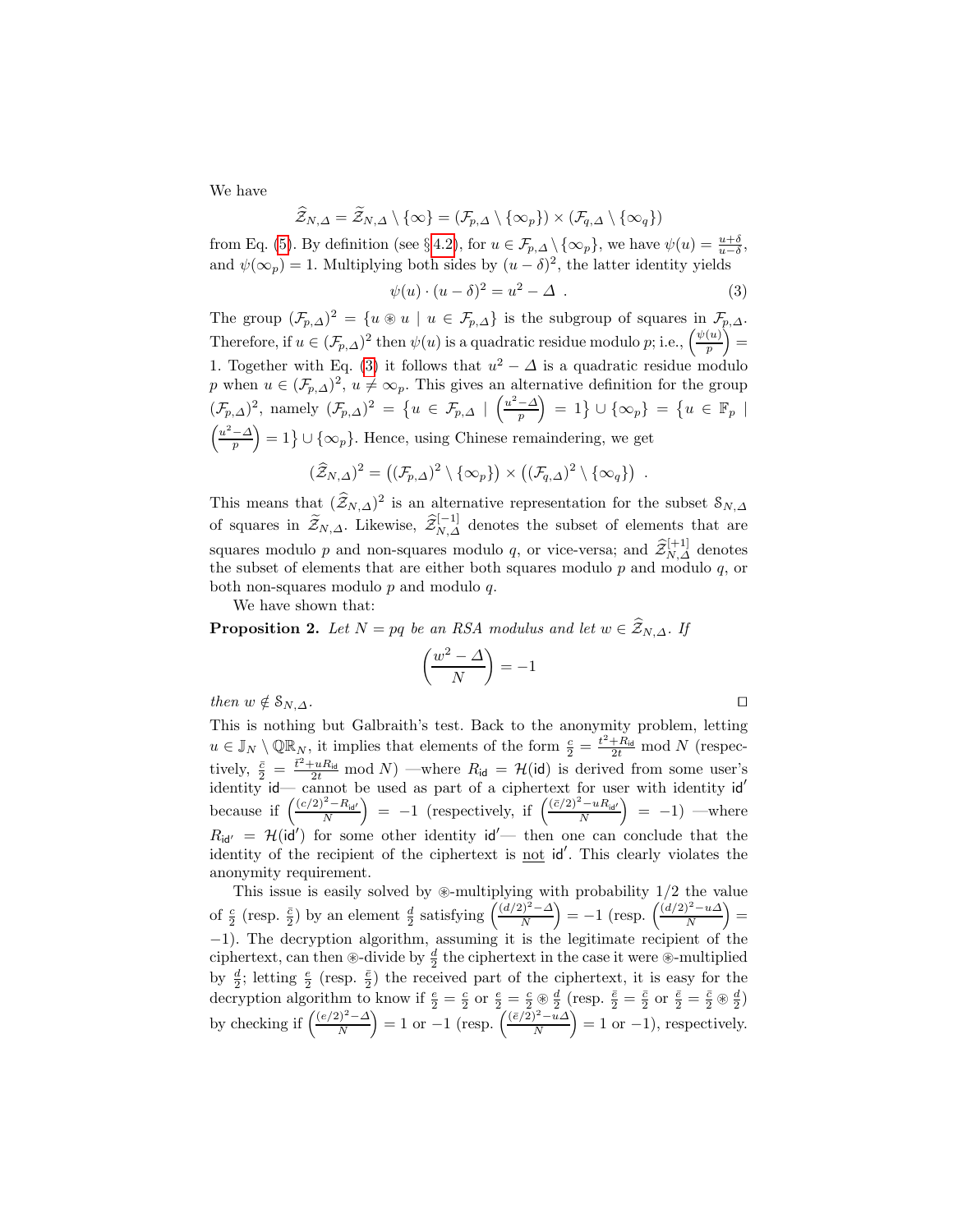We have

$$\widehat{\mathcal{Z}}_{N,\varDelta} = \widetilde{\mathcal{Z}}_{N,\varDelta} \setminus \{\infty\} = (\mathcal{F}_{p,\varDelta} \setminus \{\infty_p\}) \times (\mathcal{F}_{q,\varDelta} \setminus \{\infty_q\})$$

from Eq. (5). By definition (see §4.2), for $u \in \mathcal{F}_{p,\varDelta} \setminus \{\infty_p\}$, we have $\psi(u) = \frac{u+\delta}{u-\delta}$, and $\psi(\infty_p) = 1$. Multiplying both sides by $(u-\delta)^2$, the latter identity yields

$$\psi(u) \cdot (u-\delta)^2 = u^2 - \varDelta \ . \tag{3}$$

The group $(\mathcal{F}_{p,\varDelta})^2 = \{u \circledast u \mid u \in \mathcal{F}_{p,\varDelta}\}$ is the subgroup of squares in $\mathcal{F}_{p,\varDelta}$. Therefore, if $u \in (\mathcal{F}_{p,\varDelta})^2$ then $\psi(u)$ is a quadratic residue modulo $p$; i.e., $\left(\frac{\psi(u)}{p}\right) = 1$. Together with Eq. (3) it follows that $u^2 - \varDelta$ is a quadratic residue modulo $p$ when $u \in (\mathcal{F}_{p,\varDelta})^2$, $u \neq \infty_p$. This gives an alternative definition for the group $(\mathcal{F}_{p,\varDelta})^2$, namely $(\mathcal{F}_{p,\varDelta})^2 = \{u \in \mathcal{F}_{p,\varDelta} \mid \left(\frac{u^2-\varDelta}{p}\right) = 1\} \cup \{\infty_p\} = \{u \in \mathbb{F}_p \mid \left(\frac{u^2-\varDelta}{p}\right) = 1\} \cup \{\infty_p\}$. Hence, using Chinese remaindering, we get

$$(\widehat{\mathcal{Z}}_{N,\varDelta})^2 = \left((\mathcal{F}_{p,\varDelta})^2 \setminus \{\infty_p\}\right) \times \left((\mathcal{F}_{q,\varDelta})^2 \setminus \{\infty_q\}\right) \ .$$

This means that $(\widehat{\mathcal{Z}}_{N,\varDelta})^2$ is an alternative representation for the subset $\mathcal{S}_{N,\varDelta}$ of squares in $\widetilde{\mathcal{Z}}_{N,\varDelta}$. Likewise, $\widehat{\mathcal{Z}}^{[-1]}_{N,\varDelta}$ denotes the subset of elements that are squares modulo $p$ and non-squares modulo $q$, or vice-versa; and $\widehat{\mathcal{Z}}^{[+1]}_{N,\varDelta}$ denotes the subset of elements that are either both squares modulo $p$ and modulo $q$, or both non-squares modulo $p$ and modulo $q$.

We have shown that:

**Proposition 2.** *Let $N = pq$ be an RSA modulus and let $w \in \widehat{\mathcal{Z}}_{N,\varDelta}$. If*

$$\left(\frac{w^2 - \varDelta}{N}\right) = -1$$

*then $w \notin \mathcal{S}_{N,\varDelta}$.* □

This is nothing but Galbraith's test. Back to the anonymity problem, letting $u \in \mathbb{J}_N \setminus \mathbb{QR}_N$, it implies that elements of the form $\frac{c}{2} = \frac{t^2 + R_{\mathsf{id}}}{2t} \bmod N$ (respectively, $\frac{\bar{c}}{2} = \frac{\bar{t}^2 + uR_{\mathsf{id}}}{2\bar{t}} \bmod N$) —where $R_{\mathsf{id}} = \mathcal{H}(\mathsf{id})$ is derived from some user's identity $\mathsf{id}$— cannot be used as part of a ciphertext for user with identity $\mathsf{id}'$ because if $\left(\frac{(c/2)^2 - R_{\mathsf{id}'}}{N}\right) = -1$ (respectively, if $\left(\frac{(\bar{c}/2)^2 - uR_{\mathsf{id}'}}{N}\right) = -1$) —where $R_{\mathsf{id}'} = \mathcal{H}(\mathsf{id}')$ for some other identity $\mathsf{id}'$— then one can conclude that the identity of the recipient of the ciphertext is <u>not</u> $\mathsf{id}'$. This clearly violates the anonymity requirement.

This issue is easily solved by $\circledast$-multiplying with probability 1/2 the value of $\frac{c}{2}$ (resp. $\frac{\bar{c}}{2}$) by an element $\frac{d}{2}$ satisfying $\left(\frac{(d/2)^2 - \varDelta}{N}\right) = -1$ (resp. $\left(\frac{(d/2)^2 - u\varDelta}{N}\right) = -1$). The decryption algorithm, assuming it is the legitimate recipient of the ciphertext, can then $\circledast$-divide by $\frac{d}{2}$ the ciphertext in the case it were $\circledast$-multiplied by $\frac{d}{2}$; letting $\frac{e}{2}$ (resp. $\frac{\bar{e}}{2}$) the received part of the ciphertext, it is easy for the decryption algorithm to know if $\frac{e}{2} = \frac{c}{2}$ or $\frac{e}{2} = \frac{c}{2} \circledast \frac{d}{2}$ (resp. $\frac{\bar{e}}{2} = \frac{\bar{c}}{2}$ or $\frac{\bar{e}}{2} = \frac{\bar{c}}{2} \circledast \frac{d}{2}$) by checking if $\left(\frac{(e/2)^2 - \varDelta}{N}\right) = 1$ or $-1$ (resp. $\left(\frac{(\bar{e}/2)^2 - u\varDelta}{N}\right) = 1$ or $-1$), respectively.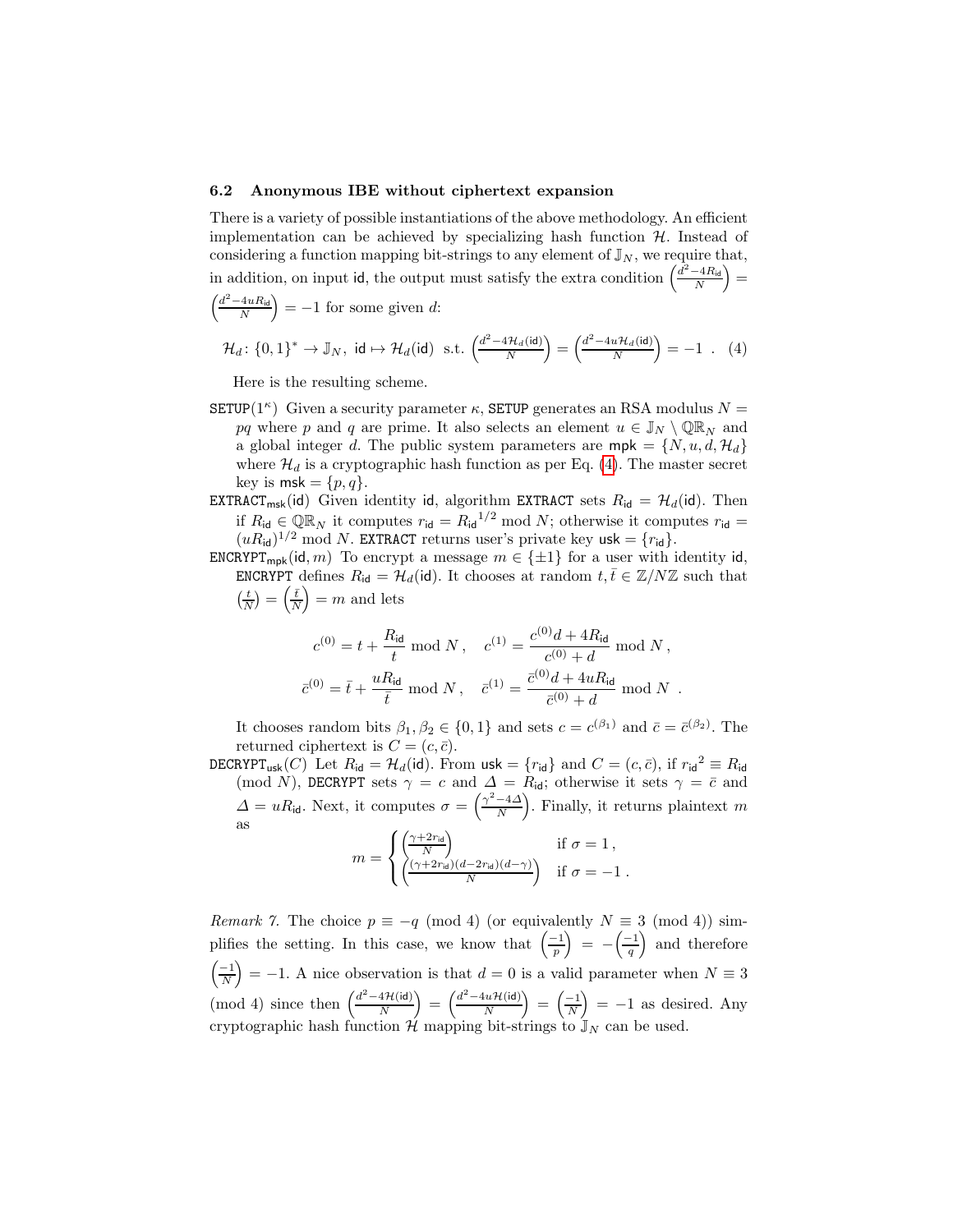### 6.2 Anonymous IBE without ciphertext expansion

There is a variety of possible instantiations of the above methodology. An efficient implementation can be achieved by specializing hash function $\mathcal{H}$. Instead of considering a function mapping bit-strings to any element of $\mathbb{J}_N$, we require that, in addition, on input $\mathsf{id}$, the output must satisfy the extra condition $\left(\frac{d^2-4R_{\mathsf{id}}}{N}\right) = \left(\frac{d^2-4uR_{\mathsf{id}}}{N}\right) = -1$ for some given $d$:

$$\mathcal{H}_d \colon \{0,1\}^* \to \mathbb{J}_N,\ \mathsf{id} \mapsto \mathcal{H}_d(\mathsf{id}) \ \text{ s.t. } \left(\frac{d^2-4\mathcal{H}_d(\mathsf{id})}{N}\right) = \left(\frac{d^2-4u\mathcal{H}_d(\mathsf{id})}{N}\right) = -1 \ . \quad (4)$$

Here is the resulting scheme.

$\mathtt{SETUP}(1^\kappa)$ Given a security parameter $\kappa$, $\mathtt{SETUP}$ generates an RSA modulus $N = pq$ where $p$ and $q$ are prime. It also selects an element $u \in \mathbb{J}_N \setminus \mathbb{QR}_N$ and a global integer $d$. The public system parameters are $\mathsf{mpk} = \{N, u, d, \mathcal{H}_d\}$ where $\mathcal{H}_d$ is a cryptographic hash function as per Eq. (4). The master secret key is $\mathsf{msk} = \{p, q\}$.

$\mathtt{EXTRACT}_{\mathsf{msk}}(\mathsf{id})$ Given identity $\mathsf{id}$, algorithm $\mathtt{EXTRACT}$ sets $R_{\mathsf{id}} = \mathcal{H}_d(\mathsf{id})$. Then if $R_{\mathsf{id}} \in \mathbb{QR}_N$ it computes $r_{\mathsf{id}} = {R_{\mathsf{id}}}^{1/2} \bmod N$; otherwise it computes $r_{\mathsf{id}} = (uR_{\mathsf{id}})^{1/2} \bmod N$. $\mathtt{EXTRACT}$ returns user's private key $\mathsf{usk} = \{r_{\mathsf{id}}\}$.

$\mathtt{ENCRYPT}_{\mathsf{mpk}}(\mathsf{id}, m)$ To encrypt a message $m \in \{\pm 1\}$ for a user with identity $\mathsf{id}$, $\mathtt{ENCRYPT}$ defines $R_{\mathsf{id}} = \mathcal{H}_d(\mathsf{id})$. It chooses at random $t, \bar{t} \in \mathbb{Z}/N\mathbb{Z}$ such that $\left(\frac{t}{N}\right) = \left(\frac{\bar{t}}{N}\right) = m$ and lets

$$c^{(0)} = t + \frac{R_{\mathsf{id}}}{t} \bmod N\,, \quad c^{(1)} = \frac{c^{(0)}d + 4R_{\mathsf{id}}}{c^{(0)} + d} \bmod N\,,$$
$$\bar{c}^{(0)} = \bar{t} + \frac{uR_{\mathsf{id}}}{\bar{t}} \bmod N\,, \quad \bar{c}^{(1)} = \frac{\bar{c}^{(0)}d + 4uR_{\mathsf{id}}}{\bar{c}^{(0)} + d} \bmod N \ .$$

It chooses random bits $\beta_1, \beta_2 \in \{0,1\}$ and sets $c = c^{(\beta_1)}$ and $\bar{c} = \bar{c}^{(\beta_2)}$. The returned ciphertext is $C = (c, \bar{c})$.

$\mathtt{DECRYPT}_{\mathsf{usk}}(C)$ Let $R_{\mathsf{id}} = \mathcal{H}_d(\mathsf{id})$. From $\mathsf{usk} = \{r_{\mathsf{id}}\}$ and $C = (c, \bar{c})$, if ${r_{\mathsf{id}}}^2 \equiv R_{\mathsf{id}} \pmod N$, $\mathtt{DECRYPT}$ sets $\gamma = c$ and $\Delta = R_{\mathsf{id}}$; otherwise it sets $\gamma = \bar{c}$ and $\Delta = uR_{\mathsf{id}}$. Next, it computes $\sigma = \left(\frac{\gamma^2 - 4\Delta}{N}\right)$. Finally, it returns plaintext $m$ as

$$m = \begin{cases} \left(\frac{\gamma + 2r_{\mathsf{id}}}{N}\right) & \text{if } \sigma = 1\,, \\ \left(\frac{(\gamma + 2r_{\mathsf{id}})(d - 2r_{\mathsf{id}})(d - \gamma)}{N}\right) & \text{if } \sigma = -1\,. \end{cases}$$

*Remark 7.* The choice $p \equiv -q \pmod 4$ (or equivalently $N \equiv 3 \pmod 4$) simplifies the setting. In this case, we know that $\left(\frac{-1}{p}\right) = -\left(\frac{-1}{q}\right)$ and therefore $\left(\frac{-1}{N}\right) = -1$. A nice observation is that $d = 0$ is a valid parameter when $N \equiv 3 \pmod 4$ since then $\left(\frac{d^2-4\mathcal{H}(\mathsf{id})}{N}\right) = \left(\frac{d^2-4u\mathcal{H}(\mathsf{id})}{N}\right) = \left(\frac{-1}{N}\right) = -1$ as desired. Any cryptographic hash function $\mathcal{H}$ mapping bit-strings to $\mathbb{J}_N$ can be used.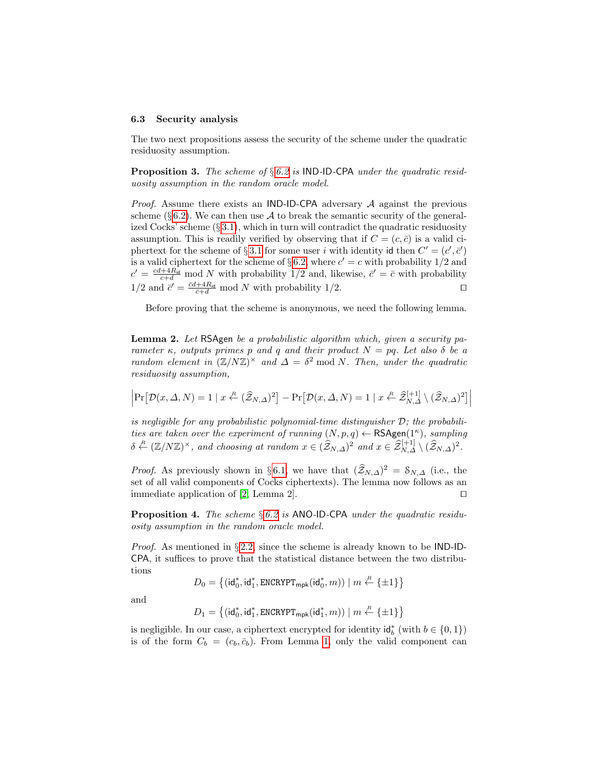### 6.3 Security analysis

The two next propositions assess the security of the scheme under the quadratic residuosity assumption.

**Proposition 3.** *The scheme of §6.2 is* IND-ID-CPA *under the quadratic residuosity assumption in the random oracle model.*

*Proof.* Assume there exists an IND-ID-CPA adversary $\mathcal{A}$ against the previous scheme (§6.2). We can then use $\mathcal{A}$ to break the semantic security of the generalized Cocks' scheme (§3.1), which in turn will contradict the quadratic residuosity assumption. This is readily verified by observing that if $C = (c, \bar{c})$ is a valid ciphertext for the scheme of §3.1 for some user $i$ with identity $\mathsf{id}$ then $C' = (c', \bar{c}')$ is a valid ciphertext for the scheme of §6.2 where $c' = c$ with probability $1/2$ and $c' = \frac{cd+4R_{\mathsf{id}}}{c+d} \bmod N$ with probability $1/2$ and, likewise, $\bar{c}' = \bar{c}$ with probability $1/2$ and $\bar{c}' = \frac{\bar{c}d+4R_{\mathsf{id}}}{\bar{c}+d} \bmod N$ with probability $1/2$. $\square$

Before proving that the scheme is anonymous, we need the following lemma.

**Lemma 2.** *Let* $\mathsf{RSAgen}$ *be a probabilistic algorithm which, given a security parameter* $\kappa$*, outputs primes* $p$ *and* $q$ *and their product* $N = pq$*. Let also* $\delta$ *be a random element in* $(\mathbb{Z}/N\mathbb{Z})^\times$ *and* $\Delta = \delta^2 \bmod N$*. Then, under the quadratic residuosity assumption,*

$$\left|\Pr\bigl[\mathcal{D}(x, \Delta, N) = 1 \mid x \xleftarrow{R} (\widehat{\mathcal{Z}}_{N,\Delta})^2\bigr] - \Pr\bigl[\mathcal{D}(x, \Delta, N) = 1 \mid x \xleftarrow{R} \widehat{\mathcal{Z}}_{N,\Delta}^{[+1]} \setminus (\widehat{\mathcal{Z}}_{N,\Delta})^2\bigr]\right|$$

*is negligible for any probabilistic polynomial-time distinguisher* $\mathcal{D}$*; the probabilities are taken over the experiment of running* $(N, p, q) \leftarrow \mathsf{RSAgen}(1^\kappa)$*, sampling* $\delta \xleftarrow{R} (\mathbb{Z}/N\mathbb{Z})^\times$*, and choosing at random* $x \in (\widehat{\mathcal{Z}}_{N,\Delta})^2$ *and* $x \in \widehat{\mathcal{Z}}_{N,\Delta}^{[+1]} \setminus (\widehat{\mathcal{Z}}_{N,\Delta})^2$*.*

*Proof.* As previously shown in §6.1, we have that $(\widehat{\mathcal{Z}}_{N,\Delta})^2 = \mathcal{S}_{N,\Delta}$ (i.e., the set of all valid components of Cocks ciphertexts). The lemma now follows as an immediate application of [2, Lemma 2]. $\square$

**Proposition 4.** *The scheme §6.2 is* ANO-ID-CPA *under the quadratic residuosity assumption in the random oracle model.*

*Proof.* As mentioned in §2.2, since the scheme is already known to be IND-ID-CPA, it suffices to prove that the statistical distance between the two distributions

$$D_0 = \bigl\{(\mathsf{id}_0^*, \mathsf{id}_1^*, \mathtt{ENCRYPT}_{\mathsf{mpk}}(\mathsf{id}_0^*, m)) \mid m \xleftarrow{R} \{\pm 1\}\bigr\}$$

and

$$D_1 = \bigl\{(\mathsf{id}_0^*, \mathsf{id}_1^*, \mathtt{ENCRYPT}_{\mathsf{mpk}}(\mathsf{id}_1^*, m)) \mid m \xleftarrow{R} \{\pm 1\}\bigr\}$$

is negligible. In our case, a ciphertext encrypted for identity $\mathsf{id}_b^*$ (with $b \in \{0, 1\}$) is of the form $C_b = (c_b, \bar{c}_b)$. From Lemma 1, only the valid component can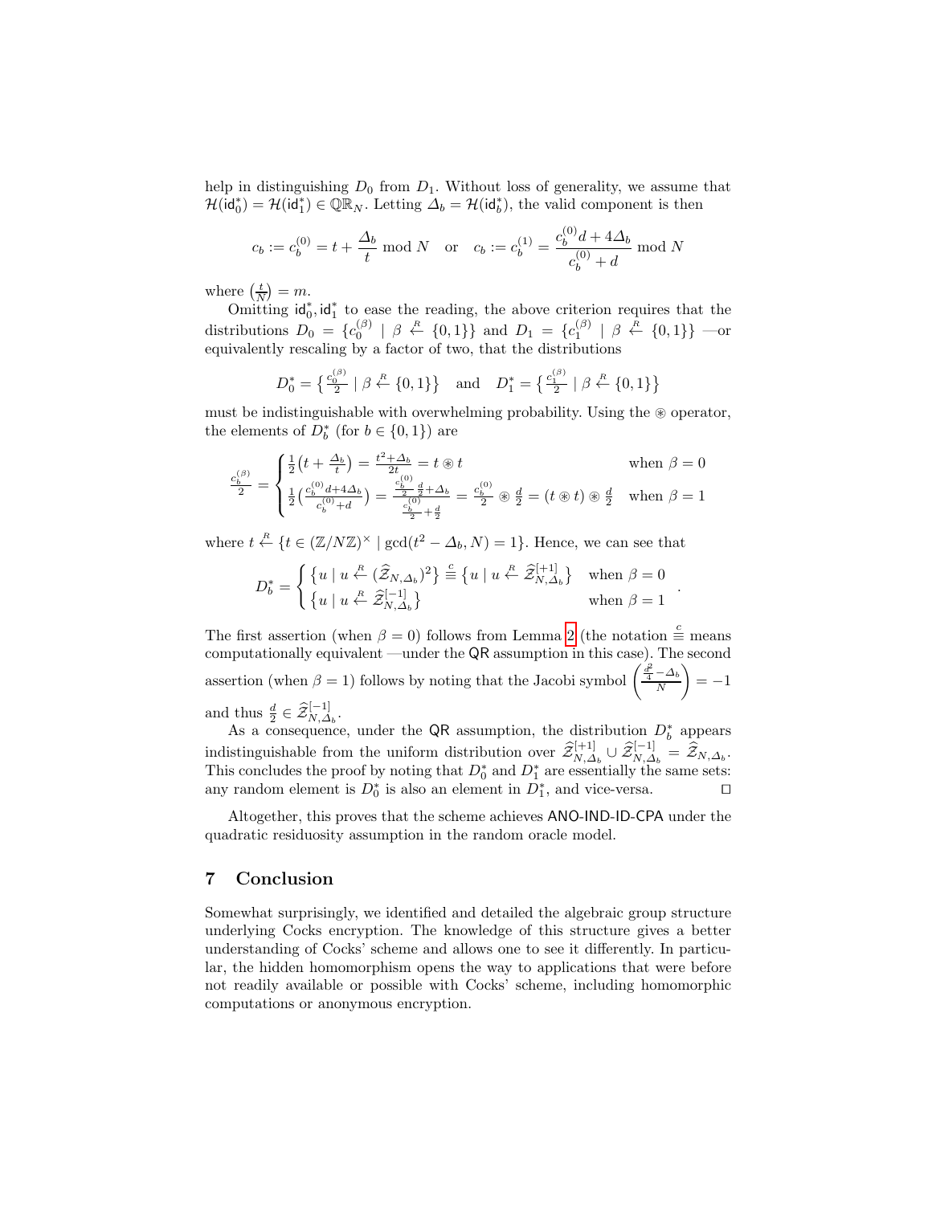help in distinguishing $D_0$ from $D_1$. Without loss of generality, we assume that $\mathcal{H}(\mathsf{id}_0^*) = \mathcal{H}(\mathsf{id}_1^*) \in \mathbb{QR}_N$. Letting $\Delta_b = \mathcal{H}(\mathsf{id}_b^*)$, the valid component is then

$$c_b := c_b^{(0)} = t + \frac{\Delta_b}{t} \bmod N \quad \text{or} \quad c_b := c_b^{(1)} = \frac{c_b^{(0)} d + 4\Delta_b}{c_b^{(0)} + d} \bmod N$$

where $\left(\frac{t}{N}\right) = m$.

Omitting $\mathsf{id}_0^*, \mathsf{id}_1^*$ to ease the reading, the above criterion requires that the distributions $D_0 = \{c_0^{(\beta)} \mid \beta \xleftarrow{R} \{0,1\}\}$ and $D_1 = \{c_1^{(\beta)} \mid \beta \xleftarrow{R} \{0,1\}\}$ —or equivalently rescaling by a factor of two, that the distributions

$$D_0^* = \left\{ \tfrac{c_0^{(\beta)}}{2} \mid \beta \xleftarrow{R} \{0,1\} \right\} \quad \text{and} \quad D_1^* = \left\{ \tfrac{c_1^{(\beta)}}{2} \mid \beta \xleftarrow{R} \{0,1\} \right\}$$

must be indistinguishable with overwhelming probability. Using the $\circledast$ operator, the elements of $D_b^*$ (for $b \in \{0,1\}$) are

$$\frac{c_b^{(\beta)}}{2} = \begin{cases} \frac{1}{2}\left(t + \frac{\Delta_b}{t}\right) = \frac{t^2 + \Delta_b}{2t} = t \circledast t & \text{when } \beta = 0 \\ \frac{1}{2}\left(\frac{c_b^{(0)} d + 4\Delta_b}{c_b^{(0)} + d}\right) = \frac{\frac{c_b^{(0)}}{2}\frac{d}{2} + \Delta_b}{\frac{c_b^{(0)}}{2} + \frac{d}{2}} = \frac{c_b^{(0)}}{2} \circledast \frac{d}{2} = (t \circledast t) \circledast \frac{d}{2} & \text{when } \beta = 1 \end{cases}$$

where $t \xleftarrow{R} \{t \in (\mathbb{Z}/N\mathbb{Z})^\times \mid \gcd(t^2 - \Delta_b, N) = 1\}$. Hence, we can see that

$$D_b^* = \begin{cases} \left\{ u \mid u \xleftarrow{R} (\widehat{\mathcal{Z}}_{N,\Delta_b})^2 \right\} \overset{c}{\equiv} \left\{ u \mid u \xleftarrow{R} \widehat{\mathcal{Z}}_{N,\Delta_b}^{[+1]} \right\} & \text{when } \beta = 0 \\ \left\{ u \mid u \xleftarrow{R} \widehat{\mathcal{Z}}_{N,\Delta_b}^{[-1]} \right\} & \text{when } \beta = 1 \end{cases}.$$

The first assertion (when $\beta = 0$) follows from Lemma 2 (the notation $\overset{c}{\equiv}$ means computationally equivalent —under the $\mathsf{QR}$ assumption in this case). The second assertion (when $\beta = 1$) follows by noting that the Jacobi symbol $\left(\frac{\frac{d^2}{4} - \Delta_b}{N}\right) = -1$ and thus $\frac{d}{2} \in \widehat{\mathcal{Z}}_{N,\Delta_b}^{[-1]}$.

As a consequence, under the $\mathsf{QR}$ assumption, the distribution $D_b^*$ appears indistinguishable from the uniform distribution over $\widehat{\mathcal{Z}}_{N,\Delta_b}^{[+1]} \cup \widehat{\mathcal{Z}}_{N,\Delta_b}^{[-1]} = \widehat{\mathcal{Z}}_{N,\Delta_b}$. This concludes the proof by noting that $D_0^*$ and $D_1^*$ are essentially the same sets: any random element is $D_0^*$ is also an element in $D_1^*$, and vice-versa. ◻

Altogether, this proves that the scheme achieves $\mathsf{ANO\text{-}IND\text{-}ID\text{-}CPA}$ under the quadratic residuosity assumption in the random oracle model.

## 7 Conclusion

Somewhat surprisingly, we identified and detailed the algebraic group structure underlying Cocks encryption. The knowledge of this structure gives a better understanding of Cocks' scheme and allows one to see it differently. In particular, the hidden homomorphism opens the way to applications that were before not readily available or possible with Cocks' scheme, including homomorphic computations or anonymous encryption.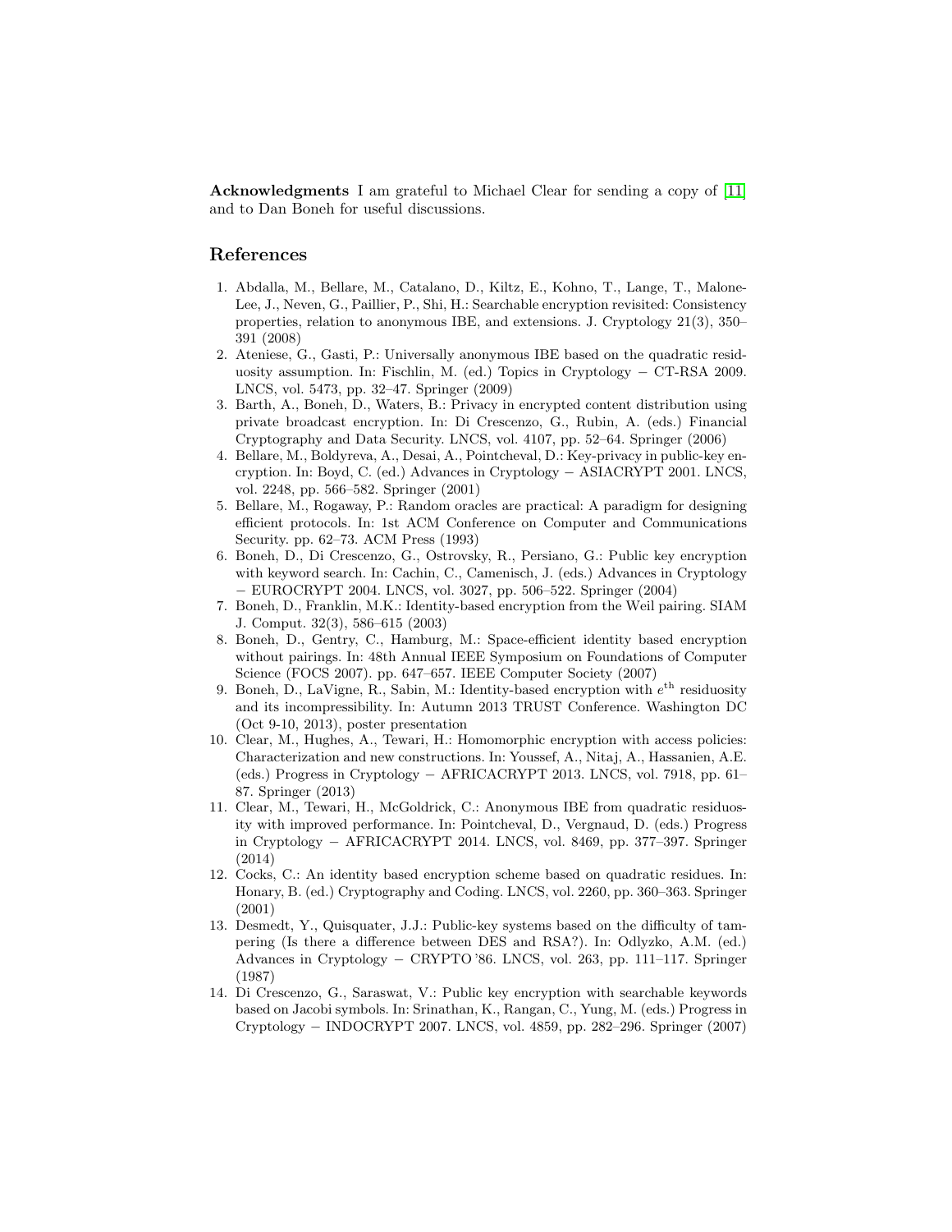**Acknowledgments** I am grateful to Michael Clear for sending a copy of [11] and to Dan Boneh for useful discussions.

## References

1. Abdalla, M., Bellare, M., Catalano, D., Kiltz, E., Kohno, T., Lange, T., Malone-Lee, J., Neven, G., Paillier, P., Shi, H.: Searchable encryption revisited: Consistency properties, relation to anonymous IBE, and extensions. J. Cryptology 21(3), 350–391 (2008)
2. Ateniese, G., Gasti, P.: Universally anonymous IBE based on the quadratic residuosity assumption. In: Fischlin, M. (ed.) Topics in Cryptology − CT-RSA 2009. LNCS, vol. 5473, pp. 32–47. Springer (2009)
3. Barth, A., Boneh, D., Waters, B.: Privacy in encrypted content distribution using private broadcast encryption. In: Di Crescenzo, G., Rubin, A. (eds.) Financial Cryptography and Data Security. LNCS, vol. 4107, pp. 52–64. Springer (2006)
4. Bellare, M., Boldyreva, A., Desai, A., Pointcheval, D.: Key-privacy in public-key encryption. In: Boyd, C. (ed.) Advances in Cryptology − ASIACRYPT 2001. LNCS, vol. 2248, pp. 566–582. Springer (2001)
5. Bellare, M., Rogaway, P.: Random oracles are practical: A paradigm for designing efficient protocols. In: 1st ACM Conference on Computer and Communications Security. pp. 62–73. ACM Press (1993)
6. Boneh, D., Di Crescenzo, G., Ostrovsky, R., Persiano, G.: Public key encryption with keyword search. In: Cachin, C., Camenisch, J. (eds.) Advances in Cryptology − EUROCRYPT 2004. LNCS, vol. 3027, pp. 506–522. Springer (2004)
7. Boneh, D., Franklin, M.K.: Identity-based encryption from the Weil pairing. SIAM J. Comput. 32(3), 586–615 (2003)
8. Boneh, D., Gentry, C., Hamburg, M.: Space-efficient identity based encryption without pairings. In: 48th Annual IEEE Symposium on Foundations of Computer Science (FOCS 2007). pp. 647–657. IEEE Computer Society (2007)
9. Boneh, D., LaVigne, R., Sabin, M.: Identity-based encryption with $e^{\text{th}}$ residuosity and its incompressibility. In: Autumn 2013 TRUST Conference. Washington DC (Oct 9-10, 2013), poster presentation
10. Clear, M., Hughes, A., Tewari, H.: Homomorphic encryption with access policies: Characterization and new constructions. In: Youssef, A., Nitaj, A., Hassanien, A.E. (eds.) Progress in Cryptology − AFRICACRYPT 2013. LNCS, vol. 7918, pp. 61–87. Springer (2013)
11. Clear, M., Tewari, H., McGoldrick, C.: Anonymous IBE from quadratic residuosity with improved performance. In: Pointcheval, D., Vergnaud, D. (eds.) Progress in Cryptology − AFRICACRYPT 2014. LNCS, vol. 8469, pp. 377–397. Springer (2014)
12. Cocks, C.: An identity based encryption scheme based on quadratic residues. In: Honary, B. (ed.) Cryptography and Coding. LNCS, vol. 2260, pp. 360–363. Springer (2001)
13. Desmedt, Y., Quisquater, J.J.: Public-key systems based on the difficulty of tampering (Is there a difference between DES and RSA?). In: Odlyzko, A.M. (ed.) Advances in Cryptology − CRYPTO '86. LNCS, vol. 263, pp. 111–117. Springer (1987)
14. Di Crescenzo, G., Saraswat, V.: Public key encryption with searchable keywords based on Jacobi symbols. In: Srinathan, K., Rangan, C., Yung, M. (eds.) Progress in Cryptology − INDOCRYPT 2007. LNCS, vol. 4859, pp. 282–296. Springer (2007)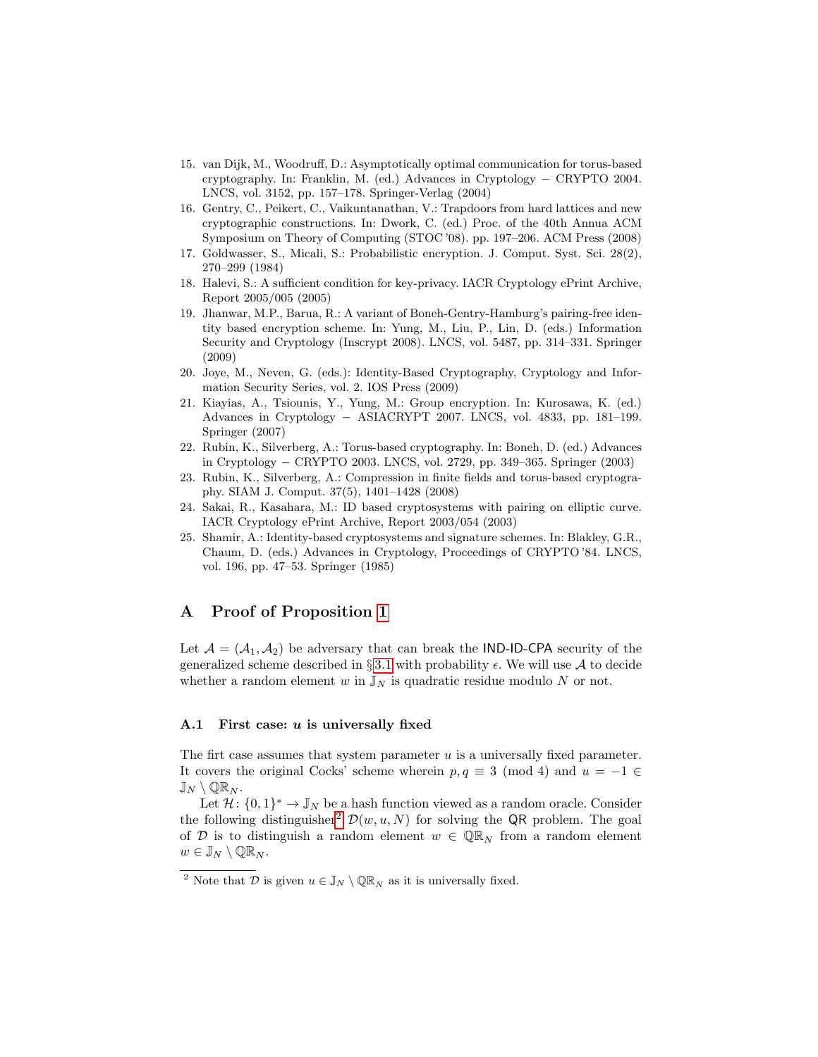15. van Dijk, M., Woodruff, D.: Asymptotically optimal communication for torus-based cryptography. In: Franklin, M. (ed.) Advances in Cryptology − CRYPTO 2004. LNCS, vol. 3152, pp. 157–178. Springer-Verlag (2004)
16. Gentry, C., Peikert, C., Vaikuntanathan, V.: Trapdoors from hard lattices and new cryptographic constructions. In: Dwork, C. (ed.) Proc. of the 40th Annua ACM Symposium on Theory of Computing (STOC '08). pp. 197–206. ACM Press (2008)
17. Goldwasser, S., Micali, S.: Probabilistic encryption. J. Comput. Syst. Sci. 28(2), 270–299 (1984)
18. Halevi, S.: A sufficient condition for key-privacy. IACR Cryptology ePrint Archive, Report 2005/005 (2005)
19. Jhanwar, M.P., Barua, R.: A variant of Boneh-Gentry-Hamburg's pairing-free identity based encryption scheme. In: Yung, M., Liu, P., Lin, D. (eds.) Information Security and Cryptology (Inscrypt 2008). LNCS, vol. 5487, pp. 314–331. Springer (2009)
20. Joye, M., Neven, G. (eds.): Identity-Based Cryptography, Cryptology and Information Security Series, vol. 2. IOS Press (2009)
21. Kiayias, A., Tsiounis, Y., Yung, M.: Group encryption. In: Kurosawa, K. (ed.) Advances in Cryptology − ASIACRYPT 2007. LNCS, vol. 4833, pp. 181–199. Springer (2007)
22. Rubin, K., Silverberg, A.: Torus-based cryptography. In: Boneh, D. (ed.) Advances in Cryptology − CRYPTO 2003. LNCS, vol. 2729, pp. 349–365. Springer (2003)
23. Rubin, K., Silverberg, A.: Compression in finite fields and torus-based cryptography. SIAM J. Comput. 37(5), 1401–1428 (2008)
24. Sakai, R., Kasahara, M.: ID based cryptosystems with pairing on elliptic curve. IACR Cryptology ePrint Archive, Report 2003/054 (2003)
25. Shamir, A.: Identity-based cryptosystems and signature schemes. In: Blakley, G.R., Chaum, D. (eds.) Advances in Cryptology, Proceedings of CRYPTO '84. LNCS, vol. 196, pp. 47–53. Springer (1985)

# A Proof of Proposition 1

Let $\mathcal{A} = (\mathcal{A}_1, \mathcal{A}_2)$ be adversary that can break the IND-ID-CPA security of the generalized scheme described in § 3.1 with probability $\epsilon$. We will use $\mathcal{A}$ to decide whether a random element $w$ in $\mathbb{J}_N$ is quadratic residue modulo $N$ or not.

## A.1 First case: $u$ is universally fixed

The firt case assumes that system parameter $u$ is a universally fixed parameter. It covers the original Cocks' scheme wherein $p, q \equiv 3 \pmod 4$ and $u = -1 \in \mathbb{J}_N \setminus \mathbb{QR}_N$.

Let $\mathcal{H}\colon \{0,1\}^* \to \mathbb{J}_N$ be a hash function viewed as a random oracle. Consider the following distinguisher[2] $\mathcal{D}(w, u, N)$ for solving the QR problem. The goal of $\mathcal{D}$ is to distinguish a random element $w \in \mathbb{QR}_N$ from a random element $w \in \mathbb{J}_N \setminus \mathbb{QR}_N$.

[2] Note that $\mathcal{D}$ is given $u \in \mathbb{J}_N \setminus \mathbb{QR}_N$ as it is universally fixed.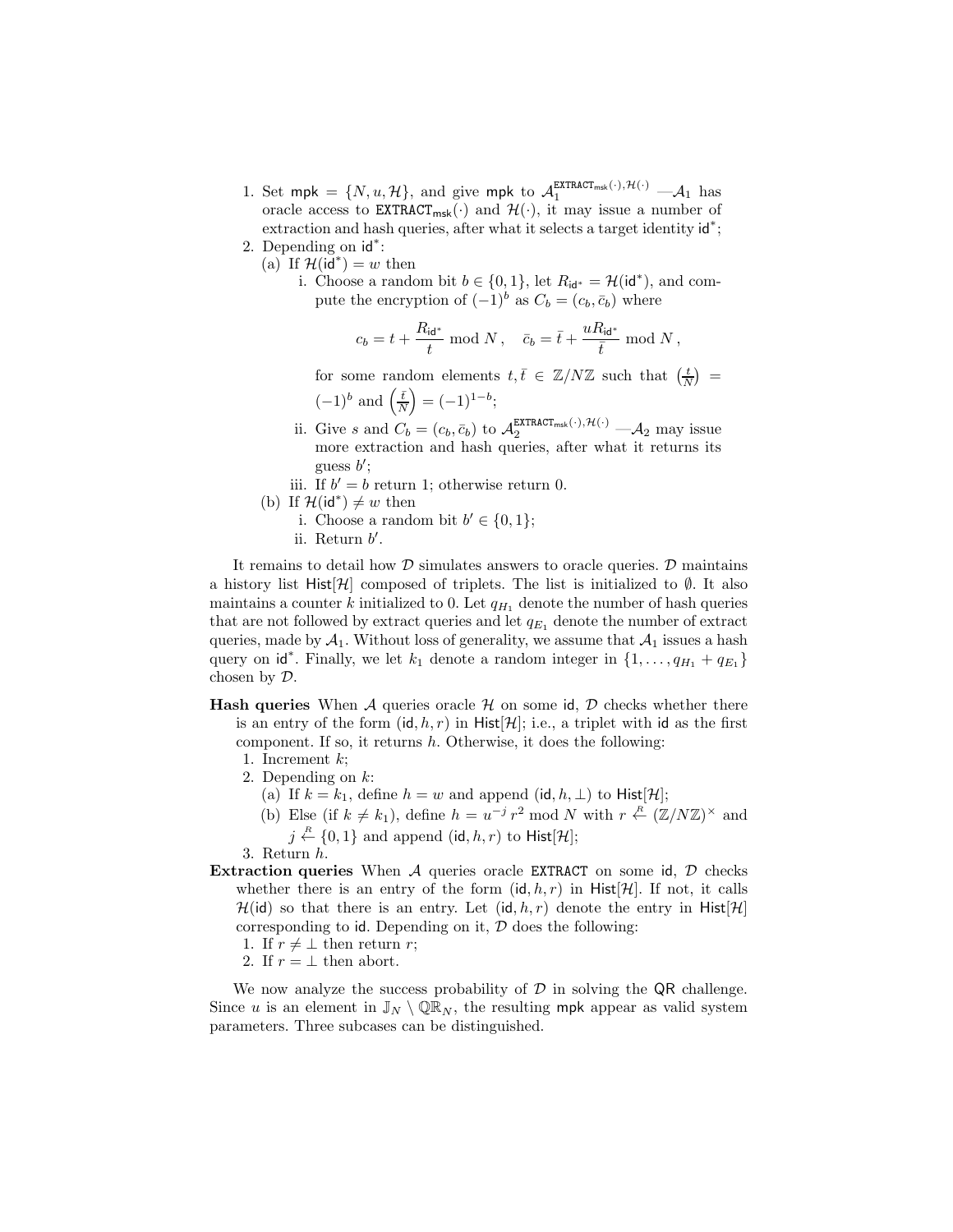1. Set $\mathsf{mpk} = \{N, u, \mathcal{H}\}$, and give $\mathsf{mpk}$ to $\mathcal{A}_1^{\mathtt{EXTRACT}_{\mathsf{msk}}(\cdot),\mathcal{H}(\cdot)}$ —$\mathcal{A}_1$ has oracle access to $\mathtt{EXTRACT}_{\mathsf{msk}}(\cdot)$ and $\mathcal{H}(\cdot)$, it may issue a number of extraction and hash queries, after what it selects a target identity $\mathsf{id}^*$;
2. Depending on $\mathsf{id}^*$:
   (a) If $\mathcal{H}(\mathsf{id}^*) = w$ then
      i. Choose a random bit $b \in \{0, 1\}$, let $R_{\mathsf{id}^*} = \mathcal{H}(\mathsf{id}^*)$, and compute the encryption of $(-1)^b$ as $C_b = (c_b, \bar{c}_b)$ where

$$c_b = t + \frac{R_{\mathsf{id}^*}}{t} \bmod N\,, \quad \bar{c}_b = \bar{t} + \frac{uR_{\mathsf{id}^*}}{\bar{t}} \bmod N\,,$$

      for some random elements $t, \bar{t} \in \mathbb{Z}/N\mathbb{Z}$ such that $\left(\frac{t}{N}\right) = (-1)^b$ and $\left(\frac{\bar{t}}{N}\right) = (-1)^{1-b}$;
      ii. Give $s$ and $C_b = (c_b, \bar{c}_b)$ to $\mathcal{A}_2^{\mathtt{EXTRACT}_{\mathsf{msk}}(\cdot),\mathcal{H}(\cdot)}$ —$\mathcal{A}_2$ may issue more extraction and hash queries, after what it returns its guess $b'$;
      iii. If $b' = b$ return 1; otherwise return 0.
   (b) If $\mathcal{H}(\mathsf{id}^*) \neq w$ then
      i. Choose a random bit $b' \in \{0, 1\}$;
      ii. Return $b'$.

It remains to detail how $\mathcal{D}$ simulates answers to oracle queries. $\mathcal{D}$ maintains a history list $\mathsf{Hist}[\mathcal{H}]$ composed of triplets. The list is initialized to $\emptyset$. It also maintains a counter $k$ initialized to 0. Let $q_{H_1}$ denote the number of hash queries that are not followed by extract queries and let $q_{E_1}$ denote the number of extract queries, made by $\mathcal{A}_1$. Without loss of generality, we assume that $\mathcal{A}_1$ issues a hash query on $\mathsf{id}^*$. Finally, we let $k_1$ denote a random integer in $\{1, \ldots, q_{H_1} + q_{E_1}\}$ chosen by $\mathcal{D}$.

**Hash queries** When $\mathcal{A}$ queries oracle $\mathcal{H}$ on some $\mathsf{id}$, $\mathcal{D}$ checks whether there is an entry of the form $(\mathsf{id}, h, r)$ in $\mathsf{Hist}[\mathcal{H}]$; i.e., a triplet with $\mathsf{id}$ as the first component. If so, it returns $h$. Otherwise, it does the following:
1. Increment $k$;
2. Depending on $k$:
   (a) If $k = k_1$, define $h = w$ and append $(\mathsf{id}, h, \perp)$ to $\mathsf{Hist}[\mathcal{H}]$;
   (b) Else (if $k \neq k_1$), define $h = u^{-j}\, r^2 \bmod N$ with $r \xleftarrow{R} (\mathbb{Z}/N\mathbb{Z})^\times$ and $j \xleftarrow{R} \{0, 1\}$ and append $(\mathsf{id}, h, r)$ to $\mathsf{Hist}[\mathcal{H}]$;
3. Return $h$.

**Extraction queries** When $\mathcal{A}$ queries oracle $\mathtt{EXTRACT}$ on some $\mathsf{id}$, $\mathcal{D}$ checks whether there is an entry of the form $(\mathsf{id}, h, r)$ in $\mathsf{Hist}[\mathcal{H}]$. If not, it calls $\mathcal{H}(\mathsf{id})$ so that there is an entry. Let $(\mathsf{id}, h, r)$ denote the entry in $\mathsf{Hist}[\mathcal{H}]$ corresponding to $\mathsf{id}$. Depending on it, $\mathcal{D}$ does the following:
1. If $r \neq \perp$ then return $r$;
2. If $r = \perp$ then abort.

We now analyze the success probability of $\mathcal{D}$ in solving the $\mathsf{QR}$ challenge. Since $u$ is an element in $\mathbb{J}_N \setminus \mathbb{QR}_N$, the resulting $\mathsf{mpk}$ appear as valid system parameters. Three subcases can be distinguished.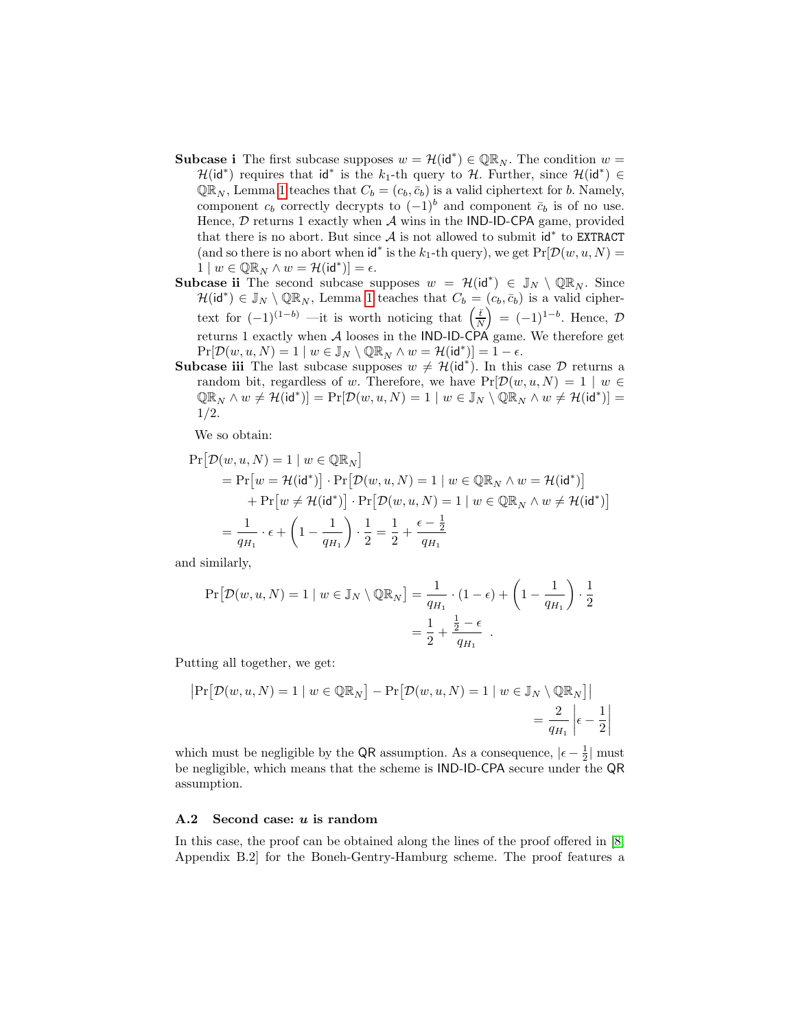**Subcase i** The first subcase supposes $w = \mathcal{H}(\mathsf{id}^*) \in \mathbb{QR}_N$. The condition $w = \mathcal{H}(\mathsf{id}^*)$ requires that $\mathsf{id}^*$ is the $k_1$-th query to $\mathcal{H}$. Further, since $\mathcal{H}(\mathsf{id}^*) \in \mathbb{QR}_N$, Lemma 1 teaches that $C_b = (c_b, \bar{c}_b)$ is a valid ciphertext for $b$. Namely, component $c_b$ correctly decrypts to $(-1)^b$ and component $\bar{c}_b$ is of no use. Hence, $\mathcal{D}$ returns 1 exactly when $\mathcal{A}$ wins in the IND-ID-CPA game, provided that there is no abort. But since $\mathcal{A}$ is not allowed to submit $\mathsf{id}^*$ to `EXTRACT` (and so there is no abort when $\mathsf{id}^*$ is the $k_1$-th query), we get $\Pr[\mathcal{D}(w, u, N) = 1 \mid w \in \mathbb{QR}_N \wedge w = \mathcal{H}(\mathsf{id}^*)] = \epsilon$.

**Subcase ii** The second subcase supposes $w = \mathcal{H}(\mathsf{id}^*) \in \mathbb{J}_N \setminus \mathbb{QR}_N$. Since $\mathcal{H}(\mathsf{id}^*) \in \mathbb{J}_N \setminus \mathbb{QR}_N$, Lemma 1 teaches that $C_b = (c_b, \bar{c}_b)$ is a valid ciphertext for $(-1)^{(1-b)}$ —it is worth noticing that $\left(\frac{\bar{t}}{N}\right) = (-1)^{1-b}$. Hence, $\mathcal{D}$ returns 1 exactly when $\mathcal{A}$ looses in the IND-ID-CPA game. We therefore get $\Pr[\mathcal{D}(w, u, N) = 1 \mid w \in \mathbb{J}_N \setminus \mathbb{QR}_N \wedge w = \mathcal{H}(\mathsf{id}^*)] = 1 - \epsilon$.

**Subcase iii** The last subcase supposes $w \neq \mathcal{H}(\mathsf{id}^*)$. In this case $\mathcal{D}$ returns a random bit, regardless of $w$. Therefore, we have $\Pr[\mathcal{D}(w, u, N) = 1 \mid w \in \mathbb{QR}_N \wedge w \neq \mathcal{H}(\mathsf{id}^*)] = \Pr[\mathcal{D}(w, u, N) = 1 \mid w \in \mathbb{J}_N \setminus \mathbb{QR}_N \wedge w \neq \mathcal{H}(\mathsf{id}^*)] = 1/2$.

We so obtain:

$$
\begin{aligned}
\Pr\big[\mathcal{D}(w, u, N) = 1 \mid w \in \mathbb{QR}_N\big]
&= \Pr\big[w = \mathcal{H}(\mathsf{id}^*)\big] \cdot \Pr\big[\mathcal{D}(w, u, N) = 1 \mid w \in \mathbb{QR}_N \wedge w = \mathcal{H}(\mathsf{id}^*)\big] \\
&\quad + \Pr\big[w \neq \mathcal{H}(\mathsf{id}^*)\big] \cdot \Pr\big[\mathcal{D}(w, u, N) = 1 \mid w \in \mathbb{QR}_N \wedge w \neq \mathcal{H}(\mathsf{id}^*)\big] \\
&= \frac{1}{q_{H_1}} \cdot \epsilon + \left(1 - \frac{1}{q_{H_1}}\right) \cdot \frac{1}{2} = \frac{1}{2} + \frac{\epsilon - \frac{1}{2}}{q_{H_1}}
\end{aligned}
$$

and similarly,

$$
\begin{aligned}
\Pr\big[\mathcal{D}(w, u, N) = 1 \mid w \in \mathbb{J}_N \setminus \mathbb{QR}_N\big] &= \frac{1}{q_{H_1}} \cdot (1 - \epsilon) + \left(1 - \frac{1}{q_{H_1}}\right) \cdot \frac{1}{2} \\
&= \frac{1}{2} + \frac{\frac{1}{2} - \epsilon}{q_{H_1}} \ .
\end{aligned}
$$

Putting all together, we get:

$$
\begin{aligned}
\big|\Pr\big[\mathcal{D}(w, u, N) = 1 \mid w \in \mathbb{QR}_N\big] - \Pr\big[\mathcal{D}(w, u, N) = 1 \mid w \in \mathbb{J}_N \setminus \mathbb{QR}_N\big]\big| \\
= \frac{2}{q_{H_1}} \left|\epsilon - \frac{1}{2}\right|
\end{aligned}
$$

which must be negligible by the QR assumption. As a consequence, $|\epsilon - \frac{1}{2}|$ must be negligible, which means that the scheme is IND-ID-CPA secure under the QR assumption.

### A.2 Second case: $u$ is random

In this case, the proof can be obtained along the lines of the proof offered in [8, Appendix B.2] for the Boneh-Gentry-Hamburg scheme. The proof features a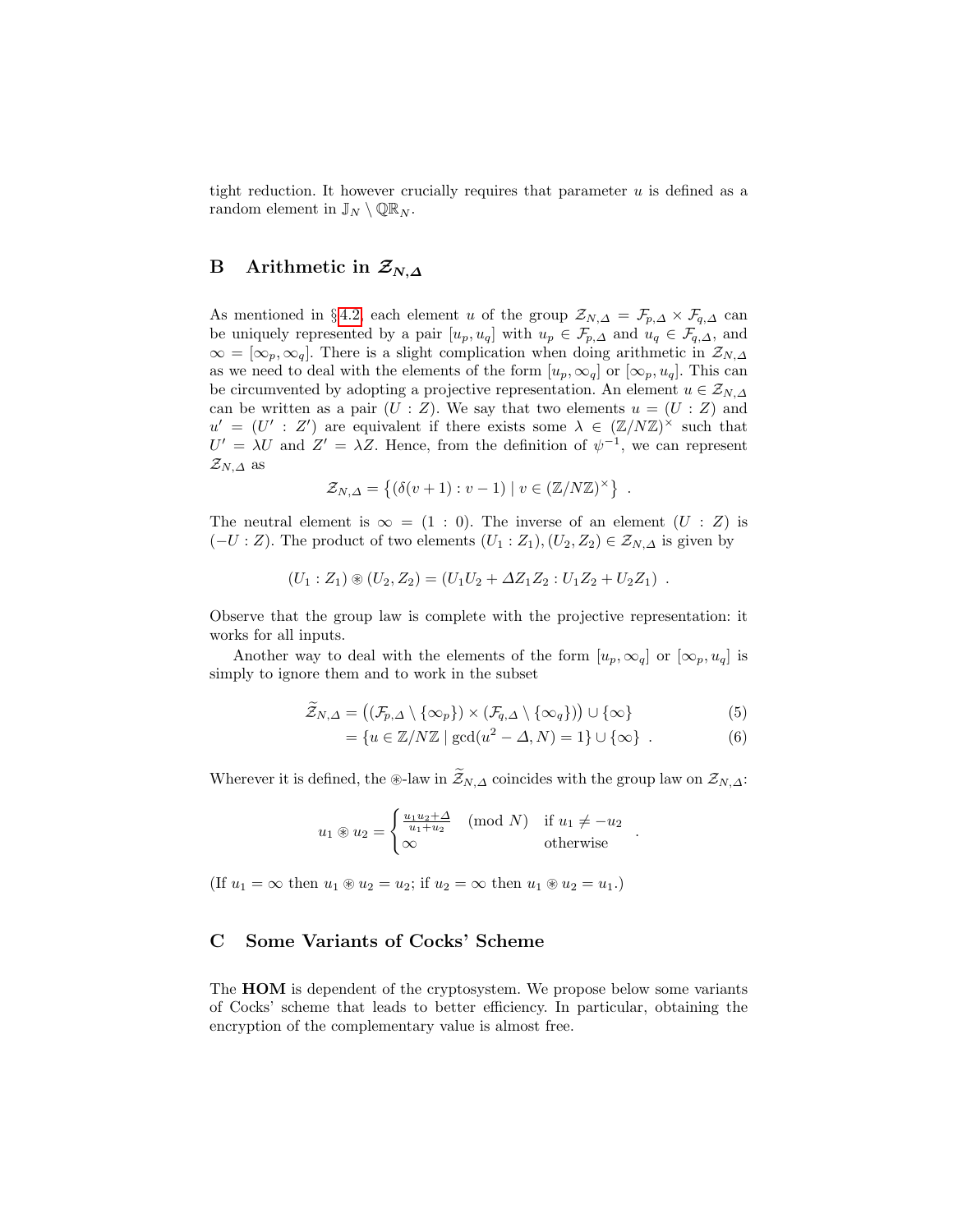tight reduction. It however crucially requires that parameter $u$ is defined as a random element in $\mathbb{J}_N \setminus \mathbb{QR}_N$.

## B Arithmetic in $\mathcal{Z}_{N,\Delta}$

As mentioned in §4.2, each element $u$ of the group $\mathcal{Z}_{N,\Delta} = \mathcal{F}_{p,\Delta} \times \mathcal{F}_{q,\Delta}$ can be uniquely represented by a pair $[u_p, u_q]$ with $u_p \in \mathcal{F}_{p,\Delta}$ and $u_q \in \mathcal{F}_{q,\Delta}$, and $\infty = [\infty_p, \infty_q]$. There is a slight complication when doing arithmetic in $\mathcal{Z}_{N,\Delta}$ as we need to deal with the elements of the form $[u_p, \infty_q]$ or $[\infty_p, u_q]$. This can be circumvented by adopting a projective representation. An element $u \in \mathcal{Z}_{N,\Delta}$ can be written as a pair $(U : Z)$. We say that two elements $u = (U : Z)$ and $u' = (U' : Z')$ are equivalent if there exists some $\lambda \in (\mathbb{Z}/N\mathbb{Z})^\times$ such that $U' = \lambda U$ and $Z' = \lambda Z$. Hence, from the definition of $\psi^{-1}$, we can represent $\mathcal{Z}_{N,\Delta}$ as

$$\mathcal{Z}_{N,\Delta} = \left\{ (\delta(v+1) : v-1) \mid v \in (\mathbb{Z}/N\mathbb{Z})^\times \right\} \ .$$

The neutral element is $\infty = (1 : 0)$. The inverse of an element $(U : Z)$ is $(-U : Z)$. The product of two elements $(U_1 : Z_1), (U_2, Z_2) \in \mathcal{Z}_{N,\Delta}$ is given by

$$(U_1 : Z_1) \circledast (U_2, Z_2) = (U_1 U_2 + \Delta Z_1 Z_2 : U_1 Z_2 + U_2 Z_1) \ .$$

Observe that the group law is complete with the projective representation: it works for all inputs.

Another way to deal with the elements of the form $[u_p, \infty_q]$ or $[\infty_p, u_q]$ is simply to ignore them and to work in the subset

$$\widetilde{\mathcal{Z}}_{N,\Delta} = \big( (\mathcal{F}_{p,\Delta} \setminus \{\infty_p\}) \times (\mathcal{F}_{q,\Delta} \setminus \{\infty_q\}) \big) \cup \{\infty\} \tag{5}$$

$$= \{ u \in \mathbb{Z}/N\mathbb{Z} \mid \gcd(u^2 - \Delta, N) = 1 \} \cup \{\infty\} \ . \tag{6}$$

Wherever it is defined, the $\circledast$-law in $\widetilde{\mathcal{Z}}_{N,\Delta}$ coincides with the group law on $\mathcal{Z}_{N,\Delta}$:

$$u_1 \circledast u_2 = \begin{cases} \frac{u_1 u_2 + \Delta}{u_1 + u_2} \pmod N & \text{if } u_1 \neq -u_2 \\ \infty & \text{otherwise} \end{cases} \ .$$

(If $u_1 = \infty$ then $u_1 \circledast u_2 = u_2$; if $u_2 = \infty$ then $u_1 \circledast u_2 = u_1$.)

## C Some Variants of Cocks' Scheme

The **HOM** is dependent of the cryptosystem. We propose below some variants of Cocks' scheme that leads to better efficiency. In particular, obtaining the encryption of the complementary value is almost free.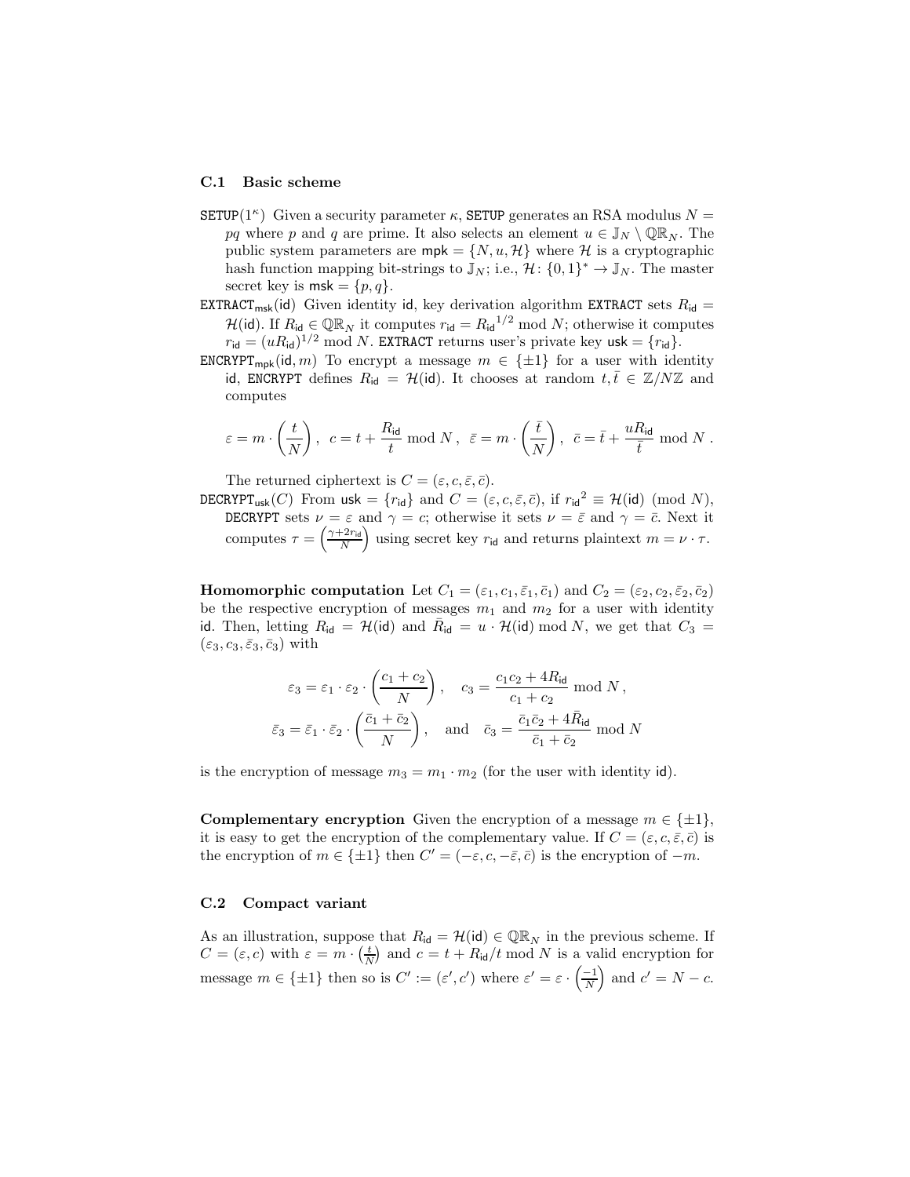### C.1 Basic scheme

$\mathtt{SETUP}(1^\kappa)$ Given a security parameter $\kappa$, $\mathtt{SETUP}$ generates an RSA modulus $N = pq$ where $p$ and $q$ are prime. It also selects an element $u \in \mathbb{J}_N \setminus \mathbb{QR}_N$. The public system parameters are $\mathsf{mpk} = \{N, u, \mathcal{H}\}$ where $\mathcal{H}$ is a cryptographic hash function mapping bit-strings to $\mathbb{J}_N$; i.e., $\mathcal{H}\colon \{0,1\}^* \to \mathbb{J}_N$. The master secret key is $\mathsf{msk} = \{p, q\}$.

$\mathtt{EXTRACT}_{\mathsf{msk}}(\mathsf{id})$ Given identity $\mathsf{id}$, key derivation algorithm $\mathtt{EXTRACT}$ sets $R_{\mathsf{id}} = \mathcal{H}(\mathsf{id})$. If $R_{\mathsf{id}} \in \mathbb{QR}_N$ it computes $r_{\mathsf{id}} = {R_{\mathsf{id}}}^{1/2} \bmod N$; otherwise it computes $r_{\mathsf{id}} = (uR_{\mathsf{id}})^{1/2} \bmod N$. $\mathtt{EXTRACT}$ returns user's private key $\mathsf{usk} = \{r_{\mathsf{id}}\}$.

$\mathtt{ENCRYPT}_{\mathsf{mpk}}(\mathsf{id}, m)$ To encrypt a message $m \in \{\pm 1\}$ for a user with identity $\mathsf{id}$, $\mathtt{ENCRYPT}$ defines $R_{\mathsf{id}} = \mathcal{H}(\mathsf{id})$. It chooses at random $t, \bar{t} \in \mathbb{Z}/N\mathbb{Z}$ and computes

$$\varepsilon = m \cdot \left(\frac{t}{N}\right),\ \ c = t + \frac{R_{\mathsf{id}}}{t} \bmod N\,,\ \ \bar{\varepsilon} = m \cdot \left(\frac{\bar{t}}{N}\right),\ \ \bar{c} = \bar{t} + \frac{uR_{\mathsf{id}}}{\bar{t}} \bmod N\,.$$

The returned ciphertext is $C = (\varepsilon, c, \bar{\varepsilon}, \bar{c})$.

$\mathtt{DECRYPT}_{\mathsf{usk}}(C)$ From $\mathsf{usk} = \{r_{\mathsf{id}}\}$ and $C = (\varepsilon, c, \bar{\varepsilon}, \bar{c})$, if ${r_{\mathsf{id}}}^2 \equiv \mathcal{H}(\mathsf{id}) \pmod{N}$, $\mathtt{DECRYPT}$ sets $\nu = \varepsilon$ and $\gamma = c$; otherwise it sets $\nu = \bar{\varepsilon}$ and $\gamma = \bar{c}$. Next it computes $\tau = \left(\frac{\gamma + 2r_{\mathsf{id}}}{N}\right)$ using secret key $r_{\mathsf{id}}$ and returns plaintext $m = \nu \cdot \tau$.

**Homomorphic computation** Let $C_1 = (\varepsilon_1, c_1, \bar{\varepsilon}_1, \bar{c}_1)$ and $C_2 = (\varepsilon_2, c_2, \bar{\varepsilon}_2, \bar{c}_2)$ be the respective encryption of messages $m_1$ and $m_2$ for a user with identity $\mathsf{id}$. Then, letting $R_{\mathsf{id}} = \mathcal{H}(\mathsf{id})$ and $\bar{R}_{\mathsf{id}} = u \cdot \mathcal{H}(\mathsf{id}) \bmod N$, we get that $C_3 = (\varepsilon_3, c_3, \bar{\varepsilon}_3, \bar{c}_3)$ with

$$\varepsilon_3 = \varepsilon_1 \cdot \varepsilon_2 \cdot \left(\frac{c_1 + c_2}{N}\right), \quad c_3 = \frac{c_1 c_2 + 4R_{\mathsf{id}}}{c_1 + c_2} \bmod N\,,$$
$$\bar{\varepsilon}_3 = \bar{\varepsilon}_1 \cdot \bar{\varepsilon}_2 \cdot \left(\frac{\bar{c}_1 + \bar{c}_2}{N}\right), \quad \text{and} \quad \bar{c}_3 = \frac{\bar{c}_1 \bar{c}_2 + 4\bar{R}_{\mathsf{id}}}{\bar{c}_1 + \bar{c}_2} \bmod N$$

is the encryption of message $m_3 = m_1 \cdot m_2$ (for the user with identity $\mathsf{id}$).

**Complementary encryption** Given the encryption of a message $m \in \{\pm 1\}$, it is easy to get the encryption of the complementary value. If $C = (\varepsilon, c, \bar{\varepsilon}, \bar{c})$ is the encryption of $m \in \{\pm 1\}$ then $C' = (-\varepsilon, c, -\bar{\varepsilon}, \bar{c})$ is the encryption of $-m$.

### C.2 Compact variant

As an illustration, suppose that $R_{\mathsf{id}} = \mathcal{H}(\mathsf{id}) \in \mathbb{QR}_N$ in the previous scheme. If $C = (\varepsilon, c)$ with $\varepsilon = m \cdot \left(\frac{t}{N}\right)$ and $c = t + R_{\mathsf{id}}/t \bmod N$ is a valid encryption for message $m \in \{\pm 1\}$ then so is $C' := (\varepsilon', c')$ where $\varepsilon' = \varepsilon \cdot \left(\frac{-1}{N}\right)$ and $c' = N - c$.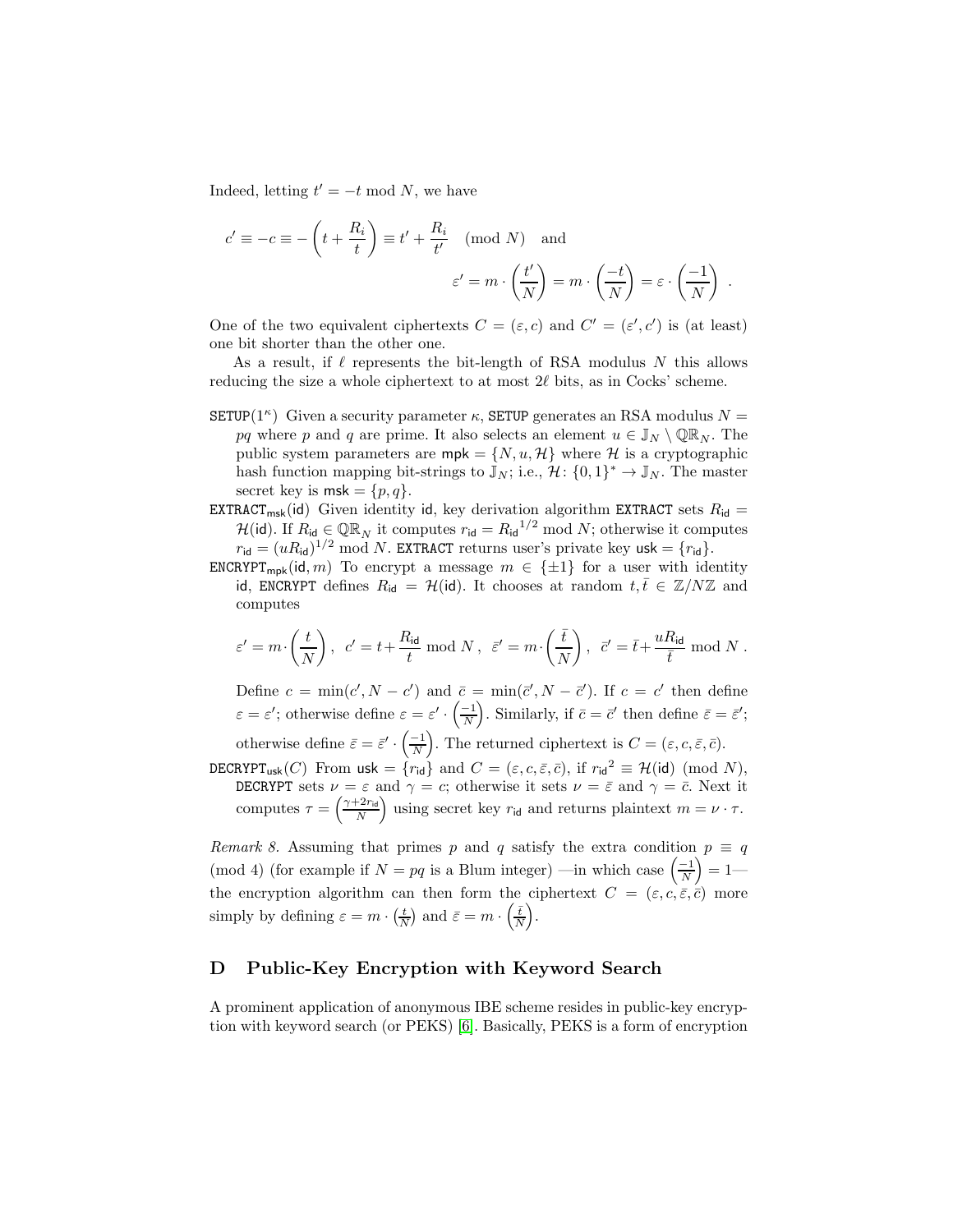Indeed, letting $t' = -t \bmod N$, we have

$$c' \equiv -c \equiv -\left(t + \frac{R_i}{t}\right) \equiv t' + \frac{R_i}{t'} \pmod{N} \quad \text{and}$$

$$\varepsilon' = m \cdot \left(\frac{t'}{N}\right) = m \cdot \left(\frac{-t}{N}\right) = \varepsilon \cdot \left(\frac{-1}{N}\right) \ .$$

One of the two equivalent ciphertexts $C = (\varepsilon, c)$ and $C' = (\varepsilon', c')$ is (at least) one bit shorter than the other one.

As a result, if $\ell$ represents the bit-length of RSA modulus $N$ this allows reducing the size a whole ciphertext to at most $2\ell$ bits, as in Cocks' scheme.

- $\mathtt{SETUP}(1^\kappa)$ Given a security parameter $\kappa$, $\mathtt{SETUP}$ generates an RSA modulus $N = pq$ where $p$ and $q$ are prime. It also selects an element $u \in \mathbb{J}_N \setminus \mathbb{QR}_N$. The public system parameters are $\mathsf{mpk} = \{N, u, \mathcal{H}\}$ where $\mathcal{H}$ is a cryptographic hash function mapping bit-strings to $\mathbb{J}_N$; i.e., $\mathcal{H}\colon \{0,1\}^* \to \mathbb{J}_N$. The master secret key is $\mathsf{msk} = \{p, q\}$.
- $\mathtt{EXTRACT}_{\mathsf{msk}}(\mathsf{id})$ Given identity $\mathsf{id}$, key derivation algorithm $\mathtt{EXTRACT}$ sets $R_{\mathsf{id}} = \mathcal{H}(\mathsf{id})$. If $R_{\mathsf{id}} \in \mathbb{QR}_N$ it computes $r_{\mathsf{id}} = {R_{\mathsf{id}}}^{1/2} \bmod N$; otherwise it computes $r_{\mathsf{id}} = (uR_{\mathsf{id}})^{1/2} \bmod N$. $\mathtt{EXTRACT}$ returns user's private key $\mathsf{usk} = \{r_{\mathsf{id}}\}$.
- $\mathtt{ENCRYPT}_{\mathsf{mpk}}(\mathsf{id}, m)$ To encrypt a message $m \in \{\pm 1\}$ for a user with identity $\mathsf{id}$, $\mathtt{ENCRYPT}$ defines $R_{\mathsf{id}} = \mathcal{H}(\mathsf{id})$. It chooses at random $t, \bar{t} \in \mathbb{Z}/N\mathbb{Z}$ and computes

  $$\varepsilon' = m \cdot \left(\frac{t}{N}\right), \ \ c' = t + \frac{R_{\mathsf{id}}}{t} \bmod N \ , \ \ \bar{\varepsilon}' = m \cdot \left(\frac{\bar{t}}{N}\right), \ \ \bar{c}' = \bar{t} + \frac{uR_{\mathsf{id}}}{\bar{t}} \bmod N \ .$$

  Define $c = \min(c', N - c')$ and $\bar{c} = \min(\bar{c}', N - \bar{c}')$. If $c = c'$ then define $\varepsilon = \varepsilon'$; otherwise define $\varepsilon = \varepsilon' \cdot \left(\frac{-1}{N}\right)$. Similarly, if $\bar{c} = \bar{c}'$ then define $\bar{\varepsilon} = \bar{\varepsilon}'$; otherwise define $\bar{\varepsilon} = \bar{\varepsilon}' \cdot \left(\frac{-1}{N}\right)$. The returned ciphertext is $C = (\varepsilon, c, \bar{\varepsilon}, \bar{c})$.
- $\mathtt{DECRYPT}_{\mathsf{usk}}(C)$ From $\mathsf{usk} = \{r_{\mathsf{id}}\}$ and $C = (\varepsilon, c, \bar{\varepsilon}, \bar{c})$, if ${r_{\mathsf{id}}}^2 \equiv \mathcal{H}(\mathsf{id}) \pmod{N}$, $\mathtt{DECRYPT}$ sets $\nu = \varepsilon$ and $\gamma = c$; otherwise it sets $\nu = \bar{\varepsilon}$ and $\gamma = \bar{c}$. Next it computes $\tau = \left(\frac{\gamma + 2r_{\mathsf{id}}}{N}\right)$ using secret key $r_{\mathsf{id}}$ and returns plaintext $m = \nu \cdot \tau$.

*Remark 8.* Assuming that primes $p$ and $q$ satisfy the extra condition $p \equiv q \pmod{4}$ (for example if $N = pq$ is a Blum integer) —in which case $\left(\frac{-1}{N}\right) = 1$— the encryption algorithm can then form the ciphertext $C = (\varepsilon, c, \bar{\varepsilon}, \bar{c})$ more simply by defining $\varepsilon = m \cdot \left(\frac{t}{N}\right)$ and $\bar{\varepsilon} = m \cdot \left(\frac{\bar{t}}{N}\right)$.

## D Public-Key Encryption with Keyword Search

A prominent application of anonymous IBE scheme resides in public-key encryption with keyword search (or PEKS) [6]. Basically, PEKS is a form of encryption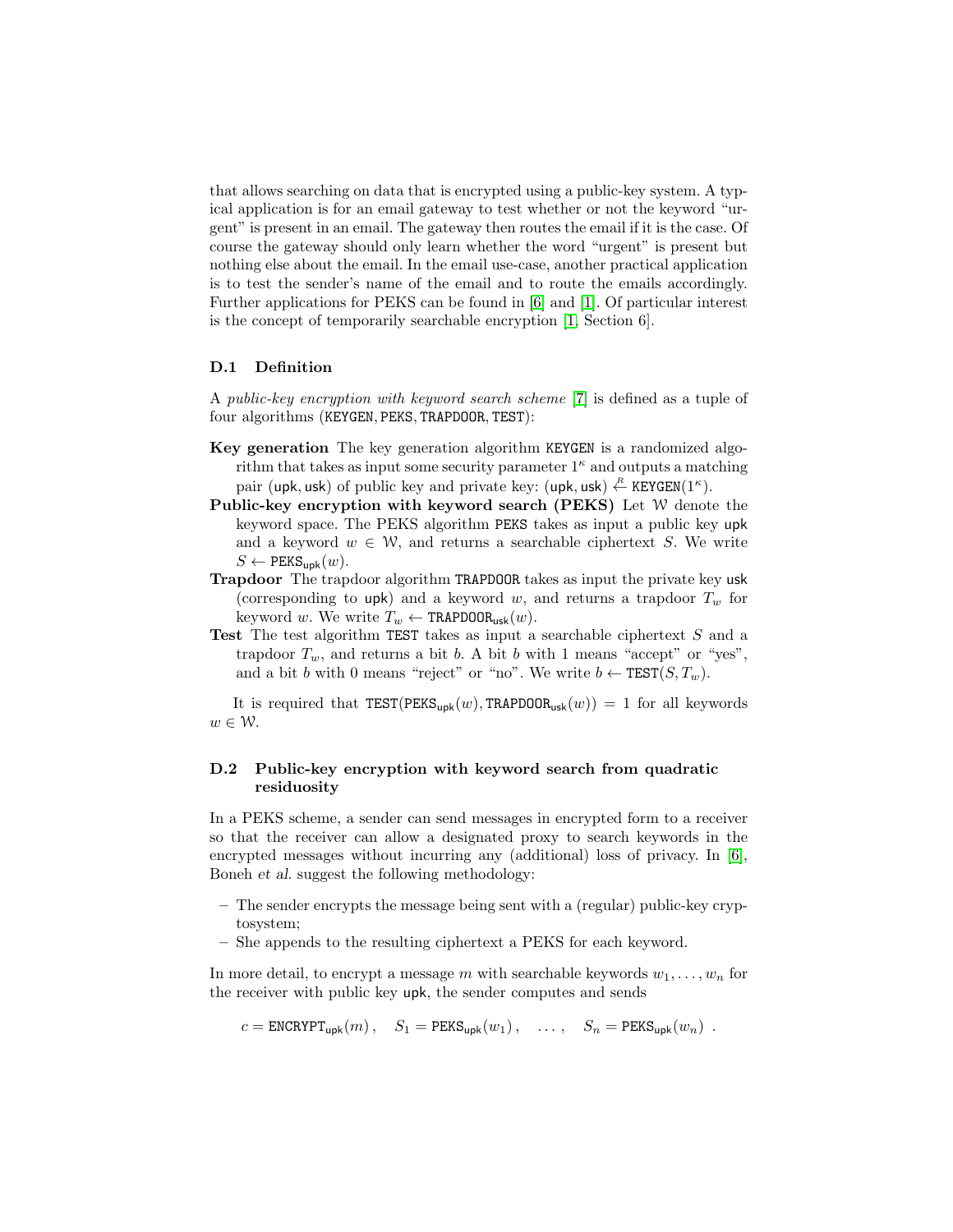that allows searching on data that is encrypted using a public-key system. A typical application is for an email gateway to test whether or not the keyword "urgent" is present in an email. The gateway then routes the email if it is the case. Of course the gateway should only learn whether the word "urgent" is present but nothing else about the email. In the email use-case, another practical application is to test the sender's name of the email and to route the emails accordingly. Further applications for PEKS can be found in [6] and [1]. Of particular interest is the concept of temporarily searchable encryption [1, Section 6].

### D.1 Definition

A *public-key encryption with keyword search scheme* [7] is defined as a tuple of four algorithms (KEYGEN, PEKS, TRAPDOOR, TEST):

**Key generation** The key generation algorithm KEYGEN is a randomized algorithm that takes as input some security parameter $1^\kappa$ and outputs a matching pair $(\mathsf{upk}, \mathsf{usk})$ of public key and private key: $(\mathsf{upk}, \mathsf{usk}) \overset{R}{\leftarrow} \mathtt{KEYGEN}(1^\kappa)$.

**Public-key encryption with keyword search (PEKS)** Let $\mathcal{W}$ denote the keyword space. The PEKS algorithm PEKS takes as input a public key upk and a keyword $w \in \mathcal{W}$, and returns a searchable ciphertext $S$. We write $S \leftarrow \mathtt{PEKS}_{\mathsf{upk}}(w)$.

**Trapdoor** The trapdoor algorithm TRAPDOOR takes as input the private key usk (corresponding to upk) and a keyword $w$, and returns a trapdoor $T_w$ for keyword $w$. We write $T_w \leftarrow \mathtt{TRAPDOOR}_{\mathsf{usk}}(w)$.

**Test** The test algorithm TEST takes as input a searchable ciphertext $S$ and a trapdoor $T_w$, and returns a bit $b$. A bit $b$ with 1 means "accept" or "yes", and a bit $b$ with 0 means "reject" or "no". We write $b \leftarrow \mathtt{TEST}(S, T_w)$.

It is required that $\mathtt{TEST}(\mathtt{PEKS}_{\mathsf{upk}}(w), \mathtt{TRAPDOOR}_{\mathsf{usk}}(w)) = 1$ for all keywords $w \in \mathcal{W}$.

### D.2 Public-key encryption with keyword search from quadratic residuosity

In a PEKS scheme, a sender can send messages in encrypted form to a receiver so that the receiver can allow a designated proxy to search keywords in the encrypted messages without incurring any (additional) loss of privacy. In [6], Boneh *et al.* suggest the following methodology:

- The sender encrypts the message being sent with a (regular) public-key cryptosystem;
- She appends to the resulting ciphertext a PEKS for each keyword.

In more detail, to encrypt a message $m$ with searchable keywords $w_1, \ldots, w_n$ for the receiver with public key upk, the sender computes and sends

$$c = \mathtt{ENCRYPT}_{\mathsf{upk}}(m)\,, \quad S_1 = \mathtt{PEKS}_{\mathsf{upk}}(w_1)\,, \quad \ldots\,, \quad S_n = \mathtt{PEKS}_{\mathsf{upk}}(w_n)\ .$$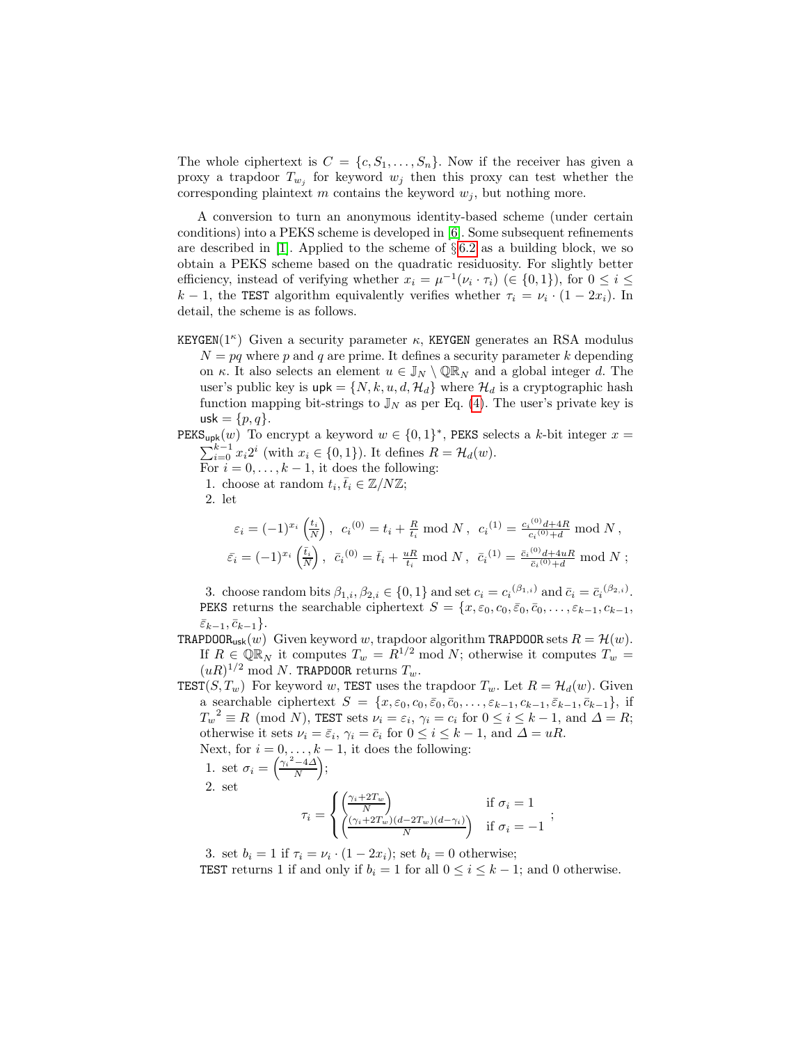The whole ciphertext is $C = \{c, S_1, \dots, S_n\}$. Now if the receiver has given a proxy a trapdoor $T_{w_j}$ for keyword $w_j$ then this proxy can test whether the corresponding plaintext $m$ contains the keyword $w_j$, but nothing more.

A conversion to turn an anonymous identity-based scheme (under certain conditions) into a PEKS scheme is developed in [6]. Some subsequent refinements are described in [1]. Applied to the scheme of §6.2 as a building block, we so obtain a PEKS scheme based on the quadratic residuosity. For slightly better efficiency, instead of verifying whether $x_i = \mu^{-1}(\nu_i \cdot \tau_i)$ ($\in \{0,1\}$), for $0 \le i \le k-1$, the TEST algorithm equivalently verifies whether $\tau_i = \nu_i \cdot (1 - 2x_i)$. In detail, the scheme is as follows.

KEYGEN($1^\kappa$) Given a security parameter $\kappa$, KEYGEN generates an RSA modulus $N = pq$ where $p$ and $q$ are prime. It defines a security parameter $k$ depending on $\kappa$. It also selects an element $u \in \mathbb{J}_N \setminus \mathbb{QR}_N$ and a global integer $d$. The user's public key is $\mathsf{upk} = \{N, k, u, d, \mathcal{H}_d\}$ where $\mathcal{H}_d$ is a cryptographic hash function mapping bit-strings to $\mathbb{J}_N$ as per Eq. (4). The user's private key is $\mathsf{usk} = \{p, q\}$.

PEKS$_{\mathsf{upk}}(w)$ To encrypt a keyword $w \in \{0,1\}^*$, PEKS selects a $k$-bit integer $x = \sum_{i=0}^{k-1} x_i 2^i$ (with $x_i \in \{0,1\}$). It defines $R = \mathcal{H}_d(w)$.
For $i = 0, \dots, k-1$, it does the following:

1. choose at random $t_i, \bar{t}_i \in \mathbb{Z}/N\mathbb{Z}$;
2. let

$$\varepsilon_i = (-1)^{x_i}\left(\frac{t_i}{N}\right),\ \ {c_i}^{(0)} = t_i + \frac{R}{t_i} \bmod N\,,\ \ {c_i}^{(1)} = \frac{{c_i}^{(0)}d + 4R}{{c_i}^{(0)} + d} \bmod N\,,$$

$$\bar{\varepsilon}_i = (-1)^{x_i}\left(\frac{\bar{t}_i}{N}\right),\ \ {\bar{c}_i}^{(0)} = \bar{t}_i + \frac{uR}{\bar{t}_i} \bmod N\,,\ \ {\bar{c}_i}^{(1)} = \frac{{\bar{c}_i}^{(0)}d + 4uR}{{\bar{c}_i}^{(0)} + d} \bmod N\,;$$

3. choose random bits $\beta_{1,i}, \beta_{2,i} \in \{0,1\}$ and set $c_i = {c_i}^{(\beta_{1,i})}$ and $\bar{c}_i = {\bar{c}_i}^{(\beta_{2,i})}$.

PEKS returns the searchable ciphertext $S = \{x, \varepsilon_0, c_0, \bar{\varepsilon}_0, \bar{c}_0, \dots, \varepsilon_{k-1}, c_{k-1}, \bar{\varepsilon}_{k-1}, \bar{c}_{k-1}\}$.

TRAPDOOR$_{\mathsf{usk}}(w)$ Given keyword $w$, trapdoor algorithm TRAPDOOR sets $R = \mathcal{H}(w)$. If $R \in \mathbb{QR}_N$ it computes $T_w = R^{1/2} \bmod N$; otherwise it computes $T_w = (uR)^{1/2} \bmod N$. TRAPDOOR returns $T_w$.

TEST($S, T_w$) For keyword $w$, TEST uses the trapdoor $T_w$. Let $R = \mathcal{H}_d(w)$. Given a searchable ciphertext $S = \{x, \varepsilon_0, c_0, \bar{\varepsilon}_0, \bar{c}_0, \dots, \varepsilon_{k-1}, c_{k-1}, \bar{\varepsilon}_{k-1}, \bar{c}_{k-1}\}$, if ${T_w}^2 \equiv R \pmod N$, TEST sets $\nu_i = \varepsilon_i$, $\gamma_i = c_i$ for $0 \le i \le k-1$, and $\Delta = R$; otherwise it sets $\nu_i = \bar{\varepsilon}_i$, $\gamma_i = \bar{c}_i$ for $0 \le i \le k-1$, and $\Delta = uR$.
Next, for $i = 0, \dots, k-1$, it does the following:

1. set $\sigma_i = \left(\frac{{\gamma_i}^2 - 4\Delta}{N}\right)$;
2. set

$$\tau_i = \begin{cases} \left(\frac{\gamma_i + 2T_w}{N}\right) & \text{if } \sigma_i = 1 \\ \left(\frac{(\gamma_i + 2T_w)(d - 2T_w)(d - \gamma_i)}{N}\right) & \text{if } \sigma_i = -1 \end{cases};$$

3. set $b_i = 1$ if $\tau_i = \nu_i \cdot (1 - 2x_i)$; set $b_i = 0$ otherwise;

TEST returns 1 if and only if $b_i = 1$ for all $0 \le i \le k-1$; and 0 otherwise.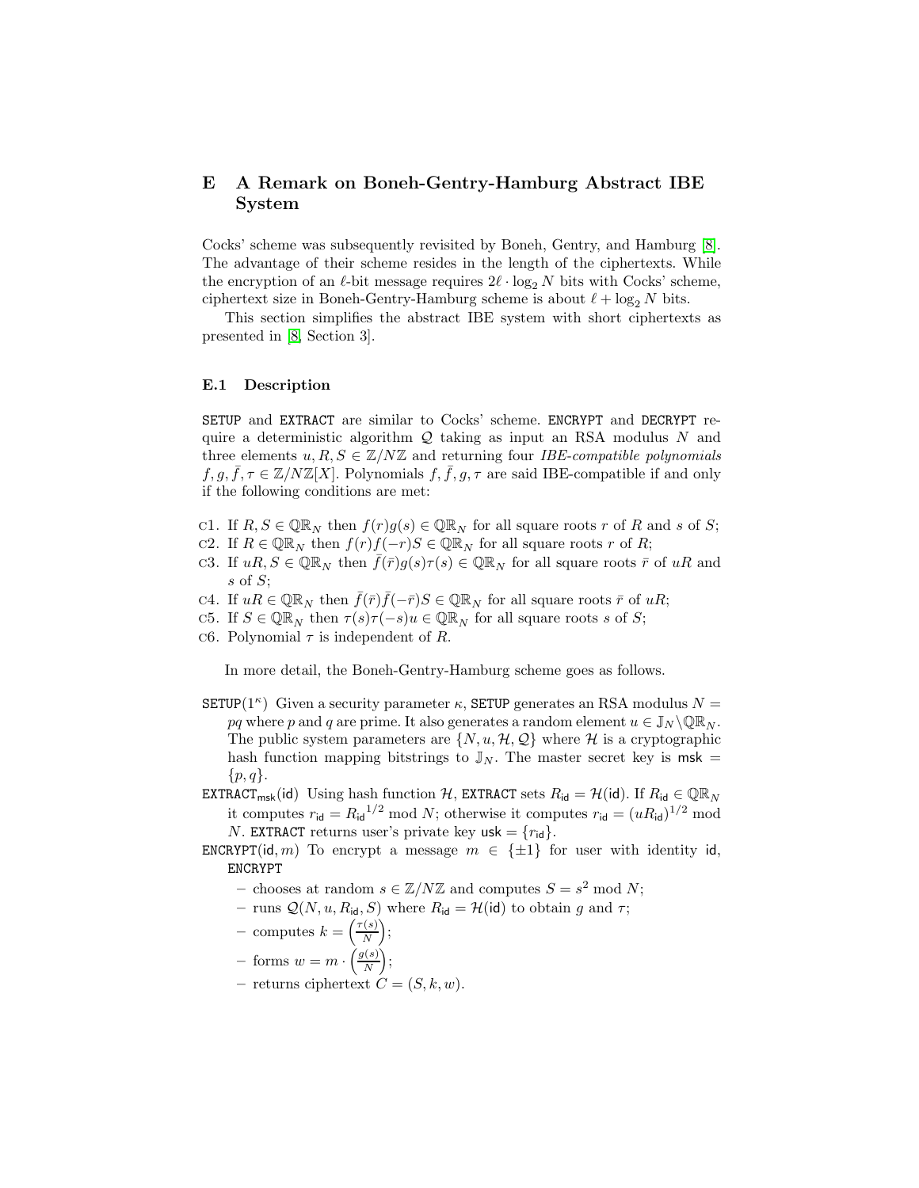## E A Remark on Boneh-Gentry-Hamburg Abstract IBE System

Cocks' scheme was subsequently revisited by Boneh, Gentry, and Hamburg [8]. The advantage of their scheme resides in the length of the ciphertexts. While the encryption of an $\ell$-bit message requires $2\ell \cdot \log_2 N$ bits with Cocks' scheme, ciphertext size in Boneh-Gentry-Hamburg scheme is about $\ell + \log_2 N$ bits.

This section simplifies the abstract IBE system with short ciphertexts as presented in [8, Section 3].

### E.1 Description

SETUP and EXTRACT are similar to Cocks' scheme. ENCRYPT and DECRYPT require a deterministic algorithm $\mathcal{Q}$ taking as input an RSA modulus $N$ and three elements $u, R, S \in \mathbb{Z}/N\mathbb{Z}$ and returning four *IBE-compatible polynomials* $f, g, \bar{f}, \tau \in \mathbb{Z}/N\mathbb{Z}[X]$. Polynomials $f, \bar{f}, g, \tau$ are said IBE-compatible if and only if the following conditions are met:

- C1. If $R, S \in \mathbb{QR}_N$ then $f(r)g(s) \in \mathbb{QR}_N$ for all square roots $r$ of $R$ and $s$ of $S$;
- C2. If $R \in \mathbb{QR}_N$ then $f(r)f(-r)S \in \mathbb{QR}_N$ for all square roots $r$ of $R$;
- C3. If $uR, S \in \mathbb{QR}_N$ then $\bar{f}(\bar{r})g(s)\tau(s) \in \mathbb{QR}_N$ for all square roots $\bar{r}$ of $uR$ and $s$ of $S$;
- C4. If $uR \in \mathbb{QR}_N$ then $\bar{f}(\bar{r})\bar{f}(-\bar{r})S \in \mathbb{QR}_N$ for all square roots $\bar{r}$ of $uR$;
- C5. If $S \in \mathbb{QR}_N$ then $\tau(s)\tau(-s)u \in \mathbb{QR}_N$ for all square roots $s$ of $S$;
- C6. Polynomial $\tau$ is independent of $R$.

In more detail, the Boneh-Gentry-Hamburg scheme goes as follows.

SETUP$(1^\kappa)$ Given a security parameter $\kappa$, SETUP generates an RSA modulus $N = pq$ where $p$ and $q$ are prime. It also generates a random element $u \in \mathbb{J}_N \backslash \mathbb{QR}_N$. The public system parameters are $\{N, u, \mathcal{H}, \mathcal{Q}\}$ where $\mathcal{H}$ is a cryptographic hash function mapping bitstrings to $\mathbb{J}_N$. The master secret key is $\mathsf{msk} = \{p, q\}$.

EXTRACT$_{\mathsf{msk}}(\mathsf{id})$ Using hash function $\mathcal{H}$, EXTRACT sets $R_{\mathsf{id}} = \mathcal{H}(\mathsf{id})$. If $R_{\mathsf{id}} \in \mathbb{QR}_N$ it computes $r_{\mathsf{id}} = {R_{\mathsf{id}}}^{1/2} \bmod N$; otherwise it computes $r_{\mathsf{id}} = (uR_{\mathsf{id}})^{1/2} \bmod N$. EXTRACT returns user's private key $\mathsf{usk} = \{r_{\mathsf{id}}\}$.

ENCRYPT$(\mathsf{id}, m)$ To encrypt a message $m \in \{\pm 1\}$ for user with identity $\mathsf{id}$, ENCRYPT

- chooses at random $s \in \mathbb{Z}/N\mathbb{Z}$ and computes $S = s^2 \bmod N$;
- runs $\mathcal{Q}(N, u, R_{\mathsf{id}}, S)$ where $R_{\mathsf{id}} = \mathcal{H}(\mathsf{id})$ to obtain $g$ and $\tau$;
- computes $k = \left(\frac{\tau(s)}{N}\right)$;
- forms $w = m \cdot \left(\frac{g(s)}{N}\right)$;
- returns ciphertext $C = (S, k, w)$.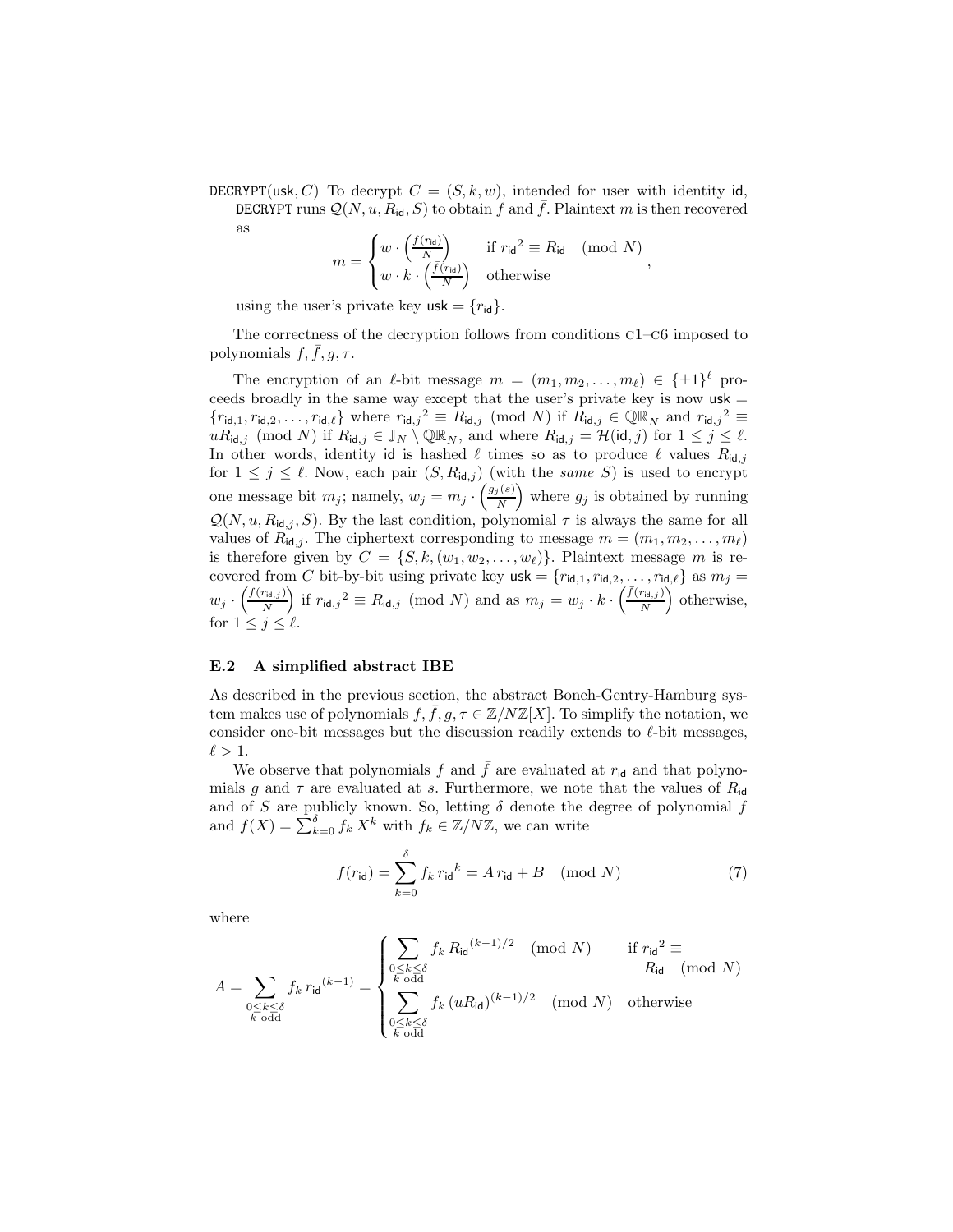**DECRYPT(usk, $C$)** To decrypt $C = (S, k, w)$, intended for user with identity id, DECRYPT runs $\mathcal{Q}(N, u, R_{\mathsf{id}}, S)$ to obtain $f$ and $\bar{f}$. Plaintext $m$ is then recovered as

$$m = \begin{cases} w \cdot \left(\frac{f(r_{\mathsf{id}})}{N}\right) & \text{if } {r_{\mathsf{id}}}^2 \equiv R_{\mathsf{id}} \pmod N \\ w \cdot k \cdot \left(\frac{\bar{f}(r_{\mathsf{id}})}{N}\right) & \text{otherwise} \end{cases},$$

using the user's private key $\mathsf{usk} = \{r_{\mathsf{id}}\}$.

The correctness of the decryption follows from conditions C1–C6 imposed to polynomials $f, \bar{f}, g, \tau$.

The encryption of an $\ell$-bit message $m = (m_1, m_2, \ldots, m_\ell) \in \{\pm 1\}^\ell$ proceeds broadly in the same way except that the user's private key is now $\mathsf{usk} = \{r_{\mathsf{id},1}, r_{\mathsf{id},2}, \ldots, r_{\mathsf{id},\ell}\}$ where ${r_{\mathsf{id},j}}^2 \equiv R_{\mathsf{id},j} \pmod N$ if $R_{\mathsf{id},j} \in \mathbb{QR}_N$ and ${r_{\mathsf{id},j}}^2 \equiv uR_{\mathsf{id},j} \pmod N$ if $R_{\mathsf{id},j} \in \mathbb{J}_N \setminus \mathbb{QR}_N$, and where $R_{\mathsf{id},j} = \mathcal{H}(\mathsf{id}, j)$ for $1 \le j \le \ell$. In other words, identity id is hashed $\ell$ times so as to produce $\ell$ values $R_{\mathsf{id},j}$ for $1 \le j \le \ell$. Now, each pair $(S, R_{\mathsf{id},j})$ (with the *same* $S$) is used to encrypt one message bit $m_j$; namely, $w_j = m_j \cdot \left(\frac{g_j(s)}{N}\right)$ where $g_j$ is obtained by running $\mathcal{Q}(N, u, R_{\mathsf{id},j}, S)$. By the last condition, polynomial $\tau$ is always the same for all values of $R_{\mathsf{id},j}$. The ciphertext corresponding to message $m = (m_1, m_2, \ldots, m_\ell)$ is therefore given by $C = \{S, k, (w_1, w_2, \ldots, w_\ell)\}$. Plaintext message $m$ is recovered from $C$ bit-by-bit using private key $\mathsf{usk} = \{r_{\mathsf{id},1}, r_{\mathsf{id},2}, \ldots, r_{\mathsf{id},\ell}\}$ as $m_j = w_j \cdot \left(\frac{f(r_{\mathsf{id},j})}{N}\right)$ if ${r_{\mathsf{id},j}}^2 \equiv R_{\mathsf{id},j} \pmod N$ and as $m_j = w_j \cdot k \cdot \left(\frac{\bar{f}(r_{\mathsf{id},j})}{N}\right)$ otherwise, for $1 \le j \le \ell$.

### E.2 A simplified abstract IBE

As described in the previous section, the abstract Boneh-Gentry-Hamburg system makes use of polynomials $f, \bar{f}, g, \tau \in \mathbb{Z}/N\mathbb{Z}[X]$. To simplify the notation, we consider one-bit messages but the discussion readily extends to $\ell$-bit messages, $\ell > 1$.

We observe that polynomials $f$ and $\bar{f}$ are evaluated at $r_{\mathsf{id}}$ and that polynomials $g$ and $\tau$ are evaluated at $s$. Furthermore, we note that the values of $R_{\mathsf{id}}$ and of $S$ are publicly known. So, letting $\delta$ denote the degree of polynomial $f$ and $f(X) = \sum_{k=0}^{\delta} f_k X^k$ with $f_k \in \mathbb{Z}/N\mathbb{Z}$, we can write

$$f(r_{\mathsf{id}}) = \sum_{k=0}^{\delta} f_k\, {r_{\mathsf{id}}}^k = A\, r_{\mathsf{id}} + B \pmod N \tag{7}$$

where

$$A = \sum_{\substack{0 \le k \le \delta \\ k \text{ odd}}} f_k\, {r_{\mathsf{id}}}^{(k-1)} = \begin{cases} \displaystyle\sum_{\substack{0 \le k \le \delta \\ k \text{ odd}}} f_k\, {R_{\mathsf{id}}}^{(k-1)/2} \pmod N & \text{if } {r_{\mathsf{id}}}^2 \equiv R_{\mathsf{id}} \pmod N \\ \displaystyle\sum_{\substack{0 \le k \le \delta \\ k \text{ odd}}} f_k\, (uR_{\mathsf{id}})^{(k-1)/2} \pmod N & \text{otherwise} \end{cases}$$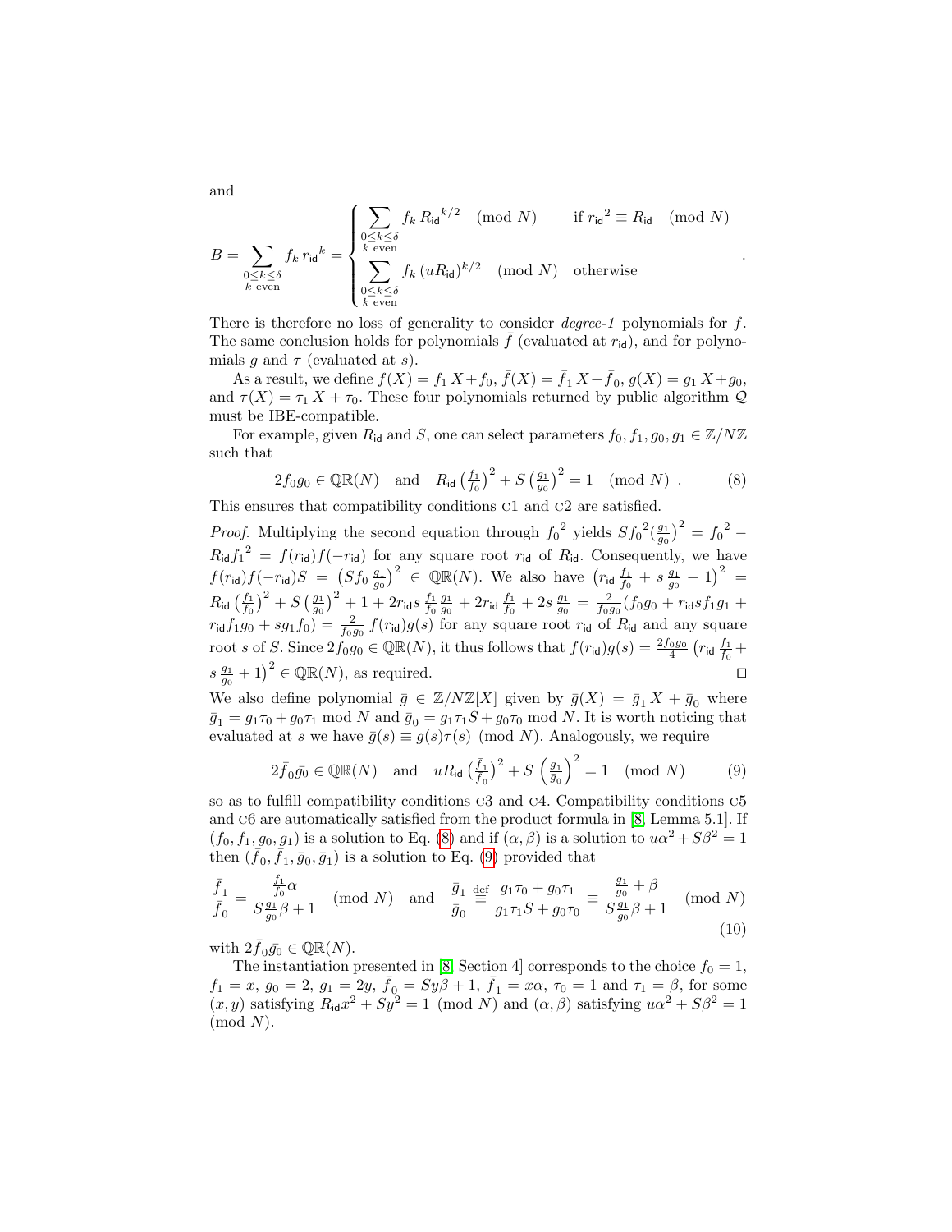and

$$B = \sum_{\substack{0 \le k \le \delta \\ k \text{ even}}} f_k \, {r_{\mathsf{id}}}^k = \begin{cases} \displaystyle\sum_{\substack{0 \le k \le \delta \\ k \text{ even}}} f_k \, {R_{\mathsf{id}}}^{k/2} \pmod N & \text{if } {r_{\mathsf{id}}}^2 \equiv R_{\mathsf{id}} \pmod N \\ \displaystyle\sum_{\substack{0 \le k \le \delta \\ k \text{ even}}} f_k \, (uR_{\mathsf{id}})^{k/2} \pmod N & \text{otherwise} \end{cases} .$$

There is therefore no loss of generality to consider *degree-1* polynomials for $f$. The same conclusion holds for polynomials $\bar{f}$ (evaluated at $r_{\mathsf{id}}$), and for polynomials $g$ and $\tau$ (evaluated at $s$).

As a result, we define $f(X) = f_1\,X + f_0$, $\bar{f}(X) = \bar{f}_1\,X + \bar{f}_0$, $g(X) = g_1\,X + g_0$, and $\tau(X) = \tau_1\,X + \tau_0$. These four polynomials returned by public algorithm $\mathcal{Q}$ must be IBE-compatible.

For example, given $R_{\mathsf{id}}$ and $S$, one can select parameters $f_0, f_1, g_0, g_1 \in \mathbb{Z}/N\mathbb{Z}$ such that

$$2f_0 g_0 \in \mathbb{QR}(N) \quad \text{and} \quad R_{\mathsf{id}} \left(\tfrac{f_1}{f_0}\right)^2 + S \left(\tfrac{g_1}{g_0}\right)^2 = 1 \pmod N \ . \tag{8}$$

This ensures that compatibility conditions C1 and C2 are satisfied.

*Proof.* Multiplying the second equation through ${f_0}^2$ yields $S{f_0}^2 (\frac{g_1}{g_0})^2 = {f_0}^2 - R_{\mathsf{id}}{f_1}^2 = f(r_{\mathsf{id}})f(-r_{\mathsf{id}})$ for any square root $r_{\mathsf{id}}$ of $R_{\mathsf{id}}$. Consequently, we have $f(r_{\mathsf{id}})f(-r_{\mathsf{id}})S = \left(Sf_0 \frac{g_1}{g_0}\right)^2 \in \mathbb{QR}(N)$. We also have $\left(r_{\mathsf{id}} \frac{f_1}{f_0} + s \frac{g_1}{g_0} + 1\right)^2 = R_{\mathsf{id}} \left(\frac{f_1}{f_0}\right)^2 + S \left(\frac{g_1}{g_0}\right)^2 + 1 + 2r_{\mathsf{id}} s \frac{f_1}{f_0} \frac{g_1}{g_0} + 2r_{\mathsf{id}} \frac{f_1}{f_0} + 2s \frac{g_1}{g_0} = \frac{2}{f_0 g_0}(f_0 g_0 + r_{\mathsf{id}} s f_1 g_1 + r_{\mathsf{id}} f_1 g_0 + s g_1 f_0) = \frac{2}{f_0 g_0} f(r_{\mathsf{id}}) g(s)$ for any square root $r_{\mathsf{id}}$ of $R_{\mathsf{id}}$ and any square root $s$ of $S$. Since $2f_0 g_0 \in \mathbb{QR}(N)$, it thus follows that $f(r_{\mathsf{id}})g(s) = \frac{2f_0 g_0}{4} \left(r_{\mathsf{id}} \frac{f_1}{f_0} + s \frac{g_1}{g_0} + 1\right)^2 \in \mathbb{QR}(N)$, as required. ◻

We also define polynomial $\bar{g} \in \mathbb{Z}/N\mathbb{Z}[X]$ given by $\bar{g}(X) = \bar{g}_1\,X + \bar{g}_0$ where $\bar{g}_1 = g_1\tau_0 + g_0\tau_1 \bmod N$ and $\bar{g}_0 = g_1\tau_1 S + g_0\tau_0 \bmod N$. It is worth noticing that evaluated at $s$ we have $\bar{g}(s) \equiv g(s)\tau(s) \pmod N$. Analogously, we require

$$2\bar{f}_0\bar{g}_0 \in \mathbb{QR}(N) \quad \text{and} \quad uR_{\mathsf{id}} \left(\tfrac{\bar{f}_1}{\bar{f}_0}\right)^2 + S \left(\tfrac{\bar{g}_1}{\bar{g}_0}\right)^2 = 1 \pmod N \tag{9}$$

so as to fulfill compatibility conditions C3 and C4. Compatibility conditions C5 and C6 are automatically satisfied from the product formula in [8, Lemma 5.1]. If $(f_0, f_1, g_0, g_1)$ is a solution to Eq. (8) and if $(\alpha, \beta)$ is a solution to $u\alpha^2 + S\beta^2 = 1$ then $(\bar{f}_0, \bar{f}_1, \bar{g}_0, \bar{g}_1)$ is a solution to Eq. (9) provided that

$$\frac{\bar{f}_1}{\bar{f}_0} = \frac{\frac{f_1}{f_0}\alpha}{S\frac{g_1}{g_0}\beta + 1} \pmod N \quad \text{and} \quad \frac{\bar{g}_1}{\bar{g}_0} \overset{\text{def}}{=} \frac{g_1\tau_0 + g_0\tau_1}{g_1\tau_1 S + g_0\tau_0} \equiv \frac{\frac{g_1}{g_0} + \beta}{S\frac{g_1}{g_0}\beta + 1} \pmod N \tag{10}$$

with $2\bar{f}_0\bar{g}_0 \in \mathbb{QR}(N)$.

The instantiation presented in [8, Section 4] corresponds to the choice $f_0 = 1$, $f_1 = x$, $g_0 = 2$, $g_1 = 2y$, $\bar{f}_0 = Sy\beta + 1$, $\bar{f}_1 = x\alpha$, $\tau_0 = 1$ and $\tau_1 = \beta$, for some $(x, y)$ satisfying $R_{\mathsf{id}}x^2 + Sy^2 = 1 \pmod N$ and $(\alpha, \beta)$ satisfying $u\alpha^2 + S\beta^2 = 1 \pmod N$.